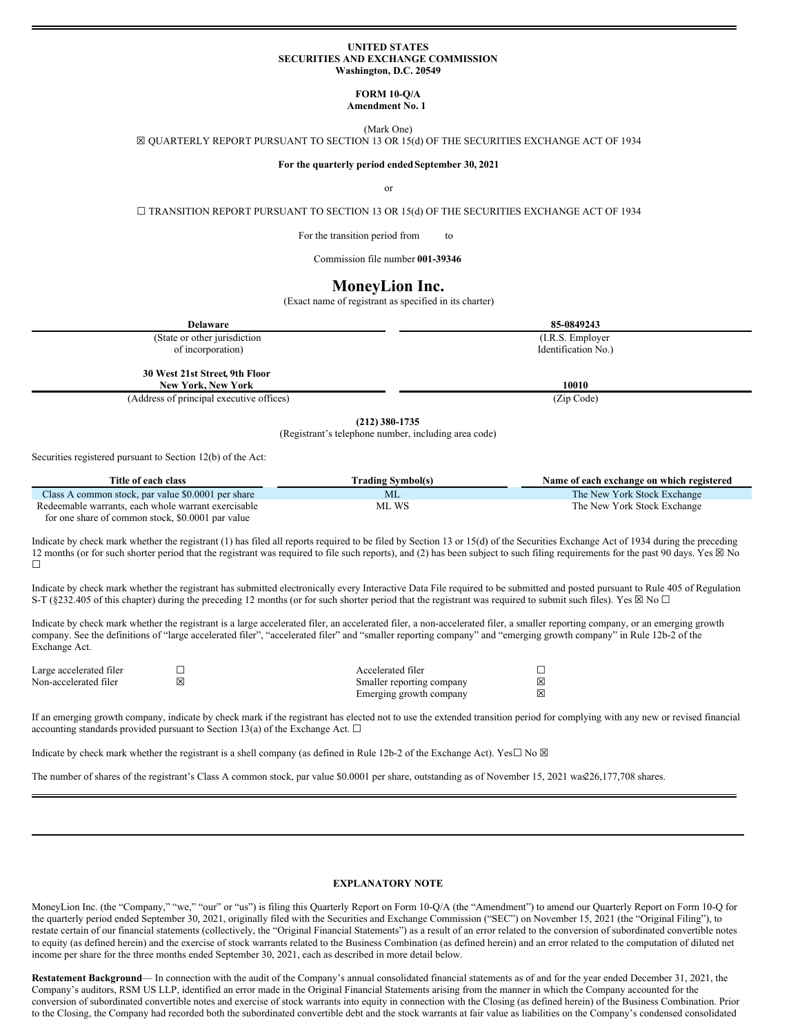**UNITED STATES**
**SECURITIES AND EXCHANGE COMMISSION**
**Washington, D.C. 20549**

**FORM 10-Q/A**
**Amendment No. 1**

(Mark One)

☒ QUARTERLY REPORT PURSUANT TO SECTION 13 OR 15(d) OF THE SECURITIES EXCHANGE ACT OF 1934

**For the quarterly period ended September 30, 2021**

or

☐ TRANSITION REPORT PURSUANT TO SECTION 13 OR 15(d) OF THE SECURITIES EXCHANGE ACT OF 1934

For the transition period from to

Commission file number **001-39346**

# MoneyLion Inc.

(Exact name of registrant as specified in its charter)

| **Delaware** | **85-0849243** |
|---|---|
| (State or other jurisdiction of incorporation) | (I.R.S. Employer Identification No.) |
| **30 West 21st Street, 9th Floor New York, New York** | **10010** |
| (Address of principal executive offices) | (Zip Code) |

**(212) 380-1735**
(Registrant's telephone number, including area code)

Securities registered pursuant to Section 12(b) of the Act:

| Title of each class | Trading Symbol(s) | Name of each exchange on which registered |
|---|---|---|
| Class A common stock, par value $0.0001 per share | ML | The New York Stock Exchange |
| Redeemable warrants, each whole warrant exercisable for one share of common stock, $0.0001 par value | ML WS | The New York Stock Exchange |

Indicate by check mark whether the registrant (1) has filed all reports required to be filed by Section 13 or 15(d) of the Securities Exchange Act of 1934 during the preceding 12 months (or for such shorter period that the registrant was required to file such reports), and (2) has been subject to such filing requirements for the past 90 days. Yes ☒ No ☐

Indicate by check mark whether the registrant has submitted electronically every Interactive Data File required to be submitted and posted pursuant to Rule 405 of Regulation S-T (§232.405 of this chapter) during the preceding 12 months (or for such shorter period that the registrant was required to submit such files). Yes ☒ No ☐

Indicate by check mark whether the registrant is a large accelerated filer, an accelerated filer, a non-accelerated filer, a smaller reporting company, or an emerging growth company. See the definitions of "large accelerated filer", "accelerated filer" and "smaller reporting company" and "emerging growth company" in Rule 12b-2 of the Exchange Act.

| | | | |
|---|---|---|---|
| Large accelerated filer | ☐ | Accelerated filer | ☐ |
| Non-accelerated filer | ☒ | Smaller reporting company | ☒ |
| | | Emerging growth company | ☒ |

If an emerging growth company, indicate by check mark if the registrant has elected not to use the extended transition period for complying with any new or revised financial accounting standards provided pursuant to Section 13(a) of the Exchange Act. ☐

Indicate by check mark whether the registrant is a shell company (as defined in Rule 12b-2 of the Exchange Act). Yes☐ No ☒

The number of shares of the registrant's Class A common stock, par value $0.0001 per share, outstanding as of November 15, 2021 was 226,177,708 shares.

**EXPLANATORY NOTE**

MoneyLion Inc. (the "Company," "we," "our" or "us") is filing this Quarterly Report on Form 10-Q/A (the "Amendment") to amend our Quarterly Report on Form 10-Q for the quarterly period ended September 30, 2021, originally filed with the Securities and Exchange Commission ("SEC") on November 15, 2021 (the "Original Filing"), to restate certain of our financial statements (collectively, the "Original Financial Statements") as a result of an error related to the conversion of subordinated convertible notes to equity (as defined herein) and the exercise of stock warrants related to the Business Combination (as defined herein) and an error related to the computation of diluted net income per share for the three months ended September 30, 2021, each as described in more detail below.

**Restatement Background**— In connection with the audit of the Company's annual consolidated financial statements as of and for the year ended December 31, 2021, the Company's auditors, RSM US LLP, identified an error made in the Original Financial Statements arising from the manner in which the Company accounted for the conversion of subordinated convertible notes and exercise of stock warrants into equity in connection with the Closing (as defined herein) of the Business Combination. Prior to the Closing, the Company had recorded both the subordinated convertible debt and the stock warrants at fair value as liabilities on the Company's condensed consolidated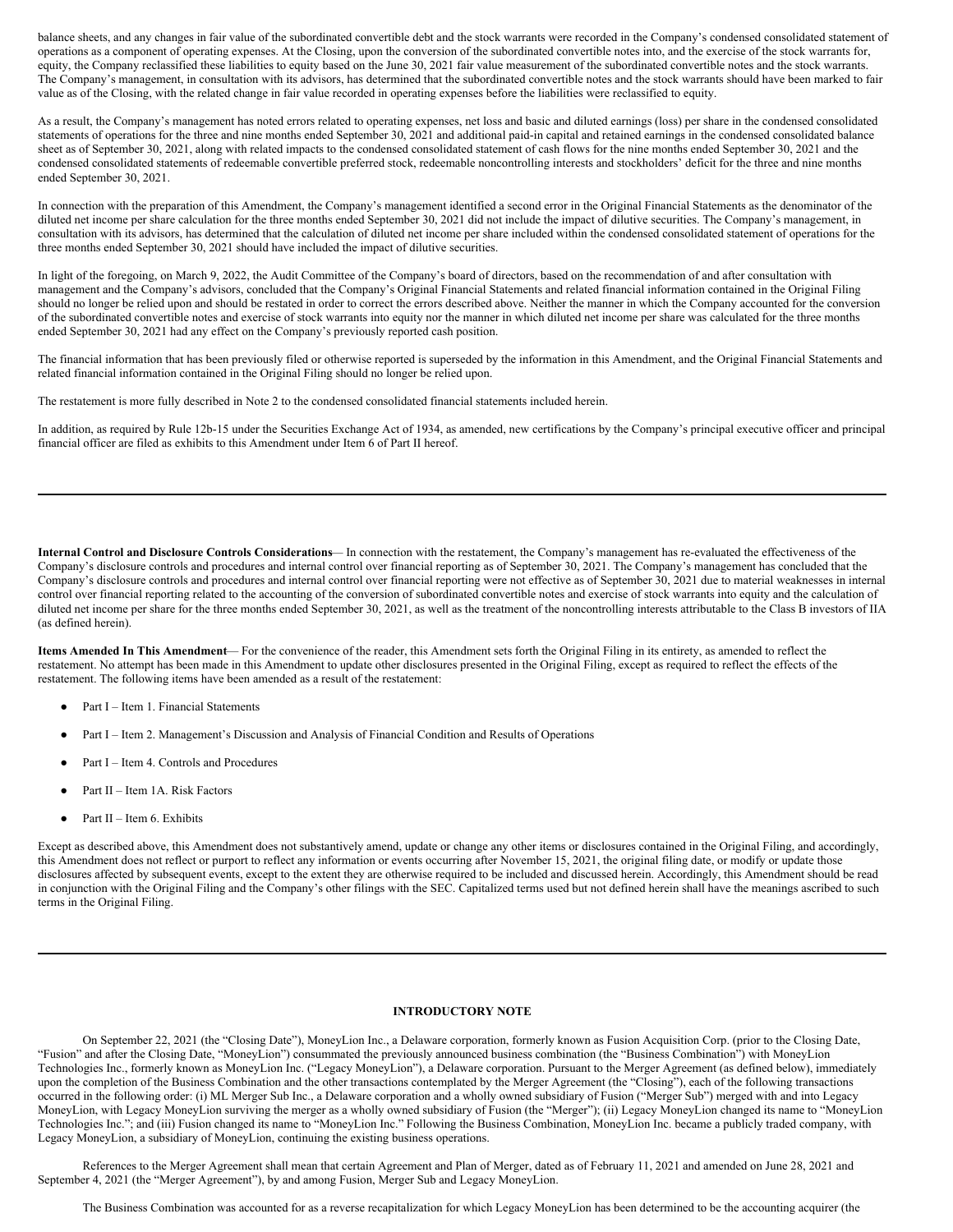balance sheets, and any changes in fair value of the subordinated convertible debt and the stock warrants were recorded in the Company's condensed consolidated statement of operations as a component of operating expenses. At the Closing, upon the conversion of the subordinated convertible notes into, and the exercise of the stock warrants for, equity, the Company reclassified these liabilities to equity based on the June 30, 2021 fair value measurement of the subordinated convertible notes and the stock warrants. The Company's management, in consultation with its advisors, has determined that the subordinated convertible notes and the stock warrants should have been marked to fair value as of the Closing, with the related change in fair value recorded in operating expenses before the liabilities were reclassified to equity.

As a result, the Company's management has noted errors related to operating expenses, net loss and basic and diluted earnings (loss) per share in the condensed consolidated statements of operations for the three and nine months ended September 30, 2021 and additional paid-in capital and retained earnings in the condensed consolidated balance sheet as of September 30, 2021, along with related impacts to the condensed consolidated statement of cash flows for the nine months ended September 30, 2021 and the condensed consolidated statements of redeemable convertible preferred stock, redeemable noncontrolling interests and stockholders' deficit for the three and nine months ended September 30, 2021.

In connection with the preparation of this Amendment, the Company's management identified a second error in the Original Financial Statements as the denominator of the diluted net income per share calculation for the three months ended September 30, 2021 did not include the impact of dilutive securities. The Company's management, in consultation with its advisors, has determined that the calculation of diluted net income per share included within the condensed consolidated statement of operations for the three months ended September 30, 2021 should have included the impact of dilutive securities.

In light of the foregoing, on March 9, 2022, the Audit Committee of the Company's board of directors, based on the recommendation of and after consultation with management and the Company's advisors, concluded that the Company's Original Financial Statements and related financial information contained in the Original Filing should no longer be relied upon and should be restated in order to correct the errors described above. Neither the manner in which the Company accounted for the conversion of the subordinated convertible notes and exercise of stock warrants into equity nor the manner in which diluted net income per share was calculated for the three months ended September 30, 2021 had any effect on the Company's previously reported cash position.

The financial information that has been previously filed or otherwise reported is superseded by the information in this Amendment, and the Original Financial Statements and related financial information contained in the Original Filing should no longer be relied upon.

The restatement is more fully described in Note 2 to the condensed consolidated financial statements included herein.

In addition, as required by Rule 12b-15 under the Securities Exchange Act of 1934, as amended, new certifications by the Company's principal executive officer and principal financial officer are filed as exhibits to this Amendment under Item 6 of Part II hereof.

---

**Internal Control and Disclosure Controls Considerations**— In connection with the restatement, the Company's management has re-evaluated the effectiveness of the Company's disclosure controls and procedures and internal control over financial reporting as of September 30, 2021. The Company's management has concluded that the Company's disclosure controls and procedures and internal control over financial reporting were not effective as of September 30, 2021 due to material weaknesses in internal control over financial reporting related to the accounting of the conversion of subordinated convertible notes and exercise of stock warrants into equity and the calculation of diluted net income per share for the three months ended September 30, 2021, as well as the treatment of the noncontrolling interests attributable to the Class B investors of IIA (as defined herein).

**Items Amended In This Amendment**— For the convenience of the reader, this Amendment sets forth the Original Filing in its entirety, as amended to reflect the restatement. No attempt has been made in this Amendment to update other disclosures presented in the Original Filing, except as required to reflect the effects of the restatement. The following items have been amended as a result of the restatement:

- Part I – Item 1. Financial Statements
- Part I – Item 2. Management's Discussion and Analysis of Financial Condition and Results of Operations
- Part I – Item 4. Controls and Procedures
- Part II – Item 1A. Risk Factors
- Part II – Item 6. Exhibits

Except as described above, this Amendment does not substantively amend, update or change any other items or disclosures contained in the Original Filing, and accordingly, this Amendment does not reflect or purport to reflect any information or events occurring after November 15, 2021, the original filing date, or modify or update those disclosures affected by subsequent events, except to the extent they are otherwise required to be included and discussed herein. Accordingly, this Amendment should be read in conjunction with the Original Filing and the Company's other filings with the SEC. Capitalized terms used but not defined herein shall have the meanings ascribed to such terms in the Original Filing.

---

## INTRODUCTORY NOTE

On September 22, 2021 (the "Closing Date"), MoneyLion Inc., a Delaware corporation, formerly known as Fusion Acquisition Corp. (prior to the Closing Date, "Fusion" and after the Closing Date, "MoneyLion") consummated the previously announced business combination (the "Business Combination") with MoneyLion Technologies Inc., formerly known as MoneyLion Inc. ("Legacy MoneyLion"), a Delaware corporation. Pursuant to the Merger Agreement (as defined below), immediately upon the completion of the Business Combination and the other transactions contemplated by the Merger Agreement (the "Closing"), each of the following transactions occurred in the following order: (i) ML Merger Sub Inc., a Delaware corporation and a wholly owned subsidiary of Fusion ("Merger Sub") merged with and into Legacy MoneyLion, with Legacy MoneyLion surviving the merger as a wholly owned subsidiary of Fusion (the "Merger"); (ii) Legacy MoneyLion changed its name to "MoneyLion Technologies Inc."; and (iii) Fusion changed its name to "MoneyLion Inc." Following the Business Combination, MoneyLion Inc. became a publicly traded company, with Legacy MoneyLion, a subsidiary of MoneyLion, continuing the existing business operations.

References to the Merger Agreement shall mean that certain Agreement and Plan of Merger, dated as of February 11, 2021 and amended on June 28, 2021 and September 4, 2021 (the "Merger Agreement"), by and among Fusion, Merger Sub and Legacy MoneyLion.

The Business Combination was accounted for as a reverse recapitalization for which Legacy MoneyLion has been determined to be the accounting acquirer (the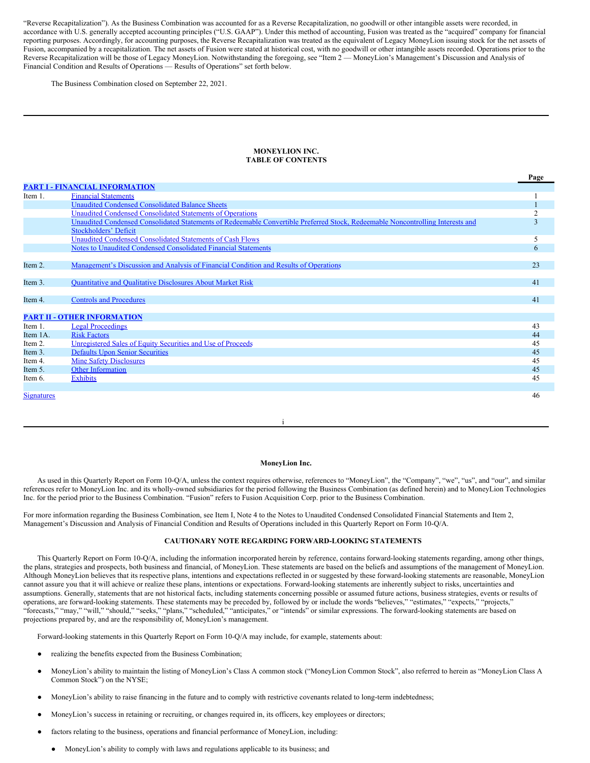“Reverse Recapitalization”). As the Business Combination was accounted for as a Reverse Recapitalization, no goodwill or other intangible assets were recorded, in accordance with U.S. generally accepted accounting principles (“U.S. GAAP”). Under this method of accounting, Fusion was treated as the “acquired” company for financial reporting purposes. Accordingly, for accounting purposes, the Reverse Recapitalization was treated as the equivalent of Legacy MoneyLion issuing stock for the net assets of Fusion, accompanied by a recapitalization. The net assets of Fusion were stated at historical cost, with no goodwill or other intangible assets recorded. Operations prior to the Reverse Recapitalization will be those of Legacy MoneyLion. Notwithstanding the foregoing, see “Item 2 — MoneyLion’s Management’s Discussion and Analysis of Financial Condition and Results of Operations — Results of Operations” set forth below.

The Business Combination closed on September 22, 2021.

**MONEYLION INC.**
**TABLE OF CONTENTS**

| | | Page |
|---|---|---|
| **PART I - FINANCIAL INFORMATION** | | |
| Item 1. | Financial Statements | 1 |
| | Unaudited Condensed Consolidated Balance Sheets | 1 |
| | Unaudited Condensed Consolidated Statements of Operations | 2 |
| | Unaudited Condensed Consolidated Statements of Redeemable Convertible Preferred Stock, Redeemable Noncontrolling Interests and Stockholders’ Deficit | 3 |
| | Unaudited Condensed Consolidated Statements of Cash Flows | 5 |
| | Notes to Unaudited Condensed Consolidated Financial Statements | 6 |
| Item 2. | Management’s Discussion and Analysis of Financial Condition and Results of Operations | 23 |
| Item 3. | Quantitative and Qualitative Disclosures About Market Risk | 41 |
| Item 4. | Controls and Procedures | 41 |
| **PART II - OTHER INFORMATION** | | |
| Item 1. | Legal Proceedings | 43 |
| Item 1A. | Risk Factors | 44 |
| Item 2. | Unregistered Sales of Equity Securities and Use of Proceeds | 45 |
| Item 3. | Defaults Upon Senior Securities | 45 |
| Item 4. | Mine Safety Disclosures | 45 |
| Item 5. | Other Information | 45 |
| Item 6. | Exhibits | 45 |
| Signatures | | 46 |

**MoneyLion Inc.**

As used in this Quarterly Report on Form 10-Q/A, unless the context requires otherwise, references to “MoneyLion”, the “Company”, “we”, “us”, and “our”, and similar references refer to MoneyLion Inc. and its wholly-owned subsidiaries for the period following the Business Combination (as defined herein) and to MoneyLion Technologies Inc. for the period prior to the Business Combination. “Fusion” refers to Fusion Acquisition Corp. prior to the Business Combination.

For more information regarding the Business Combination, see Item I, Note 4 to the Notes to Unaudited Condensed Consolidated Financial Statements and Item 2, Management’s Discussion and Analysis of Financial Condition and Results of Operations included in this Quarterly Report on Form 10-Q/A.

**CAUTIONARY NOTE REGARDING FORWARD-LOOKING STATEMENTS**

This Quarterly Report on Form 10-Q/A, including the information incorporated herein by reference, contains forward-looking statements regarding, among other things, the plans, strategies and prospects, both business and financial, of MoneyLion. These statements are based on the beliefs and assumptions of the management of MoneyLion. Although MoneyLion believes that its respective plans, intentions and expectations reflected in or suggested by these forward-looking statements are reasonable, MoneyLion cannot assure you that it will achieve or realize these plans, intentions or expectations. Forward-looking statements are inherently subject to risks, uncertainties and assumptions. Generally, statements that are not historical facts, including statements concerning possible or assumed future actions, business strategies, events or results of operations, are forward-looking statements. These statements may be preceded by, followed by or include the words “believes,” “estimates,” “expects,” “projects,” “forecasts,” “may,” “will,” “should,” “seeks,” “plans,” “scheduled,” “anticipates,” or “intends” or similar expressions. The forward-looking statements are based on projections prepared by, and are the responsibility of, MoneyLion’s management.

Forward-looking statements in this Quarterly Report on Form 10-Q/A may include, for example, statements about:

- realizing the benefits expected from the Business Combination;
- MoneyLion’s ability to maintain the listing of MoneyLion’s Class A common stock (“MoneyLion Common Stock”, also referred to herein as “MoneyLion Class A Common Stock”) on the NYSE;
- MoneyLion’s ability to raise financing in the future and to comply with restrictive covenants related to long-term indebtedness;
- MoneyLion’s success in retaining or recruiting, or changes required in, its officers, key employees or directors;
- factors relating to the business, operations and financial performance of MoneyLion, including:
  - MoneyLion’s ability to comply with laws and regulations applicable to its business; and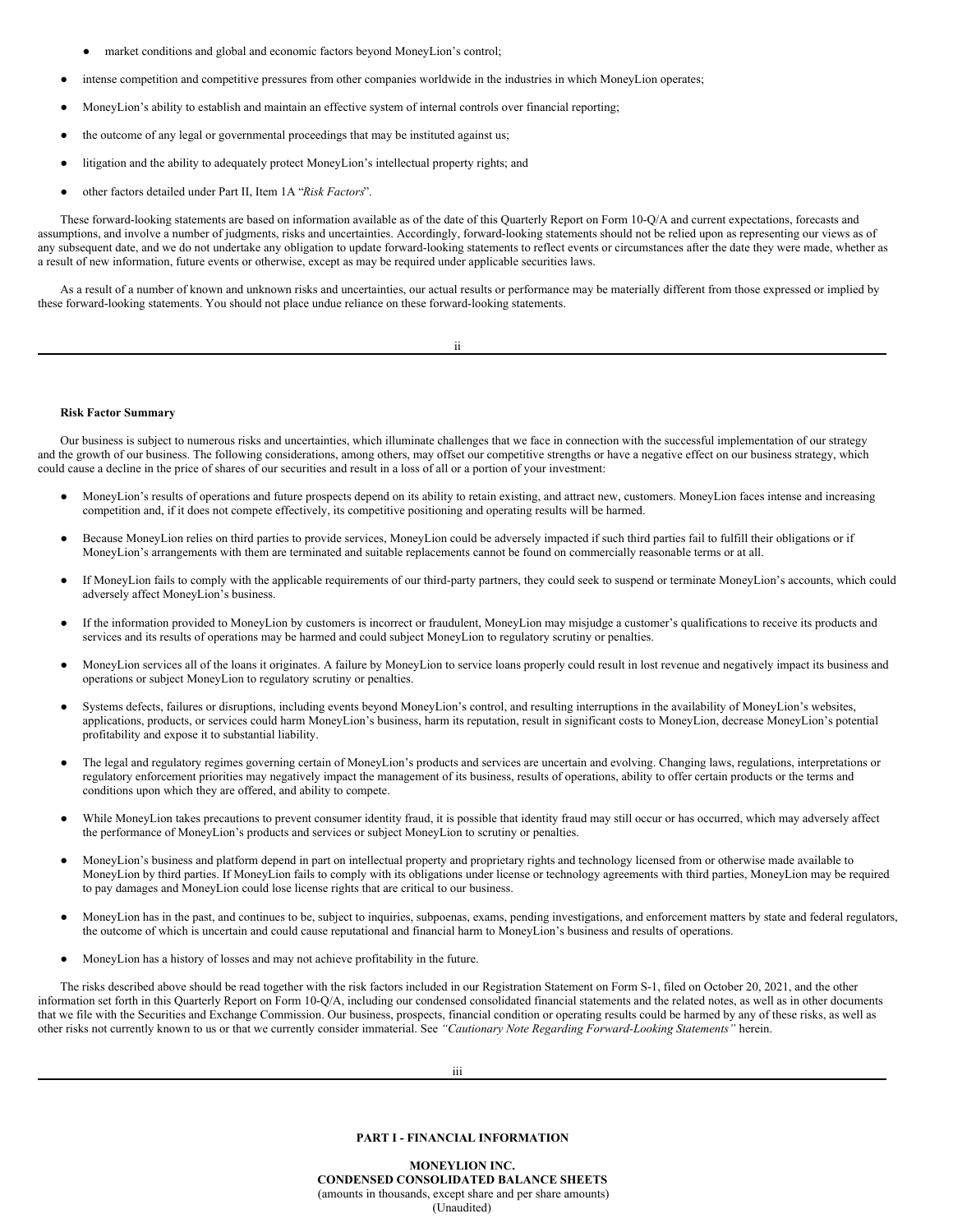- market conditions and global and economic factors beyond MoneyLion's control;
- intense competition and competitive pressures from other companies worldwide in the industries in which MoneyLion operates;
- MoneyLion's ability to establish and maintain an effective system of internal controls over financial reporting;
- the outcome of any legal or governmental proceedings that may be instituted against us;
- litigation and the ability to adequately protect MoneyLion's intellectual property rights; and
- other factors detailed under Part II, Item 1A "*Risk Factors*".

These forward-looking statements are based on information available as of the date of this Quarterly Report on Form 10-Q/A and current expectations, forecasts and assumptions, and involve a number of judgments, risks and uncertainties. Accordingly, forward-looking statements should not be relied upon as representing our views as of any subsequent date, and we do not undertake any obligation to update forward-looking statements to reflect events or circumstances after the date they were made, whether as a result of new information, future events or otherwise, except as may be required under applicable securities laws.

As a result of a number of known and unknown risks and uncertainties, our actual results or performance may be materially different from those expressed or implied by these forward-looking statements. You should not place undue reliance on these forward-looking statements.

**Risk Factor Summary**

Our business is subject to numerous risks and uncertainties, which illuminate challenges that we face in connection with the successful implementation of our strategy and the growth of our business. The following considerations, among others, may offset our competitive strengths or have a negative effect on our business strategy, which could cause a decline in the price of shares of our securities and result in a loss of all or a portion of your investment:

- MoneyLion's results of operations and future prospects depend on its ability to retain existing, and attract new, customers. MoneyLion faces intense and increasing competition and, if it does not compete effectively, its competitive positioning and operating results will be harmed.
- Because MoneyLion relies on third parties to provide services, MoneyLion could be adversely impacted if such third parties fail to fulfill their obligations or if MoneyLion's arrangements with them are terminated and suitable replacements cannot be found on commercially reasonable terms or at all.
- If MoneyLion fails to comply with the applicable requirements of our third-party partners, they could seek to suspend or terminate MoneyLion's accounts, which could adversely affect MoneyLion's business.
- If the information provided to MoneyLion by customers is incorrect or fraudulent, MoneyLion may misjudge a customer's qualifications to receive its products and services and its results of operations may be harmed and could subject MoneyLion to regulatory scrutiny or penalties.
- MoneyLion services all of the loans it originates. A failure by MoneyLion to service loans properly could result in lost revenue and negatively impact its business and operations or subject MoneyLion to regulatory scrutiny or penalties.
- Systems defects, failures or disruptions, including events beyond MoneyLion's control, and resulting interruptions in the availability of MoneyLion's websites, applications, products, or services could harm MoneyLion's business, harm its reputation, result in significant costs to MoneyLion, decrease MoneyLion's potential profitability and expose it to substantial liability.
- The legal and regulatory regimes governing certain of MoneyLion's products and services are uncertain and evolving. Changing laws, regulations, interpretations or regulatory enforcement priorities may negatively impact the management of its business, results of operations, ability to offer certain products or the terms and conditions upon which they are offered, and ability to compete.
- While MoneyLion takes precautions to prevent consumer identity fraud, it is possible that identity fraud may still occur or has occurred, which may adversely affect the performance of MoneyLion's products and services or subject MoneyLion to scrutiny or penalties.
- MoneyLion's business and platform depend in part on intellectual property and proprietary rights and technology licensed from or otherwise made available to MoneyLion by third parties. If MoneyLion fails to comply with its obligations under license or technology agreements with third parties, MoneyLion may be required to pay damages and MoneyLion could lose license rights that are critical to our business.
- MoneyLion has in the past, and continues to be, subject to inquiries, subpoenas, exams, pending investigations, and enforcement matters by state and federal regulators, the outcome of which is uncertain and could cause reputational and financial harm to MoneyLion's business and results of operations.
- MoneyLion has a history of losses and may not achieve profitability in the future.

The risks described above should be read together with the risk factors included in our Registration Statement on Form S-1, filed on October 20, 2021, and the other information set forth in this Quarterly Report on Form 10-Q/A, including our condensed consolidated financial statements and the related notes, as well as in other documents that we file with the Securities and Exchange Commission. Our business, prospects, financial condition or operating results could be harmed by any of these risks, as well as other risks not currently known to us or that we currently consider immaterial. See *"Cautionary Note Regarding Forward-Looking Statements"* herein.

## PART I - FINANCIAL INFORMATION

**MONEYLION INC.**
**CONDENSED CONSOLIDATED BALANCE SHEETS**
(amounts in thousands, except share and per share amounts)
(Unaudited)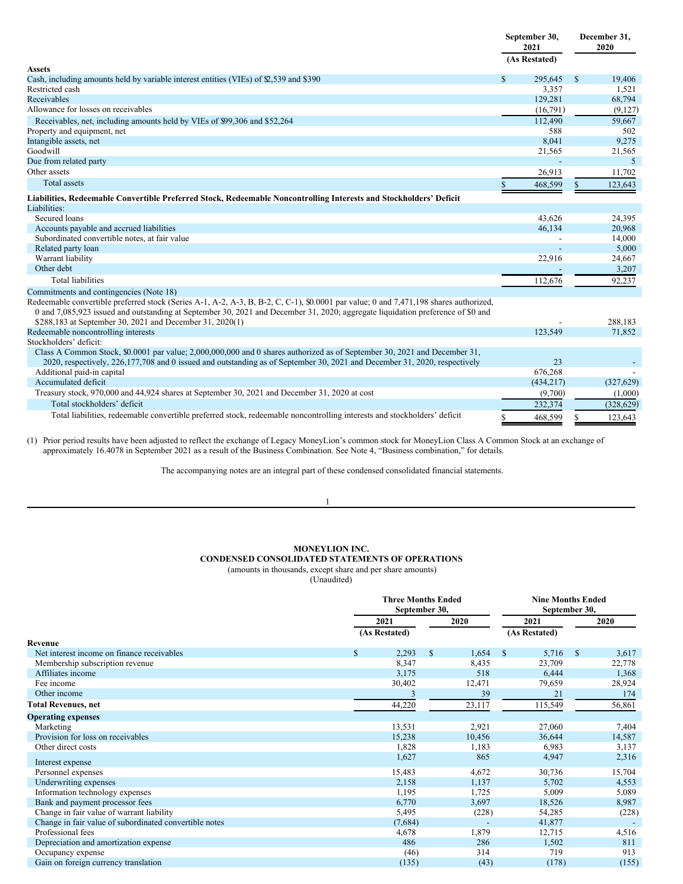| | September 30, 2021 (As Restated) | December 31, 2020 |
|---|---|---|
| **Assets** | | |
| Cash, including amounts held by variable interest entities (VIEs) of $2,539 and $390 | $ 295,645 | $ 19,406 |
| Restricted cash | 3,357 | 1,521 |
| Receivables | 129,281 | 68,794 |
| Allowance for losses on receivables | (16,791) | (9,127) |
| Receivables, net, including amounts held by VIEs of $99,306 and $52,264 | 112,490 | 59,667 |
| Property and equipment, net | 588 | 502 |
| Intangible assets, net | 8,041 | 9,275 |
| Goodwill | 21,565 | 21,565 |
| Due from related party | - | 5 |
| Other assets | 26,913 | 11,702 |
| Total assets | $ 468,599 | $ 123,643 |
| **Liabilities, Redeemable Convertible Preferred Stock, Redeemable Noncontrolling Interests and Stockholders' Deficit** | | |
| Liabilities: | | |
| Secured loans | 43,626 | 24,395 |
| Accounts payable and accrued liabilities | 46,134 | 20,968 |
| Subordinated convertible notes, at fair value | - | 14,000 |
| Related party loan | - | 5,000 |
| Warrant liability | 22,916 | 24,667 |
| Other debt | - | 3,207 |
| Total liabilities | 112,676 | 92,237 |
| Commitments and contingencies (Note 18) | | |
| Redeemable convertible preferred stock (Series A-1, A-2, A-3, B, B-2, C, C-1), $0.0001 par value; 0 and 7,471,198 shares authorized, 0 and 7,085,923 issued and outstanding at September 30, 2021 and December 31, 2020; aggregate liquidation preference of $0 and $288,183 at September 30, 2021 and December 31, 2020(1) | - | 288,183 |
| Redeemable noncontrolling interests | 123,549 | 71,852 |
| Stockholders' deficit: | | |
| Class A Common Stock, $0.0001 par value; 2,000,000,000 and 0 shares authorized as of September 30, 2021 and December 31, 2020, respectively, 226,177,708 and 0 issued and outstanding as of September 30, 2021 and December 31, 2020, respectively | 23 | - |
| Additional paid-in capital | 676,268 | - |
| Accumulated deficit | (434,217) | (327,629) |
| Treasury stock, 970,000 and 44,924 shares at September 30, 2021 and December 31, 2020 at cost | (9,700) | (1,000) |
| Total stockholders' deficit | 232,374 | (328,629) |
| Total liabilities, redeemable convertible preferred stock, redeemable noncontrolling interests and stockholders' deficit | $ 468,599 | $ 123,643 |

(1) Prior period results have been adjusted to reflect the exchange of Legacy MoneyLion's common stock for MoneyLion Class A Common Stock at an exchange of approximately 16.4078 in September 2021 as a result of the Business Combination. See Note 4, "Business combination," for details.

The accompanying notes are an integral part of these condensed consolidated financial statements.

# MONEYLION INC.
## CONDENSED CONSOLIDATED STATEMENTS OF OPERATIONS
(amounts in thousands, except share and per share amounts)
(Unaudited)

| | Three Months Ended September 30, | | Nine Months Ended September 30, | |
|---|---|---|---|---|
| | 2021 (As Restated) | 2020 | 2021 (As Restated) | 2020 |
| **Revenue** | | | | |
| Net interest income on finance receivables | $ 2,293 | $ 1,654 | $ 5,716 | $ 3,617 |
| Membership subscription revenue | 8,347 | 8,435 | 23,709 | 22,778 |
| Affiliates income | 3,175 | 518 | 6,444 | 1,368 |
| Fee income | 30,402 | 12,471 | 79,659 | 28,924 |
| Other income | 3 | 39 | 21 | 174 |
| **Total Revenues, net** | 44,220 | 23,117 | 115,549 | 56,861 |
| **Operating expenses** | | | | |
| Marketing | 13,531 | 2,921 | 27,060 | 7,404 |
| Provision for loss on receivables | 15,238 | 10,456 | 36,644 | 14,587 |
| Other direct costs | 1,828 | 1,183 | 6,983 | 3,137 |
| Interest expense | 1,627 | 865 | 4,947 | 2,316 |
| Personnel expenses | 15,483 | 4,672 | 30,736 | 15,704 |
| Underwriting expenses | 2,158 | 1,137 | 5,702 | 4,553 |
| Information technology expenses | 1,195 | 1,725 | 5,009 | 5,089 |
| Bank and payment processor fees | 6,770 | 3,697 | 18,526 | 8,987 |
| Change in fair value of warrant liability | 5,495 | (228) | 54,285 | (228) |
| Change in fair value of subordinated convertible notes | (7,684) | - | 41,877 | - |
| Professional fees | 4,678 | 1,879 | 12,715 | 4,516 |
| Depreciation and amortization expense | 486 | 286 | 1,502 | 811 |
| Occupancy expense | (46) | 314 | 719 | 913 |
| Gain on foreign currency translation | (135) | (43) | (178) | (155) |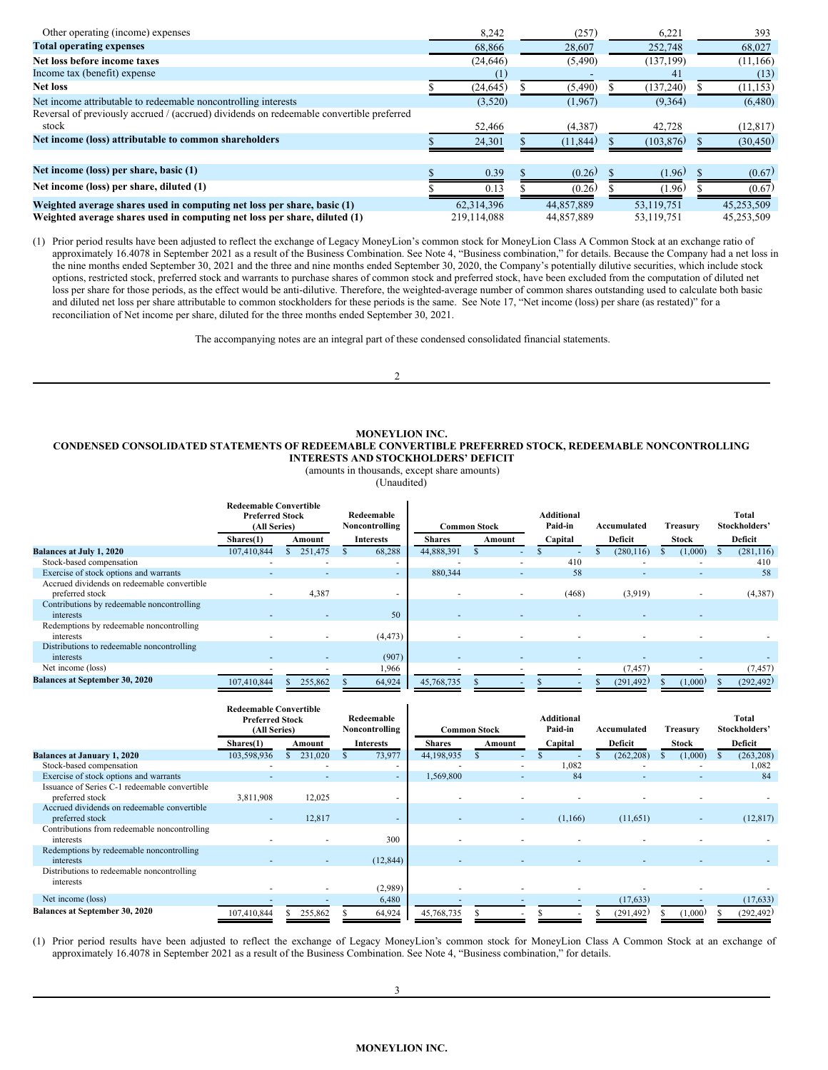| | | | | |
|---|---|---|---|---|
| Other operating (income) expenses | 8,242 | (257) | 6,221 | 393 |
| **Total operating expenses** | 68,866 | 28,607 | 252,748 | 68,027 |
| **Net loss before income taxes** | (24,646) | (5,490) | (137,199) | (11,166) |
| Income tax (benefit) expense | (1) | - | 41 | (13) |
| **Net loss** | $ (24,645) | $ (5,490) | $ (137,240) | $ (11,153) |
| Net income attributable to redeemable noncontrolling interests | (3,520) | (1,967) | (9,364) | (6,480) |
| Reversal of previously accrued / (accrued) dividends on redeemable convertible preferred stock | 52,466 | (4,387) | 42,728 | (12,817) |
| **Net income (loss) attributable to common shareholders** | $ 24,301 | $ (11,844) | $ (103,876) | $ (30,450) |
| | | | | |
| **Net income (loss) per share, basic (1)** | $ 0.39 | $ (0.26) | $ (1.96) | $ (0.67) |
| **Net income (loss) per share, diluted (1)** | $ 0.13 | $ (0.26) | $ (1.96) | $ (0.67) |
| **Weighted average shares used in computing net loss per share, basic (1)** | 62,314,396 | 44,857,889 | 53,119,751 | 45,253,509 |
| **Weighted average shares used in computing net loss per share, diluted (1)** | 219,114,088 | 44,857,889 | 53,119,751 | 45,253,509 |

(1) Prior period results have been adjusted to reflect the exchange of Legacy MoneyLion's common stock for MoneyLion Class A Common Stock at an exchange ratio of approximately 16.4078 in September 2021 as a result of the Business Combination. See Note 4, "Business combination," for details. Because the Company had a net loss in the nine months ended September 30, 2021 and the three and nine months ended September 30, 2020, the Company's potentially dilutive securities, which include stock options, restricted stock, preferred stock and warrants to purchase shares of common stock and preferred stock, have been excluded from the computation of diluted net loss per share for those periods, as the effect would be anti-dilutive. Therefore, the weighted-average number of common shares outstanding used to calculate both basic and diluted net loss per share attributable to common stockholders for these periods is the same. See Note 17, "Net income (loss) per share (as restated)" for a reconciliation of Net income per share, diluted for the three months ended September 30, 2021.

The accompanying notes are an integral part of these condensed consolidated financial statements.

**MONEYLION INC.**
**CONDENSED CONSOLIDATED STATEMENTS OF REDEEMABLE CONVERTIBLE PREFERRED STOCK, REDEEMABLE NONCONTROLLING INTERESTS AND STOCKHOLDERS' DEFICIT**
(amounts in thousands, except share amounts)
(Unaudited)

| | Redeemable Convertible Preferred Stock (All Series) | | Redeemable Noncontrolling | Common Stock | | Additional Paid-in | Accumulated | Treasury | Total Stockholders' |
|---|---|---|---|---|---|---|---|---|---|
| | Shares(1) | Amount | Interests | Shares | Amount | Capital | Deficit | Stock | Deficit |
| **Balances at July 1, 2020** | 107,410,844 | $ 251,475 | $ 68,288 | 44,888,391 | $ - | $ - | $ (280,116) | $ (1,000) | $ (281,116) |
| Stock-based compensation | - | - | - | - | - | 410 | - | - | 410 |
| Exercise of stock options and warrants | - | - | - | 880,344 | - | 58 | - | - | 58 |
| Accrued dividends on redeemable convertible preferred stock | - | 4,387 | - | - | - | (468) | (3,919) | - | (4,387) |
| Contributions by redeemable noncontrolling interests | - | - | 50 | - | - | - | - | - | |
| Redemptions by redeemable noncontrolling interests | - | - | (4,473) | - | - | - | - | - | - |
| Distributions to redeemable noncontrolling interests | - | - | (907) | - | - | - | - | - | - |
| Net income (loss) | - | - | 1,966 | - | - | - | (7,457) | - | (7,457) |
| **Balances at September 30, 2020** | 107,410,844 | $ 255,862 | $ 64,924 | 45,768,735 | $ - | $ - | $ (291,492) | $ (1,000) | $ (292,492) |

| | Redeemable Convertible Preferred Stock (All Series) | | Redeemable Noncontrolling | Common Stock | | Additional Paid-in | Accumulated | Treasury | Total Stockholders' |
|---|---|---|---|---|---|---|---|---|---|
| | Shares(1) | Amount | Interests | Shares | Amount | Capital | Deficit | Stock | Deficit |
| **Balances at January 1, 2020** | 103,598,936 | $ 231,020 | $ 73,977 | 44,198,935 | $ - | $ - | $ (262,208) | $ (1,000) | $ (263,208) |
| Stock-based compensation | - | - | - | - | - | 1,082 | - | - | 1,082 |
| Exercise of stock options and warrants | - | - | - | 1,569,800 | - | 84 | - | - | 84 |
| Issuance of Series C-1 redeemable convertible preferred stock | 3,811,908 | 12,025 | - | - | - | - | - | - | - |
| Accrued dividends on redeemable convertible preferred stock | - | 12,817 | - | - | - | (1,166) | (11,651) | - | (12,817) |
| Contributions from redeemable noncontrolling interests | - | - | 300 | - | - | - | - | - | - |
| Redemptions by redeemable noncontrolling interests | - | - | (12,844) | - | - | - | - | - | - |
| Distributions to redeemable noncontrolling interests | - | - | (2,989) | - | - | - | - | - | - |
| Net income (loss) | - | - | 6,480 | - | - | - | (17,633) | - | (17,633) |
| **Balances at September 30, 2020** | 107,410,844 | $ 255,862 | $ 64,924 | 45,768,735 | $ - | $ - | $ (291,492) | $ (1,000) | $ (292,492) |

(1) Prior period results have been adjusted to reflect the exchange of Legacy MoneyLion's common stock for MoneyLion Class A Common Stock at an exchange of approximately 16.4078 in September 2021 as a result of the Business Combination. See Note 4, "Business combination," for details.

**MONEYLION INC.**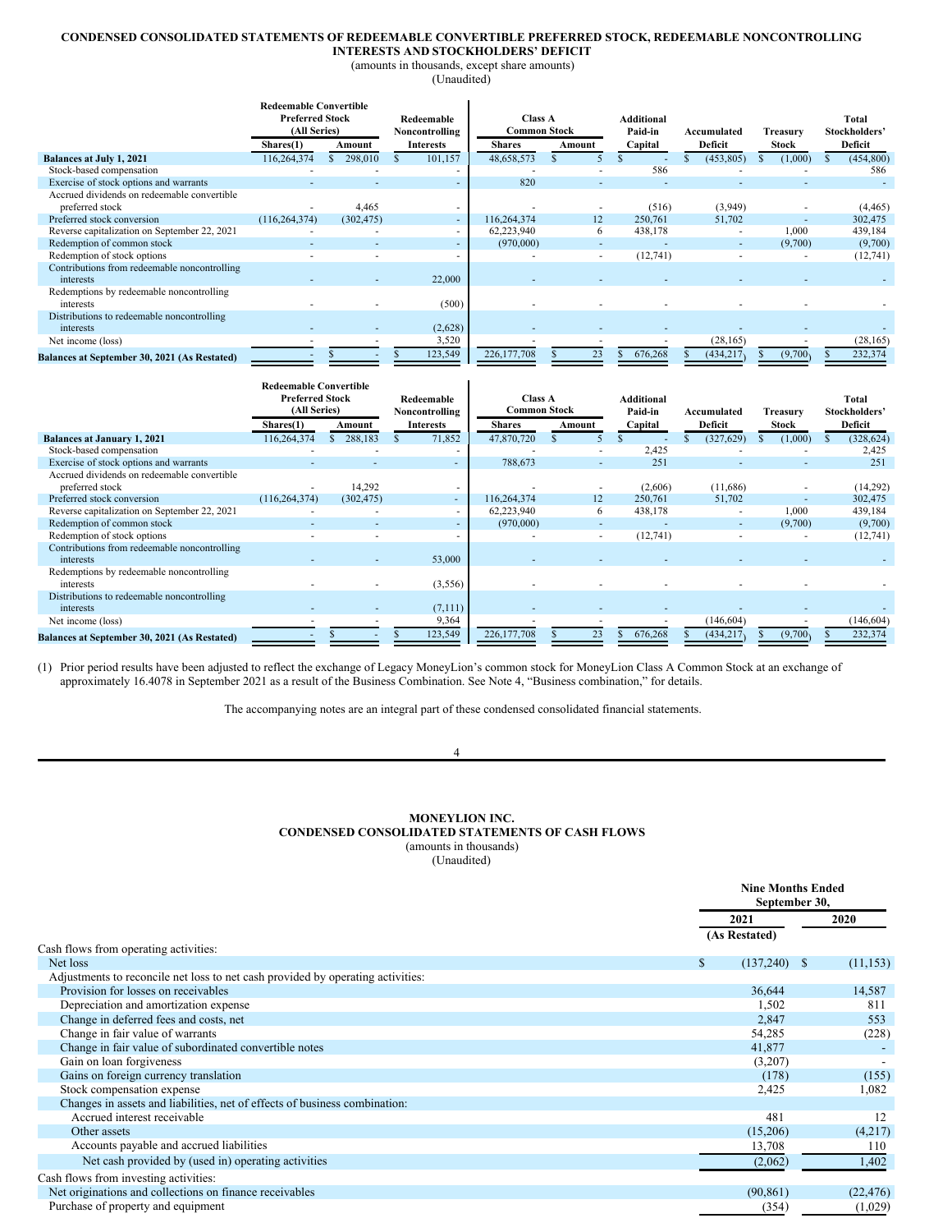**CONDENSED CONSOLIDATED STATEMENTS OF REDEEMABLE CONVERTIBLE PREFERRED STOCK, REDEEMABLE NONCONTROLLING INTERESTS AND STOCKHOLDERS' DEFICIT**

(amounts in thousands, except share amounts)

(Unaudited)

| | Redeemable Convertible Preferred Stock (All Series) | | Redeemable Noncontrolling Interests | Class A Common Stock | | Additional Paid-in Capital | Accumulated Deficit | Treasury Stock | Total Stockholders' Deficit |
|---|---|---|---|---|---|---|---|---|---|
| | Shares(1) | Amount | | Shares | Amount | | | | |
| **Balances at July 1, 2021** | 116,264,374 | $ 298,010 | $ 101,157 | 48,658,573 | $ 5 | $ - | $ (453,805) | $ (1,000) | $ (454,800) |
| Stock-based compensation | - | - | - | - | - | 586 | - | - | 586 |
| Exercise of stock options and warrants | - | - | - | 820 | - | - | - | - | - |
| Accrued dividends on redeemable convertible preferred stock | - | 4,465 | - | - | - | (516) | (3,949) | - | (4,465) |
| Preferred stock conversion | (116,264,374) | (302,475) | - | 116,264,374 | 12 | 250,761 | 51,702 | - | 302,475 |
| Reverse capitalization on September 22, 2021 | - | - | - | 62,223,940 | 6 | 438,178 | - | 1,000 | 439,184 |
| Redemption of common stock | - | - | - | (970,000) | - | - | - | (9,700) | (9,700) |
| Redemption of stock options | - | - | - | - | - | (12,741) | - | - | (12,741) |
| Contributions from redeemable noncontrolling interests | - | - | 22,000 | - | - | - | - | - | - |
| Redemptions by redeemable noncontrolling interests | - | - | (500) | - | - | - | - | - | - |
| Distributions to redeemable noncontrolling interests | - | - | (2,628) | - | - | - | - | - | - |
| Net income (loss) | - | - | 3,520 | - | - | - | (28,165) | - | (28,165) |
| **Balances at September 30, 2021 (As Restated)** | - | $ - | $ 123,549 | 226,177,708 | $ 23 | $ 676,268 | $ (434,217) | $ (9,700) | $ 232,374 |

| | Redeemable Convertible Preferred Stock (All Series) | | Redeemable Noncontrolling Interests | Class A Common Stock | | Additional Paid-in Capital | Accumulated Deficit | Treasury Stock | Total Stockholders' Deficit |
|---|---|---|---|---|---|---|---|---|---|
| | Shares(1) | Amount | | Shares | Amount | | | | |
| **Balances at January 1, 2021** | 116,264,374 | $ 288,183 | $ 71,852 | 47,870,720 | $ 5 | $ - | $ (327,629) | $ (1,000) | $ (328,624) |
| Stock-based compensation | - | - | - | - | - | 2,425 | - | - | 2,425 |
| Exercise of stock options and warrants | - | - | - | 788,673 | - | 251 | - | - | 251 |
| Accrued dividends on redeemable convertible preferred stock | - | 14,292 | - | - | - | (2,606) | (11,686) | - | (14,292) |
| Preferred stock conversion | (116,264,374) | (302,475) | - | 116,264,374 | 12 | 250,761 | 51,702 | - | 302,475 |
| Reverse capitalization on September 22, 2021 | - | - | - | 62,223,940 | 6 | 438,178 | - | 1,000 | 439,184 |
| Redemption of common stock | - | - | - | (970,000) | - | - | - | (9,700) | (9,700) |
| Redemption of stock options | - | - | - | - | - | (12,741) | - | - | (12,741) |
| Contributions from redeemable noncontrolling interests | - | - | 53,000 | - | - | - | - | - | - |
| Redemptions by redeemable noncontrolling interests | - | - | (3,556) | - | - | - | - | - | - |
| Distributions to redeemable noncontrolling interests | - | - | (7,111) | - | - | - | - | - | - |
| Net income (loss) | - | - | 9,364 | - | - | - | (146,604) | - | (146,604) |
| **Balances at September 30, 2021 (As Restated)** | - | $ - | $ 123,549 | 226,177,708 | $ 23 | $ 676,268 | $ (434,217) | $ (9,700) | $ 232,374 |

(1) Prior period results have been adjusted to reflect the exchange of Legacy MoneyLion's common stock for MoneyLion Class A Common Stock at an exchange of approximately 16.4078 in September 2021 as a result of the Business Combination. See Note 4, "Business combination," for details.

The accompanying notes are an integral part of these condensed consolidated financial statements.

**MONEYLION INC.**
**CONDENSED CONSOLIDATED STATEMENTS OF CASH FLOWS**

(amounts in thousands)

(Unaudited)

| | Nine Months Ended September 30, | |
|---|---|---|
| | 2021 (As Restated) | 2020 |
| Cash flows from operating activities: | | |
| Net loss | $ (137,240) | $ (11,153) |
| Adjustments to reconcile net loss to net cash provided by operating activities: | | |
| Provision for losses on receivables | 36,644 | 14,587 |
| Depreciation and amortization expense | 1,502 | 811 |
| Change in deferred fees and costs, net | 2,847 | 553 |
| Change in fair value of warrants | 54,285 | (228) |
| Change in fair value of subordinated convertible notes | 41,877 | - |
| Gain on loan forgiveness | (3,207) | - |
| Gains on foreign currency translation | (178) | (155) |
| Stock compensation expense | 2,425 | 1,082 |
| Changes in assets and liabilities, net of effects of business combination: | | |
| Accrued interest receivable | 481 | 12 |
| Other assets | (15,206) | (4,217) |
| Accounts payable and accrued liabilities | 13,708 | 110 |
| Net cash provided by (used in) operating activities | (2,062) | 1,402 |
| Cash flows from investing activities: | | |
| Net originations and collections on finance receivables | (90,861) | (22,476) |
| Purchase of property and equipment | (354) | (1,029) |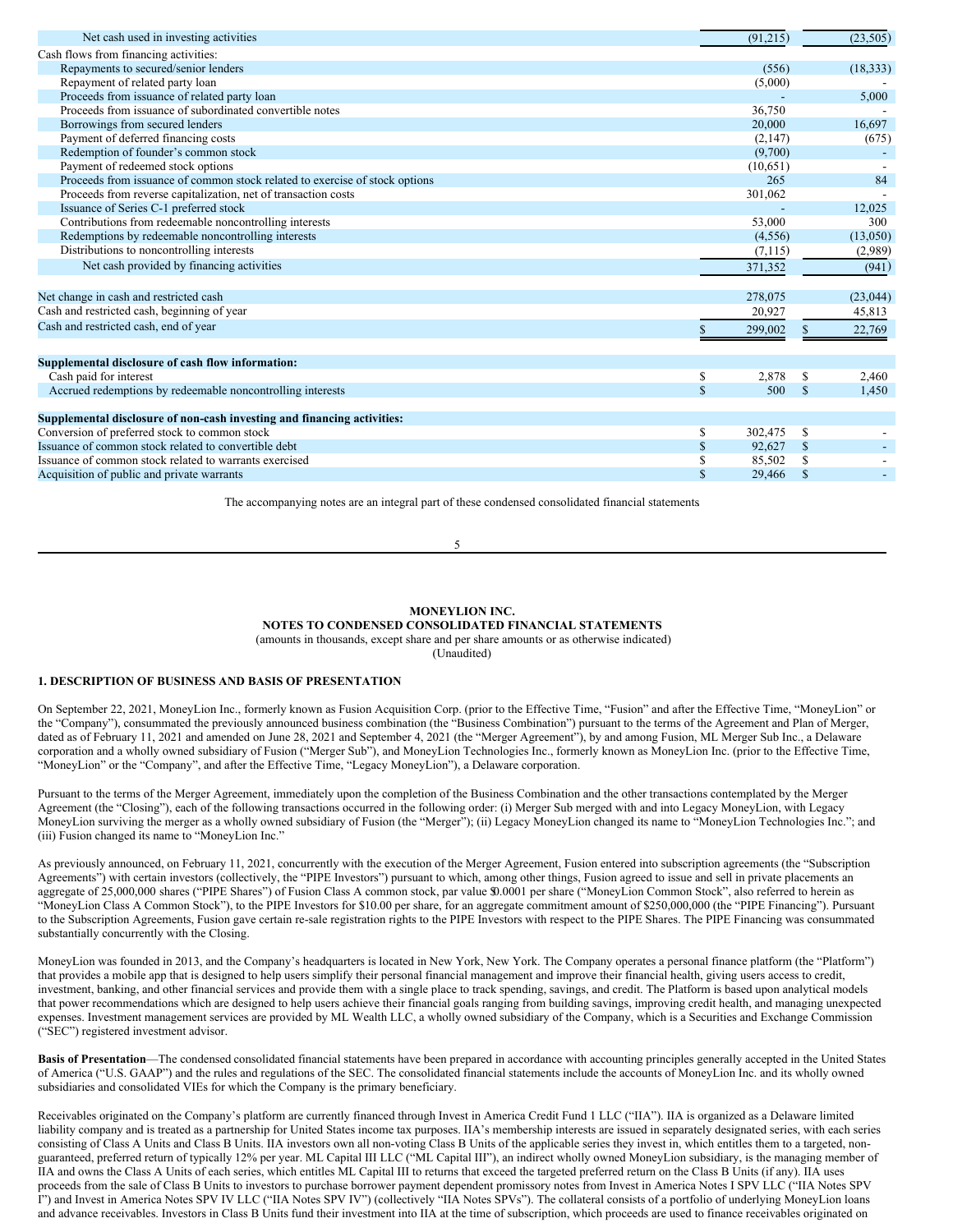| | | |
|---|---|---|
| Net cash used in investing activities | (91,215) | (23,505) |
| Cash flows from financing activities: | | |
| Repayments to secured/senior lenders | (556) | (18,333) |
| Repayment of related party loan | (5,000) | - |
| Proceeds from issuance of related party loan | - | 5,000 |
| Proceeds from issuance of subordinated convertible notes | 36,750 | - |
| Borrowings from secured lenders | 20,000 | 16,697 |
| Payment of deferred financing costs | (2,147) | (675) |
| Redemption of founder's common stock | (9,700) | - |
| Payment of redeemed stock options | (10,651) | - |
| Proceeds from issuance of common stock related to exercise of stock options | 265 | 84 |
| Proceeds from reverse capitalization, net of transaction costs | 301,062 | - |
| Issuance of Series C-1 preferred stock | - | 12,025 |
| Contributions from redeemable noncontrolling interests | 53,000 | 300 |
| Redemptions by redeemable noncontrolling interests | (4,556) | (13,050) |
| Distributions to noncontrolling interests | (7,115) | (2,989) |
| Net cash provided by financing activities | 371,352 | (941) |
| | | |
| Net change in cash and restricted cash | 278,075 | (23,044) |
| Cash and restricted cash, beginning of year | 20,927 | 45,813 |
| Cash and restricted cash, end of year | $ 299,002 | $ 22,769 |
| | | |
| **Supplemental disclosure of cash flow information:** | | |
| Cash paid for interest | $ 2,878 | $ 2,460 |
| Accrued redemptions by redeemable noncontrolling interests | $ 500 | $ 1,450 |
| | | |
| **Supplemental disclosure of non-cash investing and financing activities:** | | |
| Conversion of preferred stock to common stock | $ 302,475 | $ - |
| Issuance of common stock related to convertible debt | $ 92,627 | $ - |
| Issuance of common stock related to warrants exercised | $ 85,502 | $ - |
| Acquisition of public and private warrants | $ 29,466 | $ - |

The accompanying notes are an integral part of these condensed consolidated financial statements

**MONEYLION INC.**
**NOTES TO CONDENSED CONSOLIDATED FINANCIAL STATEMENTS**
(amounts in thousands, except share and per share amounts or as otherwise indicated)
(Unaudited)

## 1. DESCRIPTION OF BUSINESS AND BASIS OF PRESENTATION

On September 22, 2021, MoneyLion Inc., formerly known as Fusion Acquisition Corp. (prior to the Effective Time, "Fusion" and after the Effective Time, "MoneyLion" or the "Company"), consummated the previously announced business combination (the "Business Combination") pursuant to the terms of the Agreement and Plan of Merger, dated as of February 11, 2021 and amended on June 28, 2021 and September 4, 2021 (the "Merger Agreement"), by and among Fusion, ML Merger Sub Inc., a Delaware corporation and a wholly owned subsidiary of Fusion ("Merger Sub"), and MoneyLion Technologies Inc., formerly known as MoneyLion Inc. (prior to the Effective Time, "MoneyLion" or the "Company", and after the Effective Time, "Legacy MoneyLion"), a Delaware corporation.

Pursuant to the terms of the Merger Agreement, immediately upon the completion of the Business Combination and the other transactions contemplated by the Merger Agreement (the "Closing"), each of the following transactions occurred in the following order: (i) Merger Sub merged with and into Legacy MoneyLion, with Legacy MoneyLion surviving the merger as a wholly owned subsidiary of Fusion (the "Merger"); (ii) Legacy MoneyLion changed its name to "MoneyLion Technologies Inc."; and (iii) Fusion changed its name to "MoneyLion Inc."

As previously announced, on February 11, 2021, concurrently with the execution of the Merger Agreement, Fusion entered into subscription agreements (the "Subscription Agreements") with certain investors (collectively, the "PIPE Investors") pursuant to which, among other things, Fusion agreed to issue and sell in private placements an aggregate of 25,000,000 shares ("PIPE Shares") of Fusion Class A common stock, par value $0.0001 per share ("MoneyLion Common Stock", also referred to herein as "MoneyLion Class A Common Stock"), to the PIPE Investors for $10.00 per share, for an aggregate commitment amount of $250,000,000 (the "PIPE Financing"). Pursuant to the Subscription Agreements, Fusion gave certain re-sale registration rights to the PIPE Investors with respect to the PIPE Shares. The PIPE Financing was consummated substantially concurrently with the Closing.

MoneyLion was founded in 2013, and the Company's headquarters is located in New York, New York. The Company operates a personal finance platform (the "Platform") that provides a mobile app that is designed to help users simplify their personal financial management and improve their financial health, giving users access to credit, investment, banking, and other financial services and provide them with a single place to track spending, savings, and credit. The Platform is based upon analytical models that power recommendations which are designed to help users achieve their financial goals ranging from building savings, improving credit health, and managing unexpected expenses. Investment management services are provided by ML Wealth LLC, a wholly owned subsidiary of the Company, which is a Securities and Exchange Commission ("SEC") registered investment advisor.

**Basis of Presentation**—The condensed consolidated financial statements have been prepared in accordance with accounting principles generally accepted in the United States of America ("U.S. GAAP") and the rules and regulations of the SEC. The consolidated financial statements include the accounts of MoneyLion Inc. and its wholly owned subsidiaries and consolidated VIEs for which the Company is the primary beneficiary.

Receivables originated on the Company's platform are currently financed through Invest in America Credit Fund 1 LLC ("IIA"). IIA is organized as a Delaware limited liability company and is treated as a partnership for United States income tax purposes. IIA's membership interests are issued in separately designated series, with each series consisting of Class A Units and Class B Units. IIA investors own all non-voting Class B Units of the applicable series they invest in, which entitles them to a targeted, non-guaranteed, preferred return of typically 12% per year. ML Capital III LLC ("ML Capital III"), an indirect wholly owned MoneyLion subsidiary, is the managing member of IIA and owns the Class A Units of each series, which entitles ML Capital III to returns that exceed the targeted preferred return on the Class B Units (if any). IIA uses proceeds from the sale of Class B Units to investors to purchase borrower payment dependent promissory notes from Invest in America Notes I SPV LLC ("IIA Notes SPV I") and Invest in America Notes SPV IV LLC ("IIA Notes SPV IV") (collectively "IIA Notes SPVs"). The collateral consists of a portfolio of underlying MoneyLion loans and advance receivables. Investors in Class B Units fund their investment into IIA at the time of subscription, which proceeds are used to finance receivables originated on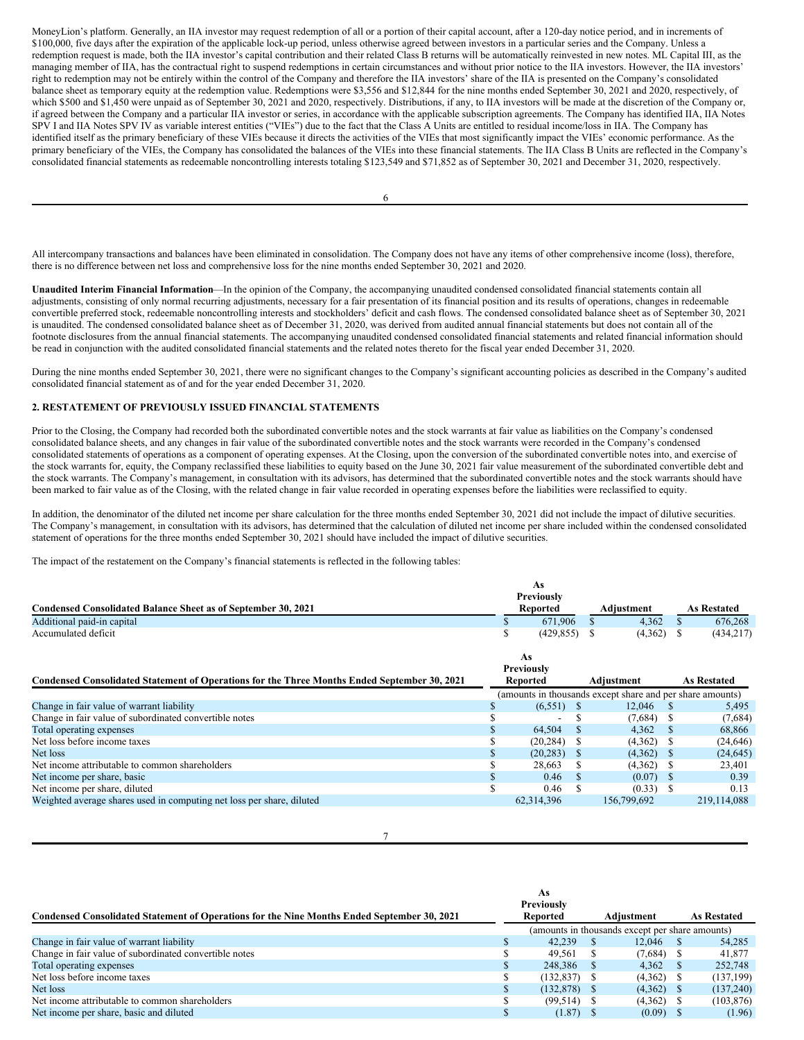MoneyLion's platform. Generally, an IIA investor may request redemption of all or a portion of their capital account, after a 120-day notice period, and in increments of $100,000, five days after the expiration of the applicable lock-up period, unless otherwise agreed between investors in a particular series and the Company. Unless a redemption request is made, both the IIA investor's capital contribution and their related Class B returns will be automatically reinvested in new notes. ML Capital III, as the managing member of IIA, has the contractual right to suspend redemptions in certain circumstances and without prior notice to the IIA investors. However, the IIA investors' right to redemption may not be entirely within the control of the Company and therefore the IIA investors' share of the IIA is presented on the Company's consolidated balance sheet as temporary equity at the redemption value. Redemptions were $3,556 and $12,844 for the nine months ended September 30, 2021 and 2020, respectively, of which $500 and $1,450 were unpaid as of September 30, 2021 and 2020, respectively. Distributions, if any, to IIA investors will be made at the discretion of the Company or, if agreed between the Company and a particular IIA investor or series, in accordance with the applicable subscription agreements. The Company has identified IIA, IIA Notes SPV I and IIA Notes SPV IV as variable interest entities ("VIEs") due to the fact that the Class A Units are entitled to residual income/loss in IIA. The Company has identified itself as the primary beneficiary of these VIEs because it directs the activities of the VIEs that most significantly impact the VIEs' economic performance. As the primary beneficiary of the VIEs, the Company has consolidated the balances of the VIEs into these financial statements. The IIA Class B Units are reflected in the Company's consolidated financial statements as redeemable noncontrolling interests totaling $123,549 and $71,852 as of September 30, 2021 and December 31, 2020, respectively.

All intercompany transactions and balances have been eliminated in consolidation. The Company does not have any items of other comprehensive income (loss), therefore, there is no difference between net loss and comprehensive loss for the nine months ended September 30, 2021 and 2020.

**Unaudited Interim Financial Information**—In the opinion of the Company, the accompanying unaudited condensed consolidated financial statements contain all adjustments, consisting of only normal recurring adjustments, necessary for a fair presentation of its financial position and its results of operations, changes in redeemable convertible preferred stock, redeemable noncontrolling interests and stockholders' deficit and cash flows. The condensed consolidated balance sheet as of September 30, 2021 is unaudited. The condensed consolidated balance sheet as of December 31, 2020, was derived from audited annual financial statements but does not contain all of the footnote disclosures from the annual financial statements. The accompanying unaudited condensed consolidated financial statements and related financial information should be read in conjunction with the audited consolidated financial statements and the related notes thereto for the fiscal year ended December 31, 2020.

During the nine months ended September 30, 2021, there were no significant changes to the Company's significant accounting policies as described in the Company's audited consolidated financial statement as of and for the year ended December 31, 2020.

## 2. RESTATEMENT OF PREVIOUSLY ISSUED FINANCIAL STATEMENTS

Prior to the Closing, the Company had recorded both the subordinated convertible notes and the stock warrants at fair value as liabilities on the Company's condensed consolidated balance sheets, and any changes in fair value of the subordinated convertible notes and the stock warrants were recorded in the Company's condensed consolidated statements of operations as a component of operating expenses. At the Closing, upon the conversion of the subordinated convertible notes into, and exercise of the stock warrants for, equity, the Company reclassified these liabilities to equity based on the June 30, 2021 fair value measurement of the subordinated convertible debt and the stock warrants. The Company's management, in consultation with its advisors, has determined that the subordinated convertible notes and the stock warrants should have been marked to fair value as of the Closing, with the related change in fair value recorded in operating expenses before the liabilities were reclassified to equity.

In addition, the denominator of the diluted net income per share calculation for the three months ended September 30, 2021 did not include the impact of dilutive securities. The Company's management, in consultation with its advisors, has determined that the calculation of diluted net income per share included within the condensed consolidated statement of operations for the three months ended September 30, 2021 should have included the impact of dilutive securities.

The impact of the restatement on the Company's financial statements is reflected in the following tables:

| Condensed Consolidated Balance Sheet as of September 30, 2021 | As Previously Reported | Adjustment | As Restated |
|---|---|---|---|
| Additional paid-in capital | $ 671,906 | $ 4,362 | $ 676,268 |
| Accumulated deficit | $ (429,855) | $ (4,362) | $ (434,217) |

| Condensed Consolidated Statement of Operations for the Three Months Ended September 30, 2021 | As Previously Reported | Adjustment | As Restated |
|---|---|---|---|
| | (amounts in thousands except share and per share amounts) | | |
| Change in fair value of warrant liability | $ (6,551) | $ 12,046 | $ 5,495 |
| Change in fair value of subordinated convertible notes | $ - | $ (7,684) | $ (7,684) |
| Total operating expenses | $ 64,504 | $ 4,362 | $ 68,866 |
| Net loss before income taxes | $ (20,284) | $ (4,362) | $ (24,646) |
| Net loss | $ (20,283) | $ (4,362) | $ (24,645) |
| Net income attributable to common shareholders | $ 28,663 | $ (4,362) | $ 23,401 |
| Net income per share, basic | $ 0.46 | $ (0.07) | $ 0.39 |
| Net income per share, diluted | $ 0.46 | $ (0.33) | $ 0.13 |
| Weighted average shares used in computing net loss per share, diluted | 62,314,396 | 156,799,692 | 219,114,088 |

| Condensed Consolidated Statement of Operations for the Nine Months Ended September 30, 2021 | As Previously Reported | Adjustment | As Restated |
|---|---|---|---|
| | (amounts in thousands except per share amounts) | | |
| Change in fair value of warrant liability | $ 42,239 | $ 12,046 | $ 54,285 |
| Change in fair value of subordinated convertible notes | $ 49,561 | $ (7,684) | $ 41,877 |
| Total operating expenses | $ 248,386 | $ 4,362 | $ 252,748 |
| Net loss before income taxes | $ (132,837) | $ (4,362) | $ (137,199) |
| Net loss | $ (132,878) | $ (4,362) | $ (137,240) |
| Net income attributable to common shareholders | $ (99,514) | $ (4,362) | $ (103,876) |
| Net income per share, basic and diluted | $ (1.87) | $ (0.09) | $ (1.96) |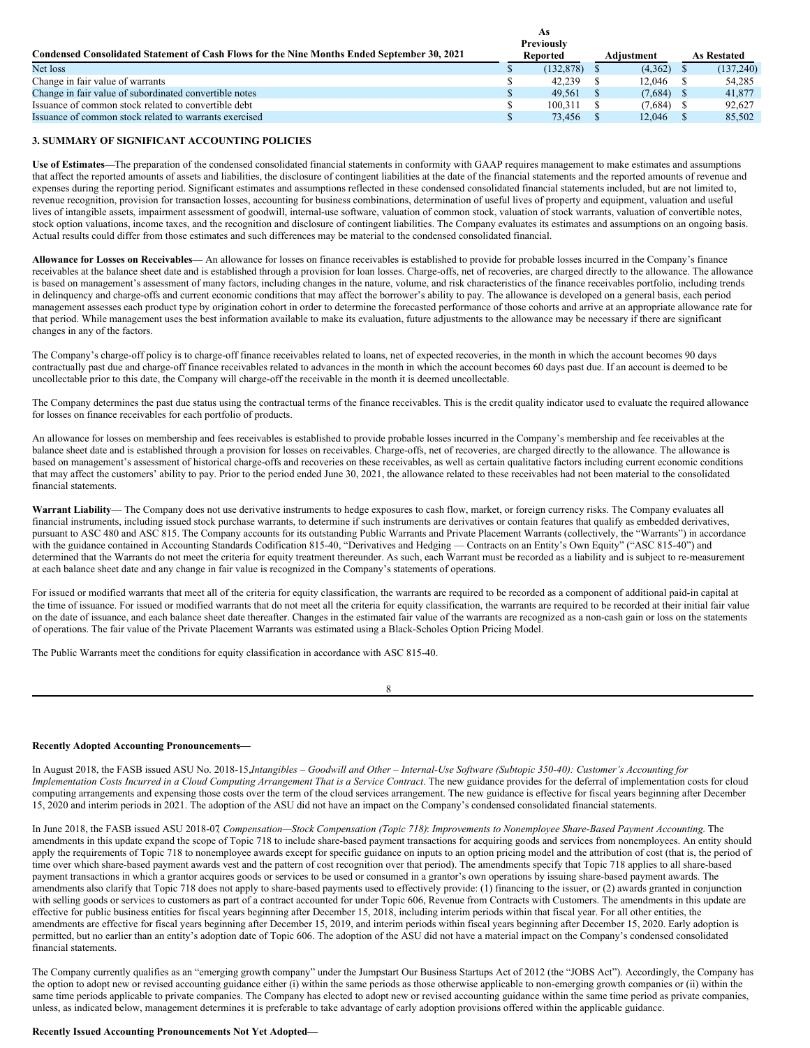| Condensed Consolidated Statement of Cash Flows for the Nine Months Ended September 30, 2021 | As Previously Reported | Adjustment | As Restated |
|---|---|---|---|
| Net loss | $ (132,878) | $ (4,362) | $ (137,240) |
| Change in fair value of warrants | $ 42,239 | $ 12,046 | $ 54,285 |
| Change in fair value of subordinated convertible notes | $ 49,561 | $ (7,684) | $ 41,877 |
| Issuance of common stock related to convertible debt | $ 100,311 | $ (7,684) | $ 92,627 |
| Issuance of common stock related to warrants exercised | $ 73,456 | $ 12,046 | $ 85,502 |

### 3. SUMMARY OF SIGNIFICANT ACCOUNTING POLICIES

**Use of Estimates—**The preparation of the condensed consolidated financial statements in conformity with GAAP requires management to make estimates and assumptions that affect the reported amounts of assets and liabilities, the disclosure of contingent liabilities at the date of the financial statements and the reported amounts of revenue and expenses during the reporting period. Significant estimates and assumptions reflected in these condensed consolidated financial statements included, but are not limited to, revenue recognition, provision for transaction losses, accounting for business combinations, determination of useful lives of property and equipment, valuation and useful lives of intangible assets, impairment assessment of goodwill, internal-use software, valuation of common stock, valuation of stock warrants, valuation of convertible notes, stock option valuations, income taxes, and the recognition and disclosure of contingent liabilities. The Company evaluates its estimates and assumptions on an ongoing basis. Actual results could differ from those estimates and such differences may be material to the condensed consolidated financial.

**Allowance for Losses on Receivables—** An allowance for losses on finance receivables is established to provide for probable losses incurred in the Company's finance receivables at the balance sheet date and is established through a provision for loan losses. Charge-offs, net of recoveries, are charged directly to the allowance. The allowance is based on management's assessment of many factors, including changes in the nature, volume, and risk characteristics of the finance receivables portfolio, including trends in delinquency and charge-offs and current economic conditions that may affect the borrower's ability to pay. The allowance is developed on a general basis, each period management assesses each product type by origination cohort in order to determine the forecasted performance of those cohorts and arrive at an appropriate allowance rate for that period. While management uses the best information available to make its evaluation, future adjustments to the allowance may be necessary if there are significant changes in any of the factors.

The Company's charge-off policy is to charge-off finance receivables related to loans, net of expected recoveries, in the month in which the account becomes 90 days contractually past due and charge-off finance receivables related to advances in the month in which the account becomes 60 days past due. If an account is deemed to be uncollectable prior to this date, the Company will charge-off the receivable in the month it is deemed uncollectable.

The Company determines the past due status using the contractual terms of the finance receivables. This is the credit quality indicator used to evaluate the required allowance for losses on finance receivables for each portfolio of products.

An allowance for losses on membership and fees receivables is established to provide probable losses incurred in the Company's membership and fee receivables at the balance sheet date and is established through a provision for losses on receivables. Charge-offs, net of recoveries, are charged directly to the allowance. The allowance is based on management's assessment of historical charge-offs and recoveries on these receivables, as well as certain qualitative factors including current economic conditions that may affect the customers' ability to pay. Prior to the period ended June 30, 2021, the allowance related to these receivables had not been material to the consolidated financial statements.

**Warrant Liability**— The Company does not use derivative instruments to hedge exposures to cash flow, market, or foreign currency risks. The Company evaluates all financial instruments, including issued stock purchase warrants, to determine if such instruments are derivatives or contain features that qualify as embedded derivatives, pursuant to ASC 480 and ASC 815. The Company accounts for its outstanding Public Warrants and Private Placement Warrants (collectively, the "Warrants") in accordance with the guidance contained in Accounting Standards Codification 815-40, "Derivatives and Hedging — Contracts on an Entity's Own Equity" ("ASC 815-40") and determined that the Warrants do not meet the criteria for equity treatment thereunder. As such, each Warrant must be recorded as a liability and is subject to re-measurement at each balance sheet date and any change in fair value is recognized in the Company's statements of operations.

For issued or modified warrants that meet all of the criteria for equity classification, the warrants are required to be recorded as a component of additional paid-in capital at the time of issuance. For issued or modified warrants that do not meet all the criteria for equity classification, the warrants are required to be recorded at their initial fair value on the date of issuance, and each balance sheet date thereafter. Changes in the estimated fair value of the warrants are recognized as a non-cash gain or loss on the statements of operations. The fair value of the Private Placement Warrants was estimated using a Black-Scholes Option Pricing Model.

The Public Warrants meet the conditions for equity classification in accordance with ASC 815-40.

**Recently Adopted Accounting Pronouncements—**

In August 2018, the FASB issued ASU No. 2018-15, *Intangibles – Goodwill and Other – Internal-Use Software (Subtopic 350-40): Customer's Accounting for Implementation Costs Incurred in a Cloud Computing Arrangement That is a Service Contract*. The new guidance provides for the deferral of implementation costs for cloud computing arrangements and expensing those costs over the term of the cloud services arrangement. The new guidance is effective for fiscal years beginning after December 15, 2020 and interim periods in 2021. The adoption of the ASU did not have an impact on the Company's condensed consolidated financial statements.

In June 2018, the FASB issued ASU 2018-07, *Compensation—Stock Compensation (Topic 718): Improvements to Nonemployee Share-Based Payment Accounting*. The amendments in this update expand the scope of Topic 718 to include share-based payment transactions for acquiring goods and services from nonemployees. An entity should apply the requirements of Topic 718 to nonemployee awards except for specific guidance on inputs to an option pricing model and the attribution of cost (that is, the period of time over which share-based payment awards vest and the pattern of cost recognition over that period). The amendments specify that Topic 718 applies to all share-based payment transactions in which a grantor acquires goods or services to be used or consumed in a grantor's own operations by issuing share-based payment awards. The amendments also clarify that Topic 718 does not apply to share-based payments used to effectively provide: (1) financing to the issuer, or (2) awards granted in conjunction with selling goods or services to customers as part of a contract accounted for under Topic 606, Revenue from Contracts with Customers. The amendments in this update are effective for public business entities for fiscal years beginning after December 15, 2018, including interim periods within that fiscal year. For all other entities, the amendments are effective for fiscal years beginning after December 15, 2019, and interim periods within fiscal years beginning after December 15, 2020. Early adoption is permitted, but no earlier than an entity's adoption date of Topic 606. The adoption of the ASU did not have a material impact on the Company's condensed consolidated financial statements.

The Company currently qualifies as an "emerging growth company" under the Jumpstart Our Business Startups Act of 2012 (the "JOBS Act"). Accordingly, the Company has the option to adopt new or revised accounting guidance either (i) within the same periods as those otherwise applicable to non-emerging growth companies or (ii) within the same time periods applicable to private companies. The Company has elected to adopt new or revised accounting guidance within the same time period as private companies, unless, as indicated below, management determines it is preferable to take advantage of early adoption provisions offered within the applicable guidance.

**Recently Issued Accounting Pronouncements Not Yet Adopted—**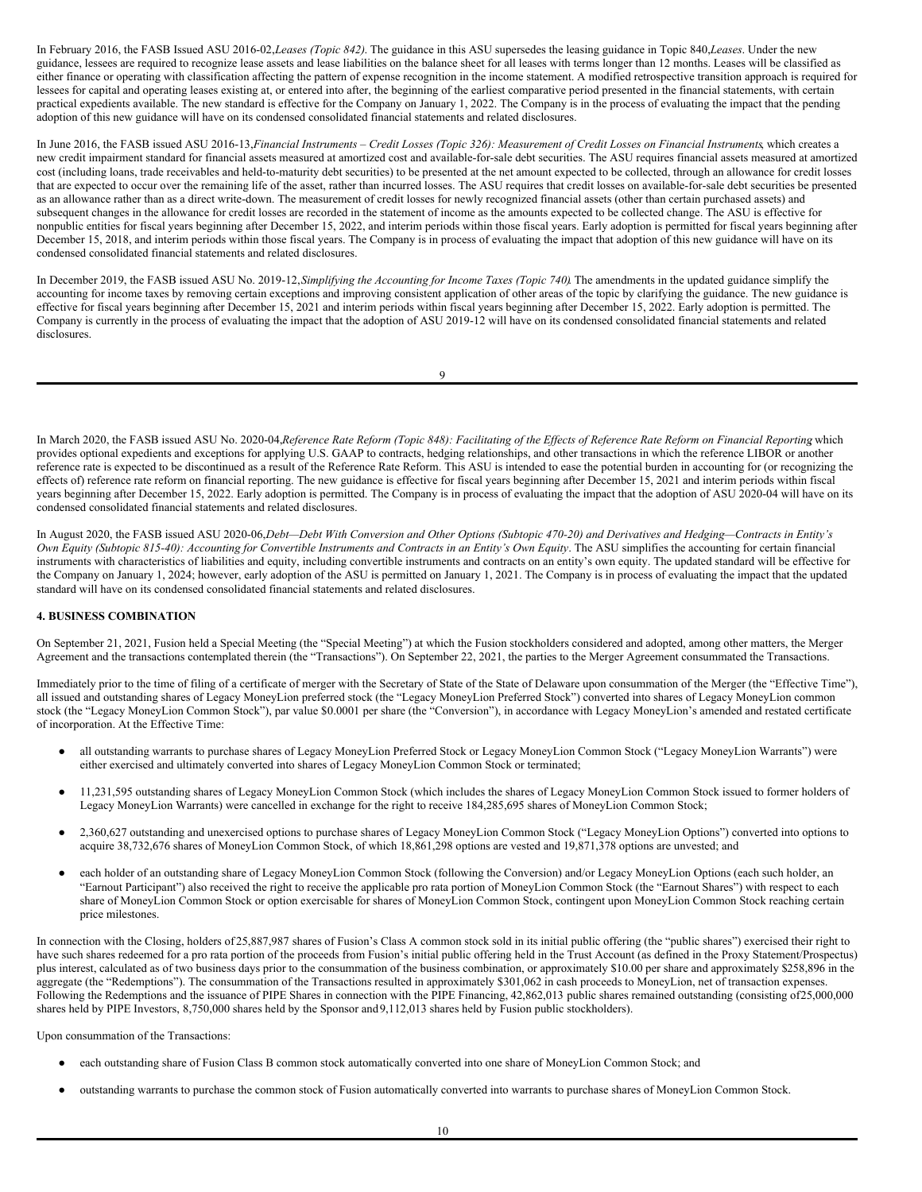In February 2016, the FASB Issued ASU 2016-02, *Leases (Topic 842)*. The guidance in this ASU supersedes the leasing guidance in Topic 840, *Leases*. Under the new guidance, lessees are required to recognize lease assets and lease liabilities on the balance sheet for all leases with terms longer than 12 months. Leases will be classified as either finance or operating with classification affecting the pattern of expense recognition in the income statement. A modified retrospective transition approach is required for lessees for capital and operating leases existing at, or entered into after, the beginning of the earliest comparative period presented in the financial statements, with certain practical expedients available. The new standard is effective for the Company on January 1, 2022. The Company is in the process of evaluating the impact that the pending adoption of this new guidance will have on its condensed consolidated financial statements and related disclosures.

In June 2016, the FASB issued ASU 2016-13, *Financial Instruments – Credit Losses (Topic 326): Measurement of Credit Losses on Financial Instruments*, which creates a new credit impairment standard for financial assets measured at amortized cost and available-for-sale debt securities. The ASU requires financial assets measured at amortized cost (including loans, trade receivables and held-to-maturity debt securities) to be presented at the net amount expected to be collected, through an allowance for credit losses that are expected to occur over the remaining life of the asset, rather than incurred losses. The ASU requires that credit losses on available-for-sale debt securities be presented as an allowance rather than as a direct write-down. The measurement of credit losses for newly recognized financial assets (other than certain purchased assets) and subsequent changes in the allowance for credit losses are recorded in the statement of income as the amounts expected to be collected change. The ASU is effective for nonpublic entities for fiscal years beginning after December 15, 2022, and interim periods within those fiscal years. Early adoption is permitted for fiscal years beginning after December 15, 2018, and interim periods within those fiscal years. The Company is in process of evaluating the impact that adoption of this new guidance will have on its condensed consolidated financial statements and related disclosures.

In December 2019, the FASB issued ASU No. 2019-12, *Simplifying the Accounting for Income Taxes (Topic 740)*. The amendments in the updated guidance simplify the accounting for income taxes by removing certain exceptions and improving consistent application of other areas of the topic by clarifying the guidance. The new guidance is effective for fiscal years beginning after December 15, 2021 and interim periods within fiscal years beginning after December 15, 2022. Early adoption is permitted. The Company is currently in the process of evaluating the impact that the adoption of ASU 2019-12 will have on its condensed consolidated financial statements and related disclosures.

In March 2020, the FASB issued ASU No. 2020-04, *Reference Rate Reform (Topic 848): Facilitating of the Effects of Reference Rate Reform on Financial Reporting*, which provides optional expedients and exceptions for applying U.S. GAAP to contracts, hedging relationships, and other transactions in which the reference LIBOR or another reference rate is expected to be discontinued as a result of the Reference Rate Reform. This ASU is intended to ease the potential burden in accounting for (or recognizing the effects of) reference rate reform on financial reporting. The new guidance is effective for fiscal years beginning after December 15, 2021 and interim periods within fiscal years beginning after December 15, 2022. Early adoption is permitted. The Company is in process of evaluating the impact that the adoption of ASU 2020-04 will have on its condensed consolidated financial statements and related disclosures.

In August 2020, the FASB issued ASU 2020-06, *Debt—Debt With Conversion and Other Options (Subtopic 470-20) and Derivatives and Hedging—Contracts in Entity's Own Equity (Subtopic 815-40): Accounting for Convertible Instruments and Contracts in an Entity's Own Equity*. The ASU simplifies the accounting for certain financial instruments with characteristics of liabilities and equity, including convertible instruments and contracts on an entity's own equity. The updated standard will be effective for the Company on January 1, 2024; however, early adoption of the ASU is permitted on January 1, 2021. The Company is in process of evaluating the impact that the updated standard will have on its condensed consolidated financial statements and related disclosures.

**4. BUSINESS COMBINATION**

On September 21, 2021, Fusion held a Special Meeting (the "Special Meeting") at which the Fusion stockholders considered and adopted, among other matters, the Merger Agreement and the transactions contemplated therein (the "Transactions"). On September 22, 2021, the parties to the Merger Agreement consummated the Transactions.

Immediately prior to the time of filing of a certificate of merger with the Secretary of State of the State of Delaware upon consummation of the Merger (the "Effective Time"), all issued and outstanding shares of Legacy MoneyLion preferred stock (the "Legacy MoneyLion Preferred Stock") converted into shares of Legacy MoneyLion common stock (the "Legacy MoneyLion Common Stock"), par value $0.0001 per share (the "Conversion"), in accordance with Legacy MoneyLion's amended and restated certificate of incorporation. At the Effective Time:

- all outstanding warrants to purchase shares of Legacy MoneyLion Preferred Stock or Legacy MoneyLion Common Stock ("Legacy MoneyLion Warrants") were either exercised and ultimately converted into shares of Legacy MoneyLion Common Stock or terminated;
- 11,231,595 outstanding shares of Legacy MoneyLion Common Stock (which includes the shares of Legacy MoneyLion Common Stock issued to former holders of Legacy MoneyLion Warrants) were cancelled in exchange for the right to receive 184,285,695 shares of MoneyLion Common Stock;
- 2,360,627 outstanding and unexercised options to purchase shares of Legacy MoneyLion Common Stock ("Legacy MoneyLion Options") converted into options to acquire 38,732,676 shares of MoneyLion Common Stock, of which 18,861,298 options are vested and 19,871,378 options are unvested; and
- each holder of an outstanding share of Legacy MoneyLion Common Stock (following the Conversion) and/or Legacy MoneyLion Options (each such holder, an "Earnout Participant") also received the right to receive the applicable pro rata portion of MoneyLion Common Stock (the "Earnout Shares") with respect to each share of MoneyLion Common Stock or option exercisable for shares of MoneyLion Common Stock, contingent upon MoneyLion Common Stock reaching certain price milestones.

In connection with the Closing, holders of 25,887,987 shares of Fusion's Class A common stock sold in its initial public offering (the "public shares") exercised their right to have such shares redeemed for a pro rata portion of the proceeds from Fusion's initial public offering held in the Trust Account (as defined in the Proxy Statement/Prospectus) plus interest, calculated as of two business days prior to the consummation of the business combination, or approximately $10.00 per share and approximately $258,896 in the aggregate (the "Redemptions"). The consummation of the Transactions resulted in approximately $301,062 in cash proceeds to MoneyLion, net of transaction expenses. Following the Redemptions and the issuance of PIPE Shares in connection with the PIPE Financing, 42,862,013 public shares remained outstanding (consisting of 25,000,000 shares held by PIPE Investors, 8,750,000 shares held by the Sponsor and 9,112,013 shares held by Fusion public stockholders).

Upon consummation of the Transactions:

- each outstanding share of Fusion Class B common stock automatically converted into one share of MoneyLion Common Stock; and
- outstanding warrants to purchase the common stock of Fusion automatically converted into warrants to purchase shares of MoneyLion Common Stock.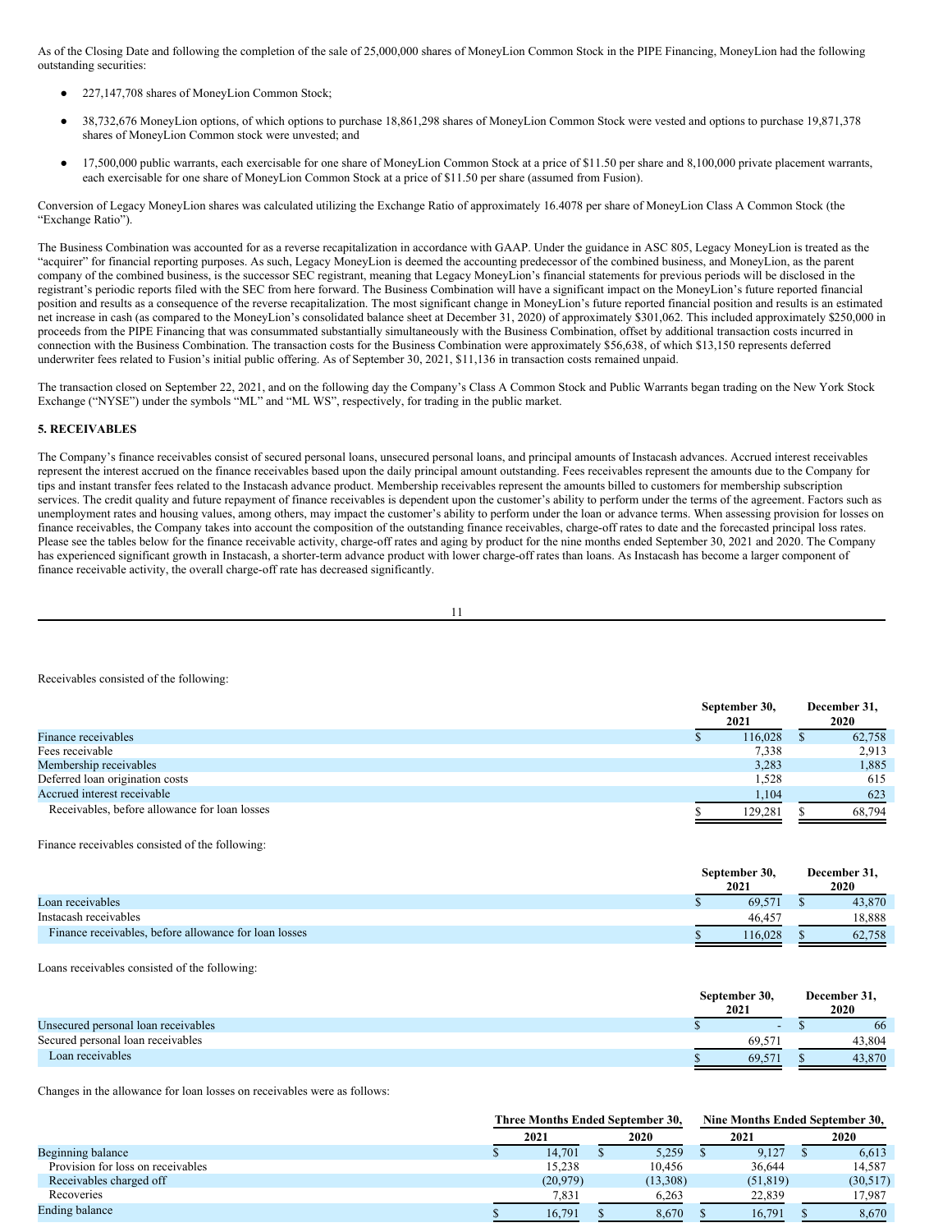As of the Closing Date and following the completion of the sale of 25,000,000 shares of MoneyLion Common Stock in the PIPE Financing, MoneyLion had the following outstanding securities:

- 227,147,708 shares of MoneyLion Common Stock;
- 38,732,676 MoneyLion options, of which options to purchase 18,861,298 shares of MoneyLion Common Stock were vested and options to purchase 19,871,378 shares of MoneyLion Common stock were unvested; and
- 17,500,000 public warrants, each exercisable for one share of MoneyLion Common Stock at a price of $11.50 per share and 8,100,000 private placement warrants, each exercisable for one share of MoneyLion Common Stock at a price of $11.50 per share (assumed from Fusion).

Conversion of Legacy MoneyLion shares was calculated utilizing the Exchange Ratio of approximately 16.4078 per share of MoneyLion Class A Common Stock (the "Exchange Ratio").

The Business Combination was accounted for as a reverse recapitalization in accordance with GAAP. Under the guidance in ASC 805, Legacy MoneyLion is treated as the "acquirer" for financial reporting purposes. As such, Legacy MoneyLion is deemed the accounting predecessor of the combined business, and MoneyLion, as the parent company of the combined business, is the successor SEC registrant, meaning that Legacy MoneyLion's financial statements for previous periods will be disclosed in the registrant's periodic reports filed with the SEC from here forward. The Business Combination will have a significant impact on the MoneyLion's future reported financial position and results as a consequence of the reverse recapitalization. The most significant change in MoneyLion's future reported financial position and results is an estimated net increase in cash (as compared to the MoneyLion's consolidated balance sheet at December 31, 2020) of approximately $301,062. This included approximately $250,000 in proceeds from the PIPE Financing that was consummated substantially simultaneously with the Business Combination, offset by additional transaction costs incurred in connection with the Business Combination. The transaction costs for the Business Combination were approximately $56,638, of which $13,150 represents deferred underwriter fees related to Fusion's initial public offering. As of September 30, 2021, $11,136 in transaction costs remained unpaid.

The transaction closed on September 22, 2021, and on the following day the Company's Class A Common Stock and Public Warrants began trading on the New York Stock Exchange ("NYSE") under the symbols "ML" and "ML WS", respectively, for trading in the public market.

## 5. RECEIVABLES

The Company's finance receivables consist of secured personal loans, unsecured personal loans, and principal amounts of Instacash advances. Accrued interest receivables represent the interest accrued on the finance receivables based upon the daily principal amount outstanding. Fees receivables represent the amounts due to the Company for tips and instant transfer fees related to the Instacash advance product. Membership receivables represent the amounts billed to customers for membership subscription services. The credit quality and future repayment of finance receivables is dependent upon the customer's ability to perform under the terms of the agreement. Factors such as unemployment rates and housing values, among others, may impact the customer's ability to perform under the loan or advance terms. When assessing provision for losses on finance receivables, the Company takes into account the composition of the outstanding finance receivables, charge-off rates to date and the forecasted principal loss rates. Please see the tables below for the finance receivable activity, charge-off rates and aging by product for the nine months ended September 30, 2021 and 2020. The Company has experienced significant growth in Instacash, a shorter-term advance product with lower charge-off rates than loans. As Instacash has become a larger component of finance receivable activity, the overall charge-off rate has decreased significantly.

Receivables consisted of the following:

| | September 30, 2021 | December 31, 2020 |
|---|---|---|
| Finance receivables | $ 116,028 | $ 62,758 |
| Fees receivable | 7,338 | 2,913 |
| Membership receivables | 3,283 | 1,885 |
| Deferred loan origination costs | 1,528 | 615 |
| Accrued interest receivable | 1,104 | 623 |
| Receivables, before allowance for loan losses | $ 129,281 | $ 68,794 |

Finance receivables consisted of the following:

| | September 30, 2021 | December 31, 2020 |
|---|---|---|
| Loan receivables | $ 69,571 | $ 43,870 |
| Instacash receivables | 46,457 | 18,888 |
| Finance receivables, before allowance for loan losses | $ 116,028 | $ 62,758 |

Loans receivables consisted of the following:

| | September 30, 2021 | December 31, 2020 |
|---|---|---|
| Unsecured personal loan receivables | $ - | $ 66 |
| Secured personal loan receivables | 69,571 | 43,804 |
| Loan receivables | $ 69,571 | $ 43,870 |

Changes in the allowance for loan losses on receivables were as follows:

| | Three Months Ended September 30, | | Nine Months Ended September 30, | |
|---|---|---|---|---|
| | 2021 | 2020 | 2021 | 2020 |
| Beginning balance | $ 14,701 | $ 5,259 | $ 9,127 | $ 6,613 |
| Provision for loss on receivables | 15,238 | 10,456 | 36,644 | 14,587 |
| Receivables charged off | (20,979) | (13,308) | (51,819) | (30,517) |
| Recoveries | 7,831 | 6,263 | 22,839 | 17,987 |
| Ending balance | $ 16,791 | $ 8,670 | $ 16,791 | $ 8,670 |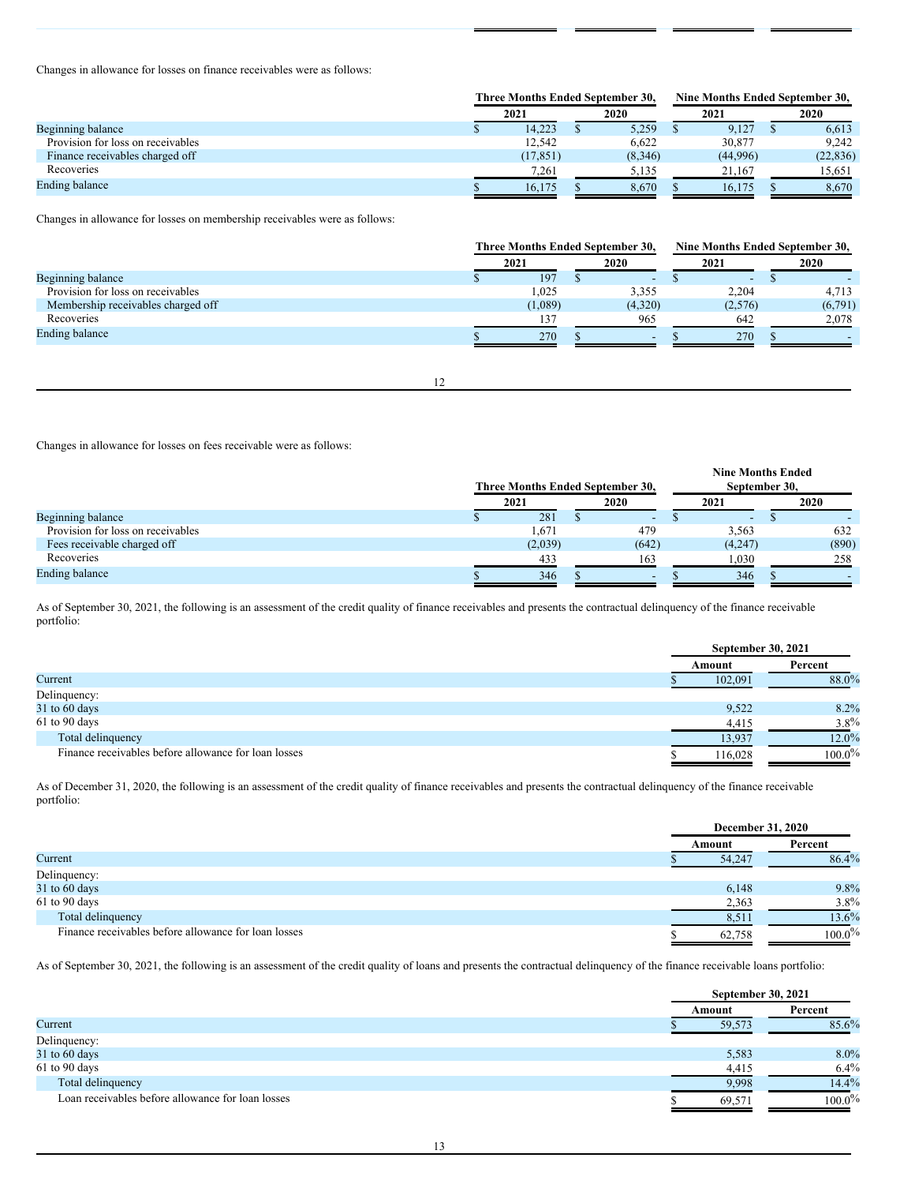Changes in allowance for losses on finance receivables were as follows:

| | Three Months Ended September 30, | | Nine Months Ended September 30, | |
|---|---|---|---|---|
| | 2021 | 2020 | 2021 | 2020 |
| Beginning balance | $ 14,223 | $ 5,259 | $ 9,127 | $ 6,613 |
| Provision for loss on receivables | 12,542 | 6,622 | 30,877 | 9,242 |
| Finance receivables charged off | (17,851) | (8,346) | (44,996) | (22,836) |
| Recoveries | 7,261 | 5,135 | 21,167 | 15,651 |
| Ending balance | $ 16,175 | $ 8,670 | $ 16,175 | $ 8,670 |

Changes in allowance for losses on membership receivables were as follows:

| | Three Months Ended September 30, | | Nine Months Ended September 30, | |
|---|---|---|---|---|
| | 2021 | 2020 | 2021 | 2020 |
| Beginning balance | $ 197 | $ - | $ - | $ - |
| Provision for loss on receivables | 1,025 | 3,355 | 2,204 | 4,713 |
| Membership receivables charged off | (1,089) | (4,320) | (2,576) | (6,791) |
| Recoveries | 137 | 965 | 642 | 2,078 |
| Ending balance | $ 270 | $ - | $ 270 | $ - |

Changes in allowance for losses on fees receivable were as follows:

| | Three Months Ended September 30, | | Nine Months Ended September 30, | |
|---|---|---|---|---|
| | 2021 | 2020 | 2021 | 2020 |
| Beginning balance | $ 281 | $ - | $ - | $ - |
| Provision for loss on receivables | 1,671 | 479 | 3,563 | 632 |
| Fees receivable charged off | (2,039) | (642) | (4,247) | (890) |
| Recoveries | 433 | 163 | 1,030 | 258 |
| Ending balance | $ 346 | $ - | $ 346 | $ - |

As of September 30, 2021, the following is an assessment of the credit quality of finance receivables and presents the contractual delinquency of the finance receivable portfolio:

| | September 30, 2021 | |
|---|---|---|
| | Amount | Percent |
| Current | $ 102,091 | 88.0% |
| Delinquency: | | |
| 31 to 60 days | 9,522 | 8.2% |
| 61 to 90 days | 4,415 | 3.8% |
| Total delinquency | 13,937 | 12.0% |
| Finance receivables before allowance for loan losses | $ 116,028 | 100.0% |

As of December 31, 2020, the following is an assessment of the credit quality of finance receivables and presents the contractual delinquency of the finance receivable portfolio:

| | December 31, 2020 | |
|---|---|---|
| | Amount | Percent |
| Current | $ 54,247 | 86.4% |
| Delinquency: | | |
| 31 to 60 days | 6,148 | 9.8% |
| 61 to 90 days | 2,363 | 3.8% |
| Total delinquency | 8,511 | 13.6% |
| Finance receivables before allowance for loan losses | $ 62,758 | 100.0% |

As of September 30, 2021, the following is an assessment of the credit quality of loans and presents the contractual delinquency of the finance receivable loans portfolio:

| | September 30, 2021 | |
|---|---|---|
| | Amount | Percent |
| Current | $ 59,573 | 85.6% |
| Delinquency: | | |
| 31 to 60 days | 5,583 | 8.0% |
| 61 to 90 days | 4,415 | 6.4% |
| Total delinquency | 9,998 | 14.4% |
| Loan receivables before allowance for loan losses | $ 69,571 | 100.0% |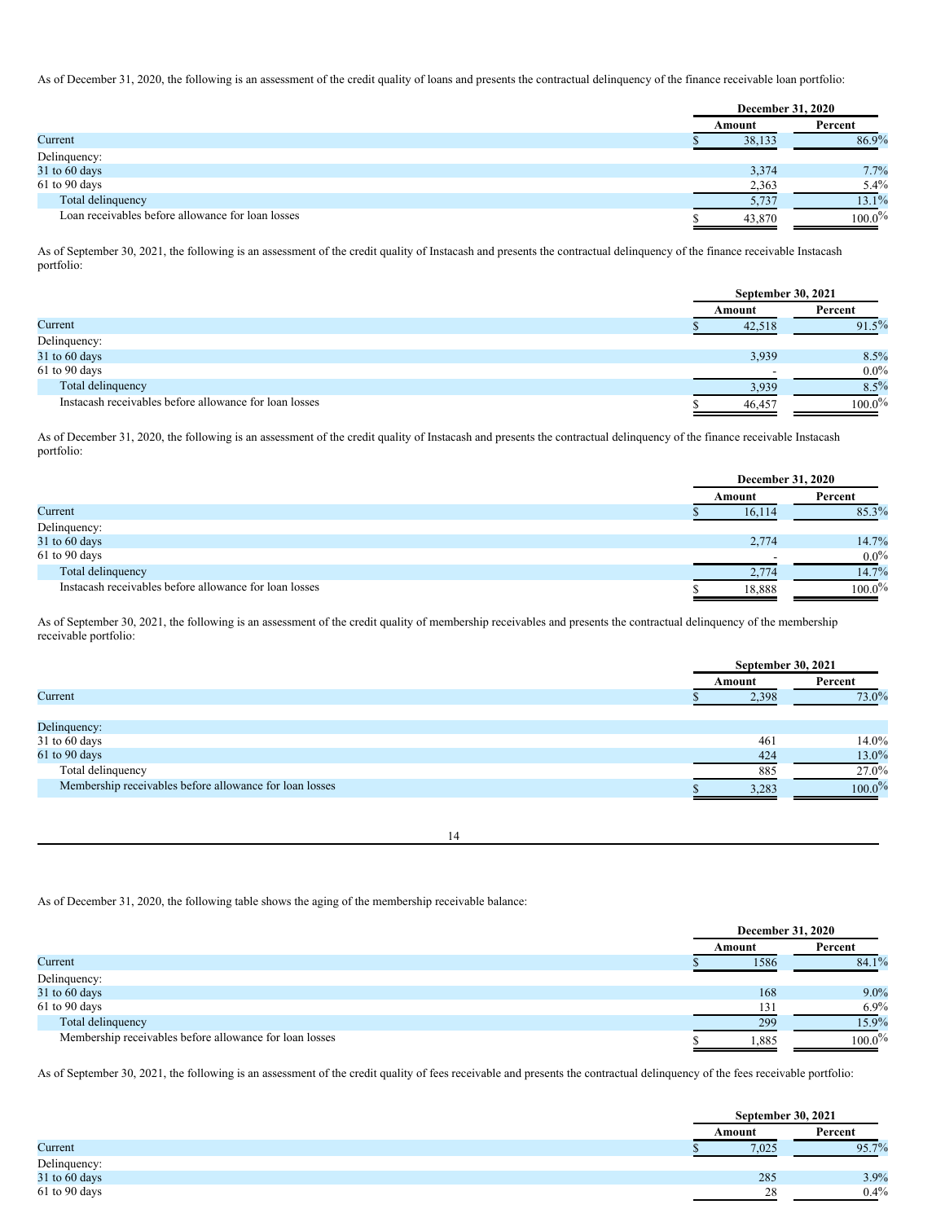As of December 31, 2020, the following is an assessment of the credit quality of loans and presents the contractual delinquency of the finance receivable loan portfolio:

| | December 31, 2020 | |
|---|---|---|
| | Amount | Percent |
| Current | $ 38,133 | 86.9% |
| Delinquency: | | |
| 31 to 60 days | 3,374 | 7.7% |
| 61 to 90 days | 2,363 | 5.4% |
| Total delinquency | 5,737 | 13.1% |
| Loan receivables before allowance for loan losses | $ 43,870 | 100.0% |

As of September 30, 2021, the following is an assessment of the credit quality of Instacash and presents the contractual delinquency of the finance receivable Instacash portfolio:

| | September 30, 2021 | |
|---|---|---|
| | Amount | Percent |
| Current | $ 42,518 | 91.5% |
| Delinquency: | | |
| 31 to 60 days | 3,939 | 8.5% |
| 61 to 90 days | - | 0.0% |
| Total delinquency | 3,939 | 8.5% |
| Instacash receivables before allowance for loan losses | $ 46,457 | 100.0% |

As of December 31, 2020, the following is an assessment of the credit quality of Instacash and presents the contractual delinquency of the finance receivable Instacash portfolio:

| | December 31, 2020 | |
|---|---|---|
| | Amount | Percent |
| Current | $ 16,114 | 85.3% |
| Delinquency: | | |
| 31 to 60 days | 2,774 | 14.7% |
| 61 to 90 days | - | 0.0% |
| Total delinquency | 2,774 | 14.7% |
| Instacash receivables before allowance for loan losses | $ 18,888 | 100.0% |

As of September 30, 2021, the following is an assessment of the credit quality of membership receivables and presents the contractual delinquency of the membership receivable portfolio:

| | September 30, 2021 | |
|---|---|---|
| | Amount | Percent |
| Current | $ 2,398 | 73.0% |
| Delinquency: | | |
| 31 to 60 days | 461 | 14.0% |
| 61 to 90 days | 424 | 13.0% |
| Total delinquency | 885 | 27.0% |
| Membership receivables before allowance for loan losses | $ 3,283 | 100.0% |

As of December 31, 2020, the following table shows the aging of the membership receivable balance:

| | December 31, 2020 | |
|---|---|---|
| | Amount | Percent |
| Current | $ 1586 | 84.1% |
| Delinquency: | | |
| 31 to 60 days | 168 | 9.0% |
| 61 to 90 days | 131 | 6.9% |
| Total delinquency | 299 | 15.9% |
| Membership receivables before allowance for loan losses | $ 1,885 | 100.0% |

As of September 30, 2021, the following is an assessment of the credit quality of fees receivable and presents the contractual delinquency of the fees receivable portfolio:

| | September 30, 2021 | |
|---|---|---|
| | Amount | Percent |
| Current | $ 7,025 | 95.7% |
| Delinquency: | | |
| 31 to 60 days | 285 | 3.9% |
| 61 to 90 days | 28 | 0.4% |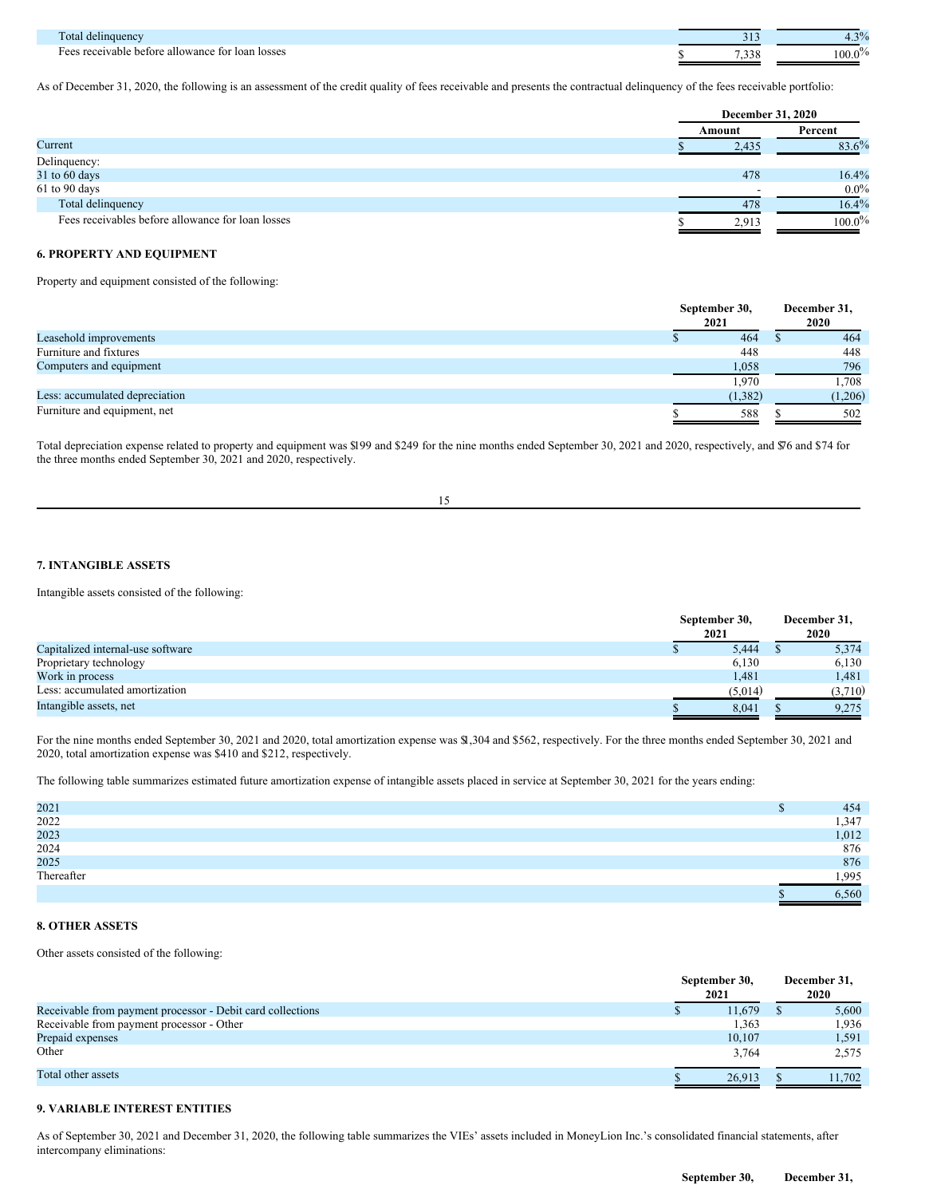| | Amount | Percent |
|---|---|---|
| Total delinquency | 313 | 4.3% |
| Fees receivable before allowance for loan losses | $ 7,338 | 100.0% |

As of December 31, 2020, the following is an assessment of the credit quality of fees receivable and presents the contractual delinquency of the fees receivable portfolio:

| | December 31, 2020 | |
|---|---|---|
| | Amount | Percent |
| Current | $ 2,435 | 83.6% |
| Delinquency: | | |
| 31 to 60 days | 478 | 16.4% |
| 61 to 90 days | - | 0.0% |
| Total delinquency | 478 | 16.4% |
| Fees receivables before allowance for loan losses | $ 2,913 | 100.0% |

## 6. PROPERTY AND EQUIPMENT

Property and equipment consisted of the following:

| | September 30, 2021 | December 31, 2020 |
|---|---|---|
| Leasehold improvements | $ 464 | $ 464 |
| Furniture and fixtures | 448 | 448 |
| Computers and equipment | 1,058 | 796 |
| | 1,970 | 1,708 |
| Less: accumulated depreciation | (1,382) | (1,206) |
| Furniture and equipment, net | $ 588 | $ 502 |

Total depreciation expense related to property and equipment was $199 and $249 for the nine months ended September 30, 2021 and 2020, respectively, and $76 and $74 for the three months ended September 30, 2021 and 2020, respectively.

## 7. INTANGIBLE ASSETS

Intangible assets consisted of the following:

| | September 30, 2021 | December 31, 2020 |
|---|---|---|
| Capitalized internal-use software | $ 5,444 | $ 5,374 |
| Proprietary technology | 6,130 | 6,130 |
| Work in process | 1,481 | 1,481 |
| Less: accumulated amortization | (5,014) | (3,710) |
| Intangible assets, net | $ 8,041 | $ 9,275 |

For the nine months ended September 30, 2021 and 2020, total amortization expense was $1,304 and $562, respectively. For the three months ended September 30, 2021 and 2020, total amortization expense was $410 and $212, respectively.

The following table summarizes estimated future amortization expense of intangible assets placed in service at September 30, 2021 for the years ending:

| | |
|---|---|
| 2021 | $ 454 |
| 2022 | 1,347 |
| 2023 | 1,012 |
| 2024 | 876 |
| 2025 | 876 |
| Thereafter | 1,995 |
| | $ 6,560 |

## 8. OTHER ASSETS

Other assets consisted of the following:

| | September 30, 2021 | December 31, 2020 |
|---|---|---|
| Receivable from payment processor - Debit card collections | $ 11,679 | $ 5,600 |
| Receivable from payment processor - Other | 1,363 | 1,936 |
| Prepaid expenses | 10,107 | 1,591 |
| Other | 3,764 | 2,575 |
| Total other assets | $ 26,913 | $ 11,702 |

## 9. VARIABLE INTEREST ENTITIES

As of September 30, 2021 and December 31, 2020, the following table summarizes the VIEs' assets included in MoneyLion Inc.'s consolidated financial statements, after intercompany eliminations:

| | September 30, | December 31, |
|---|---|---|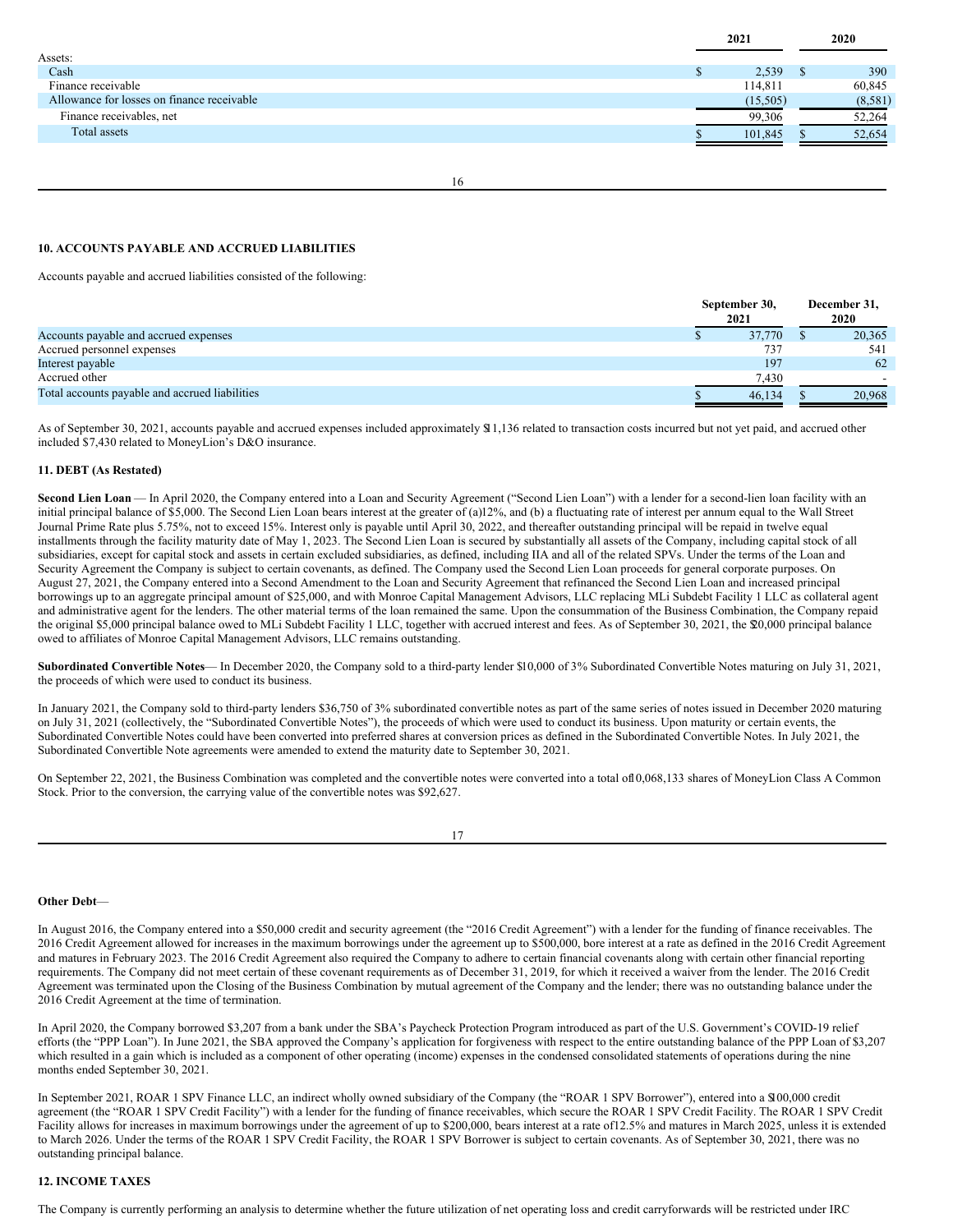|  | 2021 | 2020 |
|---|---|---|
| Assets: |  |  |
| Cash | $ 2,539 | $ 390 |
| Finance receivable | 114,811 | 60,845 |
| Allowance for losses on finance receivable | (15,505) | (8,581) |
| Finance receivables, net | 99,306 | 52,264 |
| Total assets | $ 101,845 | $ 52,654 |

### 10. ACCOUNTS PAYABLE AND ACCRUED LIABILITIES

Accounts payable and accrued liabilities consisted of the following:

|  | September 30, 2021 | December 31, 2020 |
|---|---|---|
| Accounts payable and accrued expenses | $ 37,770 | $ 20,365 |
| Accrued personnel expenses | 737 | 541 |
| Interest payable | 197 | 62 |
| Accrued other | 7,430 | - |
| Total accounts payable and accrued liabilities | $ 46,134 | $ 20,968 |

As of September 30, 2021, accounts payable and accrued expenses included approximately $11,136 related to transaction costs incurred but not yet paid, and accrued other included $7,430 related to MoneyLion's D&O insurance.

### 11. DEBT (As Restated)

**Second Lien Loan** — In April 2020, the Company entered into a Loan and Security Agreement ("Second Lien Loan") with a lender for a second-lien loan facility with an initial principal balance of $5,000. The Second Lien Loan bears interest at the greater of (a)12%, and (b) a fluctuating rate of interest per annum equal to the Wall Street Journal Prime Rate plus 5.75%, not to exceed 15%. Interest only is payable until April 30, 2022, and thereafter outstanding principal will be repaid in twelve equal installments through the facility maturity date of May 1, 2023. The Second Lien Loan is secured by substantially all assets of the Company, including capital stock of all subsidiaries, except for capital stock and assets in certain excluded subsidiaries, as defined, including IIA and all of the related SPVs. Under the terms of the Loan and Security Agreement the Company is subject to certain covenants, as defined. The Company used the Second Lien Loan proceeds for general corporate purposes. On August 27, 2021, the Company entered into a Second Amendment to the Loan and Security Agreement that refinanced the Second Lien Loan and increased principal borrowings up to an aggregate principal amount of $25,000, and with Monroe Capital Management Advisors, LLC replacing MLi Subdebt Facility 1 LLC as collateral agent and administrative agent for the lenders. The other material terms of the loan remained the same. Upon the consummation of the Business Combination, the Company repaid the original $5,000 principal balance owed to MLi Subdebt Facility 1 LLC, together with accrued interest and fees. As of September 30, 2021, the $20,000 principal balance owed to affiliates of Monroe Capital Management Advisors, LLC remains outstanding.

**Subordinated Convertible Notes**— In December 2020, the Company sold to a third-party lender $10,000 of 3% Subordinated Convertible Notes maturing on July 31, 2021, the proceeds of which were used to conduct its business.

In January 2021, the Company sold to third-party lenders $36,750 of 3% subordinated convertible notes as part of the same series of notes issued in December 2020 maturing on July 31, 2021 (collectively, the "Subordinated Convertible Notes"), the proceeds of which were used to conduct its business. Upon maturity or certain events, the Subordinated Convertible Notes could have been converted into preferred shares at conversion prices as defined in the Subordinated Convertible Notes. In July 2021, the Subordinated Convertible Note agreements were amended to extend the maturity date to September 30, 2021.

On September 22, 2021, the Business Combination was completed and the convertible notes were converted into a total of 10,068,133 shares of MoneyLion Class A Common Stock. Prior to the conversion, the carrying value of the convertible notes was $92,627.

**Other Debt**—

In August 2016, the Company entered into a $50,000 credit and security agreement (the "2016 Credit Agreement") with a lender for the funding of finance receivables. The 2016 Credit Agreement allowed for increases in the maximum borrowings under the agreement up to $500,000, bore interest at a rate as defined in the 2016 Credit Agreement and matures in February 2023. The 2016 Credit Agreement also required the Company to adhere to certain financial covenants along with certain other financial reporting requirements. The Company did not meet certain of these covenant requirements as of December 31, 2019, for which it received a waiver from the lender. The 2016 Credit Agreement was terminated upon the Closing of the Business Combination by mutual agreement of the Company and the lender; there was no outstanding balance under the 2016 Credit Agreement at the time of termination.

In April 2020, the Company borrowed $3,207 from a bank under the SBA's Paycheck Protection Program introduced as part of the U.S. Government's COVID-19 relief efforts (the "PPP Loan"). In June 2021, the SBA approved the Company's application for forgiveness with respect to the entire outstanding balance of the PPP Loan of $3,207 which resulted in a gain which is included as a component of other operating (income) expenses in the condensed consolidated statements of operations during the nine months ended September 30, 2021.

In September 2021, ROAR 1 SPV Finance LLC, an indirect wholly owned subsidiary of the Company (the "ROAR 1 SPV Borrower"), entered into a $100,000 credit agreement (the "ROAR 1 SPV Credit Facility") with a lender for the funding of finance receivables, which secure the ROAR 1 SPV Credit Facility. The ROAR 1 SPV Credit Facility allows for increases in maximum borrowings under the agreement of up to $200,000, bears interest at a rate of 12.5% and matures in March 2025, unless it is extended to March 2026. Under the terms of the ROAR 1 SPV Credit Facility, the ROAR 1 SPV Borrower is subject to certain covenants. As of September 30, 2021, there was no outstanding principal balance.

### 12. INCOME TAXES

The Company is currently performing an analysis to determine whether the future utilization of net operating loss and credit carryforwards will be restricted under IRC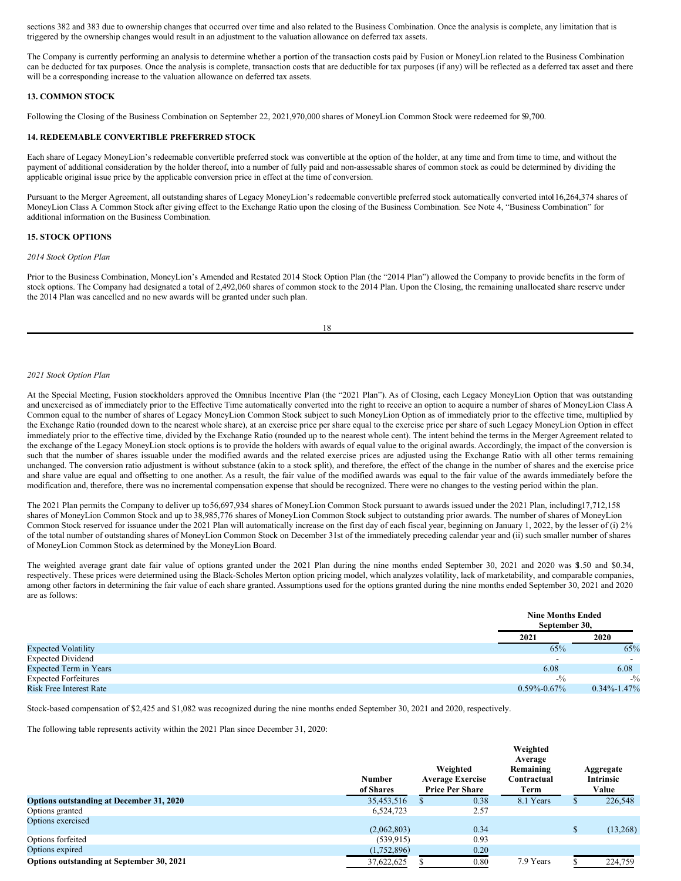sections 382 and 383 due to ownership changes that occurred over time and also related to the Business Combination. Once the analysis is complete, any limitation that is triggered by the ownership changes would result in an adjustment to the valuation allowance on deferred tax assets.

The Company is currently performing an analysis to determine whether a portion of the transaction costs paid by Fusion or MoneyLion related to the Business Combination can be deducted for tax purposes. Once the analysis is complete, transaction costs that are deductible for tax purposes (if any) will be reflected as a deferred tax asset and there will be a corresponding increase to the valuation allowance on deferred tax assets.

### 13. COMMON STOCK

Following the Closing of the Business Combination on September 22, 2021, 970,000 shares of MoneyLion Common Stock were redeemed for $9,700.

### 14. REDEEMABLE CONVERTIBLE PREFERRED STOCK

Each share of Legacy MoneyLion's redeemable convertible preferred stock was convertible at the option of the holder, at any time and from time to time, and without the payment of additional consideration by the holder thereof, into a number of fully paid and non-assessable shares of common stock as could be determined by dividing the applicable original issue price by the applicable conversion price in effect at the time of conversion.

Pursuant to the Merger Agreement, all outstanding shares of Legacy MoneyLion's redeemable convertible preferred stock automatically converted into 116,264,374 shares of MoneyLion Class A Common Stock after giving effect to the Exchange Ratio upon the closing of the Business Combination. See Note 4, "Business Combination" for additional information on the Business Combination.

### 15. STOCK OPTIONS

*2014 Stock Option Plan*

Prior to the Business Combination, MoneyLion's Amended and Restated 2014 Stock Option Plan (the "2014 Plan") allowed the Company to provide benefits in the form of stock options. The Company had designated a total of 2,492,060 shares of common stock to the 2014 Plan. Upon the Closing, the remaining unallocated share reserve under the 2014 Plan was cancelled and no new awards will be granted under such plan.

*2021 Stock Option Plan*

At the Special Meeting, Fusion stockholders approved the Omnibus Incentive Plan (the "2021 Plan"). As of Closing, each Legacy MoneyLion Option that was outstanding and unexercised as of immediately prior to the Effective Time automatically converted into the right to receive an option to acquire a number of shares of MoneyLion Class A Common Stock equal to the number of shares of Legacy MoneyLion Common Stock subject to such MoneyLion Option as of immediately prior to the effective time, multiplied by the Exchange Ratio (rounded down to the nearest whole share), at an exercise price per share equal to the exercise price per share of such Legacy MoneyLion Option in effect immediately prior to the effective time, divided by the Exchange Ratio (rounded up to the nearest whole cent). The intent behind the terms in the Merger Agreement related to the exchange of the Legacy MoneyLion stock options is to provide the holders with awards of equal value to the original awards. Accordingly, the impact of the conversion is such that the number of shares issuable under the modified awards and the related exercise prices are adjusted using the Exchange Ratio with all other terms remaining unchanged. The conversion ratio adjustment is without substance (akin to a stock split), and therefore, the effect of the change in the number of shares and the exercise price and share value are equal and offsetting to one another. As a result, the fair value of the modified awards was equal to the fair value of the awards immediately before the modification and, therefore, there was no incremental compensation expense that should be recognized. There were no changes to the vesting period within the plan.

The 2021 Plan permits the Company to deliver up to 56,697,934 shares of MoneyLion Common Stock pursuant to awards issued under the 2021 Plan, including 17,712,158 shares of MoneyLion Common Stock and up to 38,985,776 shares of MoneyLion Common Stock subject to outstanding prior awards. The number of shares of MoneyLion Common Stock reserved for issuance under the 2021 Plan will automatically increase on the first day of each fiscal year, beginning on January 1, 2022, by the lesser of (i) 2% of the total number of outstanding shares of MoneyLion Common Stock on December 31st of the immediately preceding calendar year and (ii) such smaller number of shares of MoneyLion Common Stock as determined by the MoneyLion Board.

The weighted average grant date fair value of options granted under the 2021 Plan during the nine months ended September 30, 2021 and 2020 was $1.50 and $0.34, respectively. These prices were determined using the Black-Scholes Merton option pricing model, which analyzes volatility, lack of marketability, and comparable companies, among other factors in determining the fair value of each share granted. Assumptions used for the options granted during the nine months ended September 30, 2021 and 2020 are as follows:

| | Nine Months Ended September 30, | |
|---|---|---|
| | 2021 | 2020 |
| Expected Volatility | 65% | 65% |
| Expected Dividend | - | - |
| Expected Term in Years | 6.08 | 6.08 |
| Expected Forfeitures | -% | -% |
| Risk Free Interest Rate | 0.59%-0.67% | 0.34%-1.47% |

Stock-based compensation of $2,425 and $1,082 was recognized during the nine months ended September 30, 2021 and 2020, respectively.

The following table represents activity within the 2021 Plan since December 31, 2020:

| | Number of Shares | Weighted Average Exercise Price Per Share | Weighted Average Remaining Contractual Term | Aggregate Intrinsic Value |
|---|---|---|---|---|
| **Options outstanding at December 31, 2020** | 35,453,516 | $ 0.38 | 8.1 Years | $ 226,548 |
| Options granted | 6,524,723 | 2.57 | | |
| Options exercised | (2,062,803) | 0.34 | | $ (13,268) |
| Options forfeited | (539,915) | 0.93 | | |
| Options expired | (1,752,896) | 0.20 | | |
| **Options outstanding at September 30, 2021** | 37,622,625 | $ 0.80 | 7.9 Years | $ 224,759 |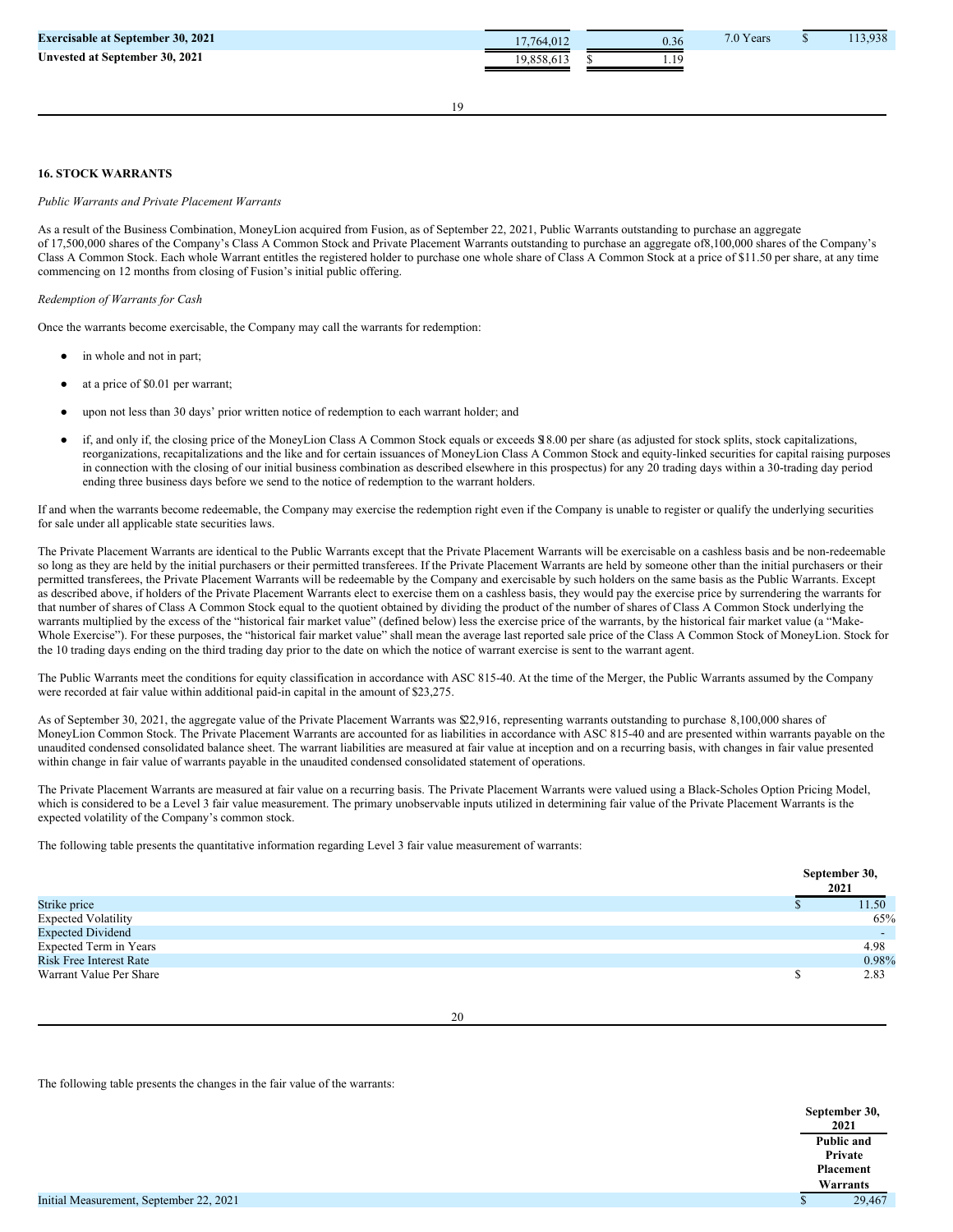| | | | | |
|---|---|---|---|---|
| **Exercisable at September 30, 2021** | 17,764,012 | 0.36 | 7.0 Years | $ 113,938 |
| **Unvested at September 30, 2021** | 19,858,613 | $ 1.19 | | |

### 16. STOCK WARRANTS

*Public Warrants and Private Placement Warrants*

As a result of the Business Combination, MoneyLion acquired from Fusion, as of September 22, 2021, Public Warrants outstanding to purchase an aggregate of 17,500,000 shares of the Company's Class A Common Stock and Private Placement Warrants outstanding to purchase an aggregate of 8,100,000 shares of the Company's Class A Common Stock. Each whole Warrant entitles the registered holder to purchase one whole share of Class A Common Stock at a price of $11.50 per share, at any time commencing on 12 months from closing of Fusion's initial public offering.

*Redemption of Warrants for Cash*

Once the warrants become exercisable, the Company may call the warrants for redemption:

- in whole and not in part;
- at a price of $0.01 per warrant;
- upon not less than 30 days' prior written notice of redemption to each warrant holder; and
- if, and only if, the closing price of the MoneyLion Class A Common Stock equals or exceeds $18.00 per share (as adjusted for stock splits, stock capitalizations, reorganizations, recapitalizations and the like and for certain issuances of MoneyLion Class A Common Stock and equity-linked securities for capital raising purposes in connection with the closing of our initial business combination as described elsewhere in this prospectus) for any 20 trading days within a 30-trading day period ending three business days before we send to the notice of redemption to the warrant holders.

If and when the warrants become redeemable, the Company may exercise the redemption right even if the Company is unable to register or qualify the underlying securities for sale under all applicable state securities laws.

The Private Placement Warrants are identical to the Public Warrants except that the Private Placement Warrants will be exercisable on a cashless basis and be non-redeemable so long as they are held by the initial purchasers or their permitted transferees. If the Private Placement Warrants are held by someone other than the initial purchasers or their permitted transferees, the Private Placement Warrants will be redeemable by the Company and exercisable by such holders on the same basis as the Public Warrants. Except as described above, if holders of the Private Placement Warrants elect to exercise them on a cashless basis, they would pay the exercise price by surrendering the warrants for that number of shares of Class A Common Stock equal to the quotient obtained by dividing the product of the number of shares of Class A Common Stock underlying the warrants multiplied by the excess of the "historical fair market value" (defined below) less the exercise price of the warrants, by the historical fair market value (a "Make-Whole Exercise"). For these purposes, the "historical fair market value" shall mean the average last reported sale price of the Class A Common Stock of MoneyLion. Stock for the 10 trading days ending on the third trading day prior to the date on which the notice of warrant exercise is sent to the warrant agent.

The Public Warrants meet the conditions for equity classification in accordance with ASC 815-40. At the time of the Merger, the Public Warrants assumed by the Company were recorded at fair value within additional paid-in capital in the amount of $23,275.

As of September 30, 2021, the aggregate value of the Private Placement Warrants was $22,916, representing warrants outstanding to purchase 8,100,000 shares of MoneyLion Common Stock. The Private Placement Warrants are accounted for as liabilities in accordance with ASC 815-40 and are presented within warrants payable on the unaudited condensed consolidated balance sheet. The warrant liabilities are measured at fair value at inception and on a recurring basis, with changes in fair value presented within change in fair value of warrants payable in the unaudited condensed consolidated statement of operations.

The Private Placement Warrants are measured at fair value on a recurring basis. The Private Placement Warrants were valued using a Black-Scholes Option Pricing Model, which is considered to be a Level 3 fair value measurement. The primary unobservable inputs utilized in determining fair value of the Private Placement Warrants is the expected volatility of the Company's common stock.

The following table presents the quantitative information regarding Level 3 fair value measurement of warrants:

| | September 30, 2021 |
|---|---|
| Strike price | $ 11.50 |
| Expected Volatility | 65% |
| Expected Dividend | - |
| Expected Term in Years | 4.98 |
| Risk Free Interest Rate | 0.98% |
| Warrant Value Per Share | $ 2.83 |

The following table presents the changes in the fair value of the warrants:

| | September 30, 2021 |
|---|---|
| | Public and Private Placement Warrants |
| Initial Measurement, September 22, 2021 | $ 29,467 |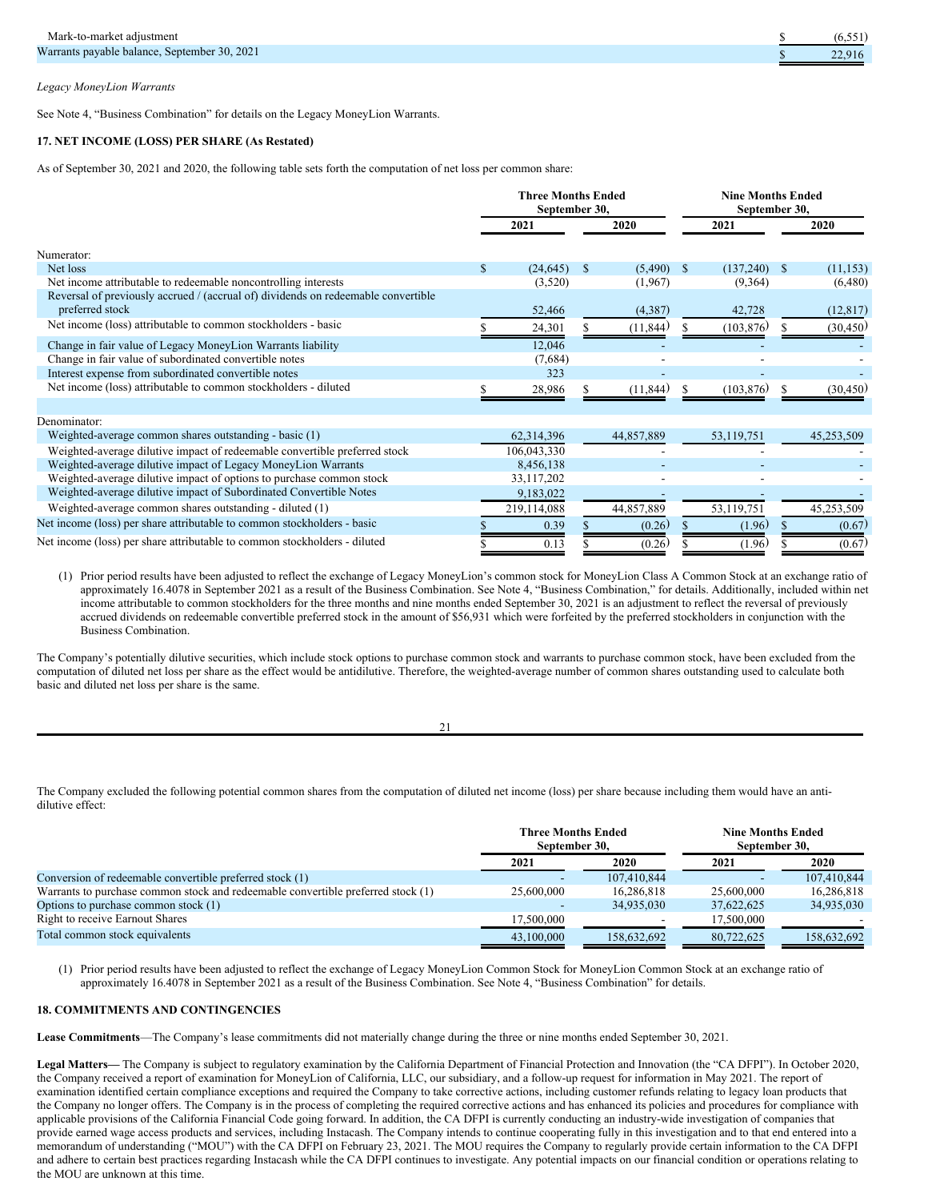| | | |
|---|---|---|
| Mark-to-market adjustment | $ | (6,551) |
| Warrants payable balance, September 30, 2021 | $ | 22,916 |

*Legacy MoneyLion Warrants*

See Note 4, "Business Combination" for details on the Legacy MoneyLion Warrants.

**17. NET INCOME (LOSS) PER SHARE (As Restated)**

As of September 30, 2021 and 2020, the following table sets forth the computation of net loss per common share:

| | Three Months Ended September 30, | | Nine Months Ended September 30, | |
|---|---|---|---|---|
| | 2021 | 2020 | 2021 | 2020 |
| Numerator: | | | | |
| Net loss | $ (24,645) | $ (5,490) | $ (137,240) | $ (11,153) |
| Net income attributable to redeemable noncontrolling interests | (3,520) | (1,967) | (9,364) | (6,480) |
| Reversal of previously accrued / (accrual of) dividends on redeemable convertible preferred stock | 52,466 | (4,387) | 42,728 | (12,817) |
| Net income (loss) attributable to common stockholders - basic | $ 24,301 | $ (11,844) | $ (103,876) | $ (30,450) |
| Change in fair value of Legacy MoneyLion Warrants liability | 12,046 | - | - | - |
| Change in fair value of subordinated convertible notes | (7,684) | - | - | - |
| Interest expense from subordinated convertible notes | 323 | - | - | - |
| Net income (loss) attributable to common stockholders - diluted | $ 28,986 | $ (11,844) | $ (103,876) | $ (30,450) |
| | | | | |
| Denominator: | | | | |
| Weighted-average common shares outstanding - basic (1) | 62,314,396 | 44,857,889 | 53,119,751 | 45,253,509 |
| Weighted-average dilutive impact of redeemable convertible preferred stock | 106,043,330 | - | - | - |
| Weighted-average dilutive impact of Legacy MoneyLion Warrants | 8,456,138 | - | - | - |
| Weighted-average dilutive impact of options to purchase common stock | 33,117,202 | - | - | - |
| Weighted-average dilutive impact of Subordinated Convertible Notes | 9,183,022 | - | - | - |
| Weighted-average common shares outstanding - diluted (1) | 219,114,088 | 44,857,889 | 53,119,751 | 45,253,509 |
| Net income (loss) per share attributable to common stockholders - basic | $ 0.39 | $ (0.26) | $ (1.96) | $ (0.67) |
| Net income (loss) per share attributable to common stockholders - diluted | $ 0.13 | $ (0.26) | $ (1.96) | $ (0.67) |

(1) Prior period results have been adjusted to reflect the exchange of Legacy MoneyLion's common stock for MoneyLion Class A Common Stock at an exchange ratio of approximately 16.4078 in September 2021 as a result of the Business Combination. See Note 4, "Business Combination," for details. Additionally, included within net income attributable to common stockholders for the three months and nine months ended September 30, 2021 is an adjustment to reflect the reversal of previously accrued dividends on redeemable convertible preferred stock in the amount of $56,931 which were forfeited by the preferred stockholders in conjunction with the Business Combination.

The Company's potentially dilutive securities, which include stock options to purchase common stock and warrants to purchase common stock, have been excluded from the computation of diluted net loss per share as the effect would be antidilutive. Therefore, the weighted-average number of common shares outstanding used to calculate both basic and diluted net loss per share is the same.

The Company excluded the following potential common shares from the computation of diluted net income (loss) per share because including them would have an anti-dilutive effect:

| | Three Months Ended September 30, | | Nine Months Ended September 30, | |
|---|---|---|---|---|
| | 2021 | 2020 | 2021 | 2020 |
| Conversion of redeemable convertible preferred stock (1) | - | 107,410,844 | - | 107,410,844 |
| Warrants to purchase common stock and redeemable convertible preferred stock (1) | 25,600,000 | 16,286,818 | 25,600,000 | 16,286,818 |
| Options to purchase common stock (1) | - | 34,935,030 | 37,622,625 | 34,935,030 |
| Right to receive Earnout Shares | 17,500,000 | - | 17,500,000 | - |
| Total common stock equivalents | 43,100,000 | 158,632,692 | 80,722,625 | 158,632,692 |

(1) Prior period results have been adjusted to reflect the exchange of Legacy MoneyLion Common Stock for MoneyLion Common Stock at an exchange ratio of approximately 16.4078 in September 2021 as a result of the Business Combination. See Note 4, "Business Combination" for details.

**18. COMMITMENTS AND CONTINGENCIES**

**Lease Commitments**—The Company's lease commitments did not materially change during the three or nine months ended September 30, 2021.

**Legal Matters—** The Company is subject to regulatory examination by the California Department of Financial Protection and Innovation (the "CA DFPI"). In October 2020, the Company received a report of examination for MoneyLion of California, LLC, our subsidiary, and a follow-up request for information in May 2021. The report of examination identified certain compliance exceptions and required the Company to take corrective actions, including customer refunds relating to legacy loan products that the Company no longer offers. The Company is in the process of completing the required corrective actions and has enhanced its policies and procedures for compliance with applicable provisions of the California Financial Code going forward. In addition, the CA DFPI is currently conducting an industry-wide investigation of companies that provide earned wage access products and services, including Instacash. The Company intends to continue cooperating fully in this investigation and to that end entered into a memorandum of understanding ("MOU") with the CA DFPI on February 23, 2021. The MOU requires the Company to regularly provide certain information to the CA DFPI and adhere to certain best practices regarding Instacash while the CA DFPI continues to investigate. Any potential impacts on our financial condition or operations relating to the MOU are unknown at this time.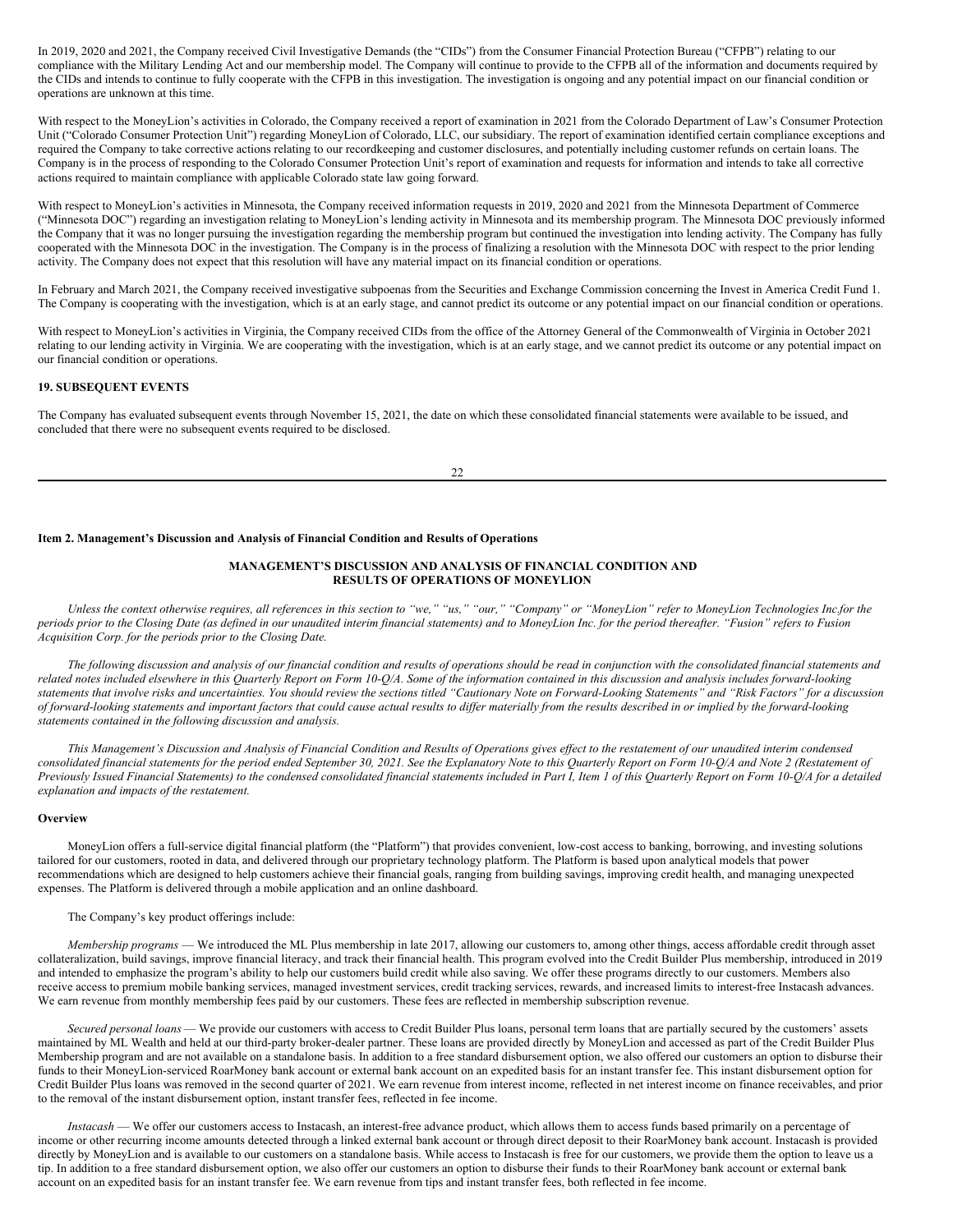In 2019, 2020 and 2021, the Company received Civil Investigative Demands (the "CIDs") from the Consumer Financial Protection Bureau ("CFPB") relating to our compliance with the Military Lending Act and our membership model. The Company will continue to provide to the CFPB all of the information and documents required by the CIDs and intends to continue to fully cooperate with the CFPB in this investigation. The investigation is ongoing and any potential impact on our financial condition or operations are unknown at this time.

With respect to the MoneyLion's activities in Colorado, the Company received a report of examination in 2021 from the Colorado Department of Law's Consumer Protection Unit ("Colorado Consumer Protection Unit") regarding MoneyLion of Colorado, LLC, our subsidiary. The report of examination identified certain compliance exceptions and required the Company to take corrective actions relating to our recordkeeping and customer disclosures, and potentially including customer refunds on certain loans. The Company is in the process of responding to the Colorado Consumer Protection Unit's report of examination and requests for information and intends to take all corrective actions required to maintain compliance with applicable Colorado state law going forward.

With respect to MoneyLion's activities in Minnesota, the Company received information requests in 2019, 2020 and 2021 from the Minnesota Department of Commerce ("Minnesota DOC") regarding an investigation relating to MoneyLion's lending activity in Minnesota and its membership program. The Minnesota DOC previously informed the Company that it was no longer pursuing the investigation regarding the membership program but continued the investigation into lending activity. The Company has fully cooperated with the Minnesota DOC in the investigation. The Company is in the process of finalizing a resolution with the Minnesota DOC with respect to the prior lending activity. The Company does not expect that this resolution will have any material impact on its financial condition or operations.

In February and March 2021, the Company received investigative subpoenas from the Securities and Exchange Commission concerning the Invest in America Credit Fund 1. The Company is cooperating with the investigation, which is at an early stage, and cannot predict its outcome or any potential impact on our financial condition or operations.

With respect to MoneyLion's activities in Virginia, the Company received CIDs from the office of the Attorney General of the Commonwealth of Virginia in October 2021 relating to our lending activity in Virginia. We are cooperating with the investigation, which is at an early stage, and we cannot predict its outcome or any potential impact on our financial condition or operations.

**19. SUBSEQUENT EVENTS**

The Company has evaluated subsequent events through November 15, 2021, the date on which these consolidated financial statements were available to be issued, and concluded that there were no subsequent events required to be disclosed.

## Item 2. Management's Discussion and Analysis of Financial Condition and Results of Operations

### MANAGEMENT'S DISCUSSION AND ANALYSIS OF FINANCIAL CONDITION AND RESULTS OF OPERATIONS OF MONEYLION

*Unless the context otherwise requires, all references in this section to "we," "us," "our," "Company" or "MoneyLion" refer to MoneyLion Technologies Inc.for the periods prior to the Closing Date (as defined in our unaudited interim financial statements) and to MoneyLion Inc. for the period thereafter. "Fusion" refers to Fusion Acquisition Corp. for the periods prior to the Closing Date.*

*The following discussion and analysis of our financial condition and results of operations should be read in conjunction with the consolidated financial statements and related notes included elsewhere in this Quarterly Report on Form 10-Q/A. Some of the information contained in this discussion and analysis includes forward-looking statements that involve risks and uncertainties. You should review the sections titled "Cautionary Note on Forward-Looking Statements" and "Risk Factors" for a discussion of forward-looking statements and important factors that could cause actual results to differ materially from the results described in or implied by the forward-looking statements contained in the following discussion and analysis.*

*This Management's Discussion and Analysis of Financial Condition and Results of Operations gives effect to the restatement of our unaudited interim condensed consolidated financial statements for the period ended September 30, 2021. See the Explanatory Note to this Quarterly Report on Form 10-Q/A and Note 2 (Restatement of Previously Issued Financial Statements) to the condensed consolidated financial statements included in Part I, Item 1 of this Quarterly Report on Form 10-Q/A for a detailed explanation and impacts of the restatement.*

**Overview**

MoneyLion offers a full-service digital financial platform (the "Platform") that provides convenient, low-cost access to banking, borrowing, and investing solutions tailored for our customers, rooted in data, and delivered through our proprietary technology platform. The Platform is based upon analytical models that power recommendations which are designed to help customers achieve their financial goals, ranging from building savings, improving credit health, and managing unexpected expenses. The Platform is delivered through a mobile application and an online dashboard.

The Company's key product offerings include:

*Membership programs* — We introduced the ML Plus membership in late 2017, allowing our customers to, among other things, access affordable credit through asset collateralization, build savings, improve financial literacy, and track their financial health. This program evolved into the Credit Builder Plus membership, introduced in 2019 and intended to emphasize the program's ability to help our customers build credit while also saving. We offer these programs directly to our customers. Members also receive access to premium mobile banking services, managed investment services, credit tracking services, rewards, and increased limits to interest-free Instacash advances. We earn revenue from monthly membership fees paid by our customers. These fees are reflected in membership subscription revenue.

*Secured personal loans* — We provide our customers with access to Credit Builder Plus loans, personal term loans that are partially secured by the customers' assets maintained by ML Wealth and held at our third-party broker-dealer partner. These loans are provided directly by MoneyLion and accessed as part of the Credit Builder Plus Membership program and are not available on a standalone basis. In addition to a free standard disbursement option, we also offered our customers an option to disburse their funds to their MoneyLion-serviced RoarMoney bank account or external bank account on an expedited basis for an instant transfer fee. This instant disbursement option for Credit Builder Plus loans was removed in the second quarter of 2021. We earn revenue from interest income, reflected in net interest income on finance receivables, and prior to the removal of the instant disbursement option, instant transfer fees, reflected in fee income.

*Instacash* — We offer our customers access to Instacash, an interest-free advance product, which allows them to access funds based primarily on a percentage of income or other recurring income amounts detected through a linked external bank account or through direct deposit to their RoarMoney bank account. Instacash is provided directly by MoneyLion and is available to our customers on a standalone basis. While access to Instacash is free for our customers, we provide them the option to leave us a tip. In addition to a free standard disbursement option, we also offer our customers an option to disburse their funds to their RoarMoney bank account or external bank account on an expedited basis for an instant transfer fee. We earn revenue from tips and instant transfer fees, both reflected in fee income.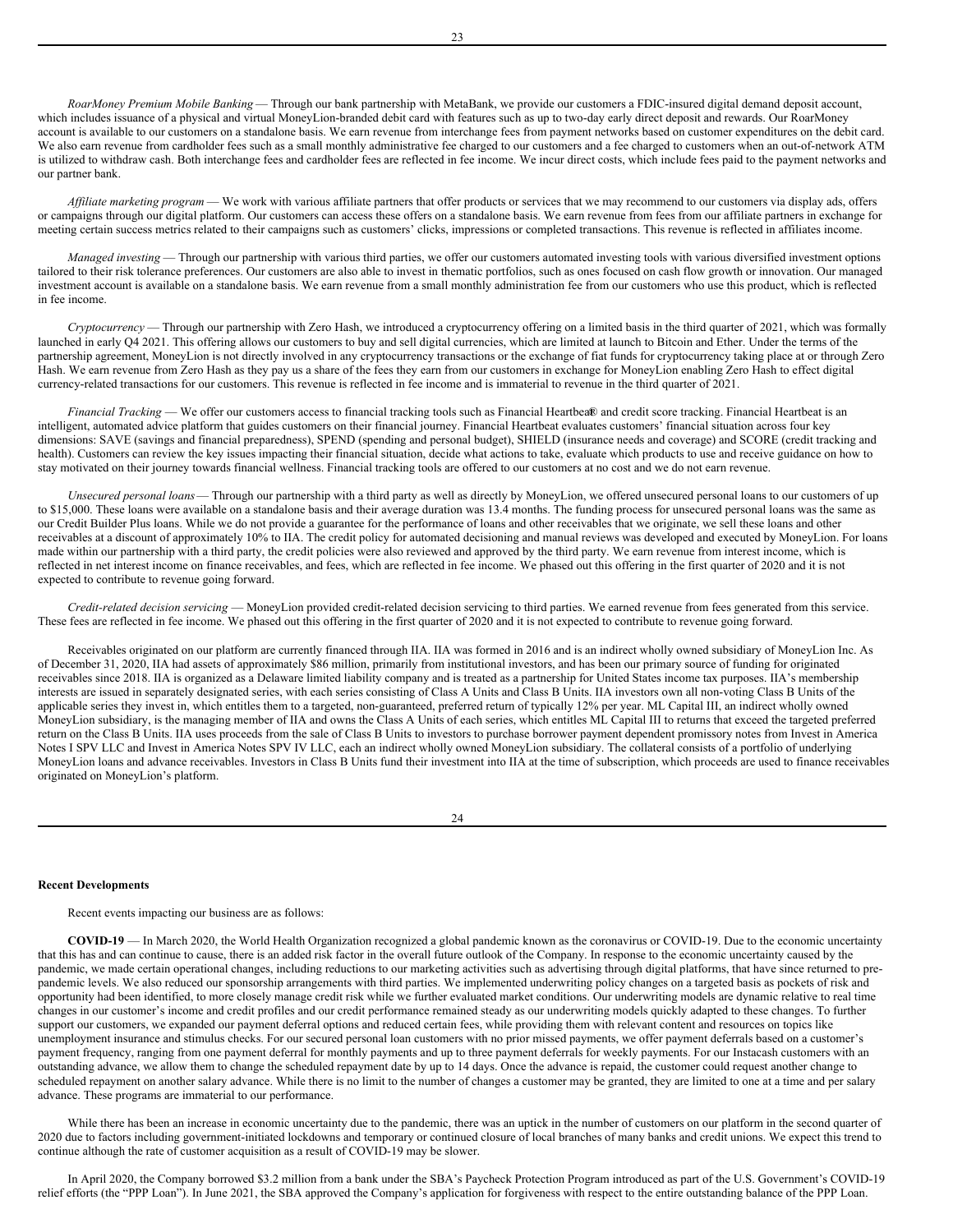*RoarMoney Premium Mobile Banking* — Through our bank partnership with MetaBank, we provide our customers a FDIC-insured digital demand deposit account, which includes issuance of a physical and virtual MoneyLion-branded debit card with features such as up to two-day early direct deposit and rewards. Our RoarMoney account is available to our customers on a standalone basis. We earn revenue from interchange fees from payment networks based on customer expenditures on the debit card. We also earn revenue from cardholder fees such as a small monthly administrative fee charged to our customers and a fee charged to customers when an out-of-network ATM is utilized to withdraw cash. Both interchange fees and cardholder fees are reflected in fee income. We incur direct costs, which include fees paid to the payment networks and our partner bank.

*Affiliate marketing program* — We work with various affiliate partners that offer products or services that we may recommend to our customers via display ads, offers or campaigns through our digital platform. Our customers can access these offers on a standalone basis. We earn revenue from fees from our affiliate partners in exchange for meeting certain success metrics related to their campaigns such as customers' clicks, impressions or completed transactions. This revenue is reflected in affiliates income.

*Managed investing* — Through our partnership with various third parties, we offer our customers automated investing tools with various diversified investment options tailored to their risk tolerance preferences. Our customers are also able to invest in thematic portfolios, such as ones focused on cash flow growth or innovation. Our managed investment account is available on a standalone basis. We earn revenue from a small monthly administration fee from our customers who use this product, which is reflected in fee income.

*Cryptocurrency* — Through our partnership with Zero Hash, we introduced a cryptocurrency offering on a limited basis in the third quarter of 2021, which was formally launched in early Q4 2021. This offering allows our customers to buy and sell digital currencies, which are limited at launch to Bitcoin and Ether. Under the terms of the partnership agreement, MoneyLion is not directly involved in any cryptocurrency transactions or the exchange of fiat funds for cryptocurrency taking place at or through Zero Hash. We earn revenue from Zero Hash as they pay us a share of the fees they earn from our customers in exchange for MoneyLion enabling Zero Hash to effect digital currency-related transactions for our customers. This revenue is reflected in fee income and is immaterial to revenue in the third quarter of 2021.

*Financial Tracking* — We offer our customers access to financial tracking tools such as Financial Heartbeat® and credit score tracking. Financial Heartbeat is an intelligent, automated advice platform that guides customers on their financial journey. Financial Heartbeat evaluates customers' financial situation across four key dimensions: SAVE (savings and financial preparedness), SPEND (spending and personal budget), SHIELD (insurance needs and coverage) and SCORE (credit tracking and health). Customers can review the key issues impacting their financial situation, decide what actions to take, evaluate which products to use and receive guidance on how to stay motivated on their journey towards financial wellness. Financial tracking tools are offered to our customers at no cost and we do not earn revenue.

*Unsecured personal loans* — Through our partnership with a third party as well as directly by MoneyLion, we offered unsecured personal loans to our customers of up to $15,000. These loans were available on a standalone basis and their average duration was 13.4 months. The funding process for unsecured personal loans was the same as our Credit Builder Plus loans. While we do not provide a guarantee for the performance of loans and other receivables that we originate, we sell these loans and other receivables at a discount of approximately 10% to IIA. The credit policy for automated decisioning and manual reviews was developed and executed by MoneyLion. For loans made within our partnership with a third party, the credit policies were also reviewed and approved by the third party. We earn revenue from interest income, which is reflected in net interest income on finance receivables, and fees, which are reflected in fee income. We phased out this offering in the first quarter of 2020 and it is not expected to contribute to revenue going forward.

*Credit-related decision servicing* — MoneyLion provided credit-related decision servicing to third parties. We earned revenue from fees generated from this service. These fees are reflected in fee income. We phased out this offering in the first quarter of 2020 and it is not expected to contribute to revenue going forward.

Receivables originated on our platform are currently financed through IIA. IIA was formed in 2016 and is an indirect wholly owned subsidiary of MoneyLion Inc. As of December 31, 2020, IIA had assets of approximately $86 million, primarily from institutional investors, and has been our primary source of funding for originated receivables since 2018. IIA is organized as a Delaware limited liability company and is treated as a partnership for United States income tax purposes. IIA's membership interests are issued in separately designated series, with each series consisting of Class A Units and Class B Units. IIA investors own all non-voting Class B Units of the applicable series they invest in, which entitles them to a targeted, non-guaranteed, preferred return of typically 12% per year. ML Capital III, an indirect wholly owned MoneyLion subsidiary, is the managing member of IIA and owns the Class A Units of each series, which entitles ML Capital III to returns that exceed the targeted preferred return on the Class B Units. IIA uses proceeds from the sale of Class B Units to investors to purchase borrower payment dependent promissory notes from Invest in America Notes I SPV LLC and Invest in America Notes SPV IV LLC, each an indirect wholly owned MoneyLion subsidiary. The collateral consists of a portfolio of underlying MoneyLion loans and advance receivables. Investors in Class B Units fund their investment into IIA at the time of subscription, which proceeds are used to finance receivables originated on MoneyLion's platform.

**Recent Developments**

Recent events impacting our business are as follows:

**COVID-19** — In March 2020, the World Health Organization recognized a global pandemic known as the coronavirus or COVID-19. Due to the economic uncertainty that this has and can continue to cause, there is an added risk factor in the overall future outlook of the Company. In response to the economic uncertainty caused by the pandemic, we made certain operational changes, including reductions to our marketing activities such as advertising through digital platforms, that have since returned to pre-pandemic levels. We also reduced our sponsorship arrangements with third parties. We implemented underwriting policy changes on a targeted basis as pockets of risk and opportunity had been identified, to more closely manage credit risk while we further evaluated market conditions. Our underwriting models are dynamic relative to real time changes in our customer's income and credit profiles and our credit performance remained steady as our underwriting models quickly adapted to these changes. To further support our customers, we expanded our payment deferral options and reduced certain fees, while providing them with relevant content and resources on topics like unemployment insurance and stimulus checks. For our secured personal loan customers with no prior missed payments, we offer payment deferrals based on a customer's payment frequency, ranging from one payment deferral for monthly payments and up to three payment deferrals for weekly payments. For our Instacash customers with an outstanding advance, we allow them to change the scheduled repayment date by up to 14 days. Once the advance is repaid, the customer could request another change to scheduled repayment on another salary advance. While there is no limit to the number of changes a customer may be granted, they are limited to one at a time and per salary advance. These programs are immaterial to our performance.

While there has been an increase in economic uncertainty due to the pandemic, there was an uptick in the number of customers on our platform in the second quarter of 2020 due to factors including government-initiated lockdowns and temporary or continued closure of local branches of many banks and credit unions. We expect this trend to continue although the rate of customer acquisition as a result of COVID-19 may be slower.

In April 2020, the Company borrowed $3.2 million from a bank under the SBA's Paycheck Protection Program introduced as part of the U.S. Government's COVID-19 relief efforts (the "PPP Loan"). In June 2021, the SBA approved the Company's application for forgiveness with respect to the entire outstanding balance of the PPP Loan.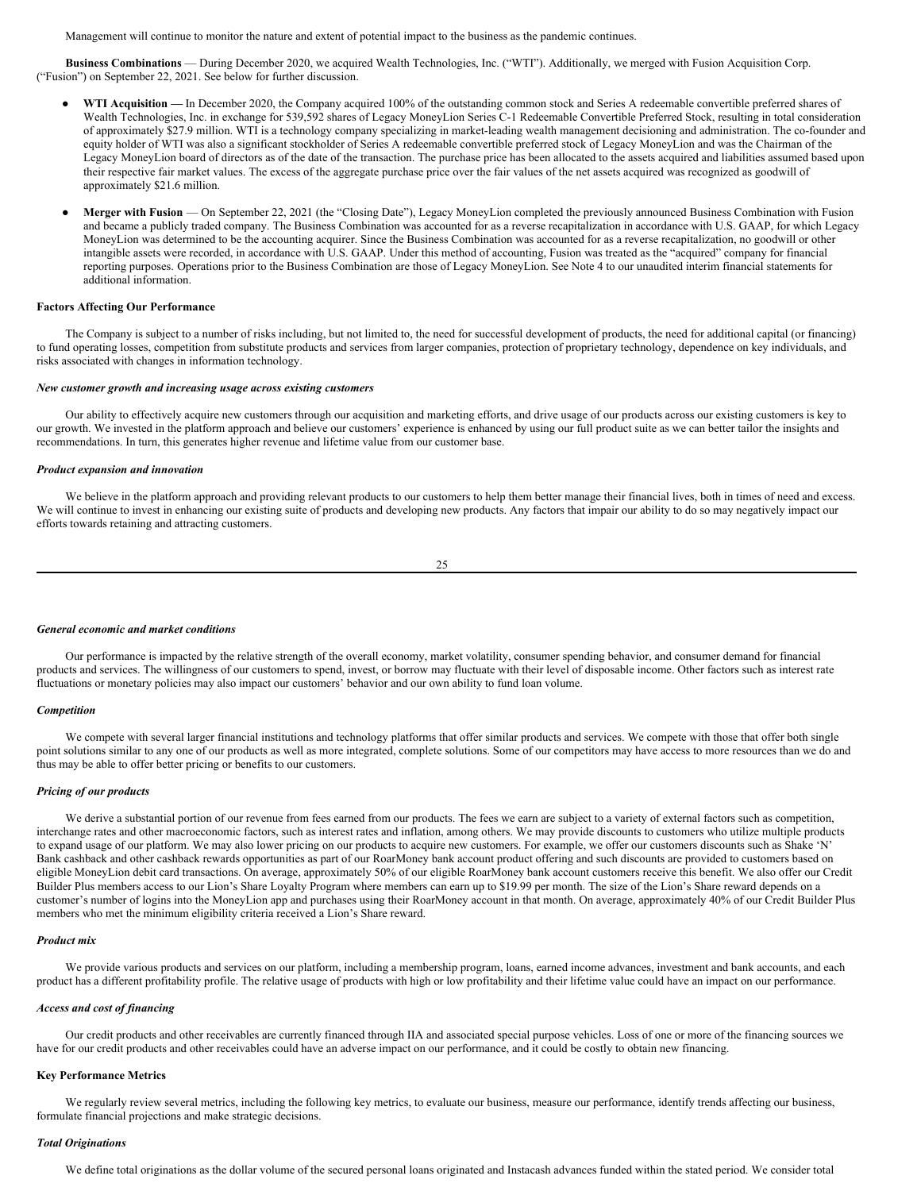Management will continue to monitor the nature and extent of potential impact to the business as the pandemic continues.

**Business Combinations** — During December 2020, we acquired Wealth Technologies, Inc. ("WTI"). Additionally, we merged with Fusion Acquisition Corp. ("Fusion") on September 22, 2021. See below for further discussion.

- **WTI Acquisition —** In December 2020, the Company acquired 100% of the outstanding common stock and Series A redeemable convertible preferred shares of Wealth Technologies, Inc. in exchange for 539,592 shares of Legacy MoneyLion Series C-1 Redeemable Convertible Preferred Stock, resulting in total consideration of approximately $27.9 million. WTI is a technology company specializing in market-leading wealth management decisioning and administration. The co-founder and equity holder of WTI was also a significant stockholder of Series A redeemable convertible preferred stock of Legacy MoneyLion and was the Chairman of the Legacy MoneyLion board of directors as of the date of the transaction. The purchase price has been allocated to the assets acquired and liabilities assumed based upon their respective fair market values. The excess of the aggregate purchase price over the fair values of the net assets acquired was recognized as goodwill of approximately $21.6 million.
- **Merger with Fusion** — On September 22, 2021 (the "Closing Date"), Legacy MoneyLion completed the previously announced Business Combination with Fusion and became a publicly traded company. The Business Combination was accounted for as a reverse recapitalization in accordance with U.S. GAAP, for which Legacy MoneyLion was determined to be the accounting acquirer. Since the Business Combination was accounted for as a reverse recapitalization, no goodwill or other intangible assets were recorded, in accordance with U.S. GAAP. Under this method of accounting, Fusion was treated as the "acquired" company for financial reporting purposes. Operations prior to the Business Combination are those of Legacy MoneyLion. See Note 4 to our unaudited interim financial statements for additional information.

**Factors Affecting Our Performance**

The Company is subject to a number of risks including, but not limited to, the need for successful development of products, the need for additional capital (or financing) to fund operating losses, competition from substitute products and services from larger companies, protection of proprietary technology, dependence on key individuals, and risks associated with changes in information technology.

***New customer growth and increasing usage across existing customers***

Our ability to effectively acquire new customers through our acquisition and marketing efforts, and drive usage of our products across our existing customers is key to our growth. We invested in the platform approach and believe our customers' experience is enhanced by using our full product suite as we can better tailor the insights and recommendations. In turn, this generates higher revenue and lifetime value from our customer base.

***Product expansion and innovation***

We believe in the platform approach and providing relevant products to our customers to help them better manage their financial lives, both in times of need and excess. We will continue to invest in enhancing our existing suite of products and developing new products. Any factors that impair our ability to do so may negatively impact our efforts towards retaining and attracting customers.

***General economic and market conditions***

Our performance is impacted by the relative strength of the overall economy, market volatility, consumer spending behavior, and consumer demand for financial products and services. The willingness of our customers to spend, invest, or borrow may fluctuate with their level of disposable income. Other factors such as interest rate fluctuations or monetary policies may also impact our customers' behavior and our own ability to fund loan volume.

***Competition***

We compete with several larger financial institutions and technology platforms that offer similar products and services. We compete with those that offer both single point solutions similar to any one of our products as well as more integrated, complete solutions. Some of our competitors may have access to more resources than we do and thus may be able to offer better pricing or benefits to our customers.

***Pricing of our products***

We derive a substantial portion of our revenue from fees earned from our products. The fees we earn are subject to a variety of external factors such as competition, interchange rates and other macroeconomic factors, such as interest rates and inflation, among others. We may provide discounts to customers who utilize multiple products to expand usage of our platform. We may also lower pricing on our products to acquire new customers. For example, we offer our customers discounts such as Shake 'N' Bank cashback and other cashback rewards opportunities as part of our RoarMoney bank account product offering and such discounts are provided to customers based on eligible MoneyLion debit card transactions. On average, approximately 50% of our eligible RoarMoney bank account customers receive this benefit. We also offer our Credit Builder Plus members access to our Lion's Share Loyalty Program where members can earn up to $19.99 per month. The size of the Lion's Share reward depends on a customer's number of logins into the MoneyLion app and purchases using their RoarMoney account in that month. On average, approximately 40% of our Credit Builder Plus members who met the minimum eligibility criteria received a Lion's Share reward.

***Product mix***

We provide various products and services on our platform, including a membership program, loans, earned income advances, investment and bank accounts, and each product has a different profitability profile. The relative usage of products with high or low profitability and their lifetime value could have an impact on our performance.

***Access and cost of financing***

Our credit products and other receivables are currently financed through IIA and associated special purpose vehicles. Loss of one or more of the financing sources we have for our credit products and other receivables could have an adverse impact on our performance, and it could be costly to obtain new financing.

**Key Performance Metrics**

We regularly review several metrics, including the following key metrics, to evaluate our business, measure our performance, identify trends affecting our business, formulate financial projections and make strategic decisions.

***Total Originations***

We define total originations as the dollar volume of the secured personal loans originated and Instacash advances funded within the stated period. We consider total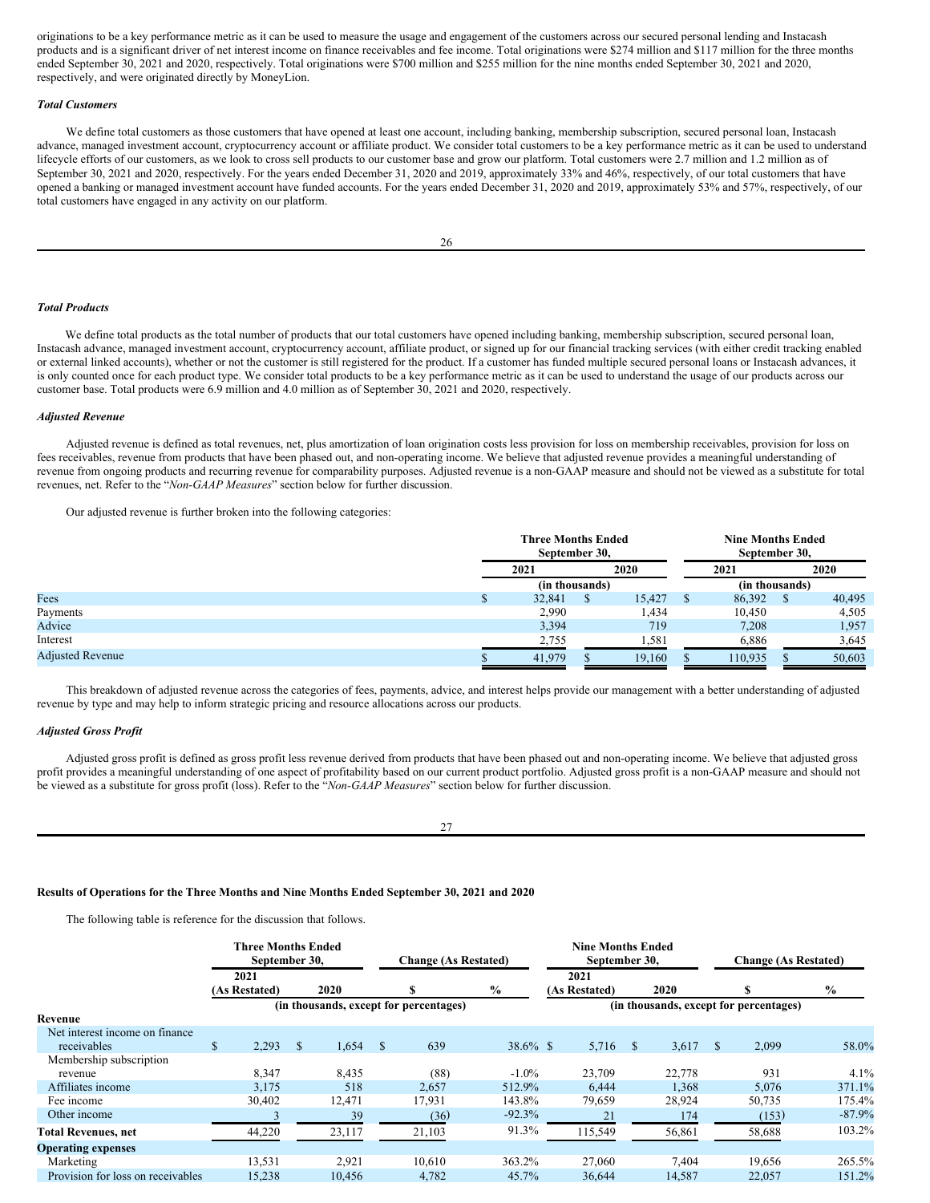originations to be a key performance metric as it can be used to measure the usage and engagement of the customers across our secured personal lending and Instacash products and is a significant driver of net interest income on finance receivables and fee income. Total originations were $274 million and $117 million for the three months ended September 30, 2021 and 2020, respectively. Total originations were $700 million and $255 million for the nine months ended September 30, 2021 and 2020, respectively, and were originated directly by MoneyLion.

***Total Customers***

We define total customers as those customers that have opened at least one account, including banking, membership subscription, secured personal loan, Instacash advance, managed investment account, cryptocurrency account or affiliate product. We consider total customers to be a key performance metric as it can be used to understand lifecycle efforts of our customers, as we look to cross sell products to our customer base and grow our platform. Total customers were 2.7 million and 1.2 million as of September 30, 2021 and 2020, respectively. For the years ended December 31, 2020 and 2019, approximately 33% and 46%, respectively, of our total customers that have opened a banking or managed investment account have funded accounts. For the years ended December 31, 2020 and 2019, approximately 53% and 57%, respectively, of our total customers have engaged in any activity on our platform.

***Total Products***

We define total products as the total number of products that our total customers have opened including banking, membership subscription, secured personal loan, Instacash advance, managed investment account, cryptocurrency account, affiliate product, or signed up for our financial tracking services (with either credit tracking enabled or external linked accounts), whether or not the customer is still registered for the product. If a customer has funded multiple secured personal loans or Instacash advances, it is only counted once for each product type. We consider total products to be a key performance metric as it can be used to understand the usage of our products across our customer base. Total products were 6.9 million and 4.0 million as of September 30, 2021 and 2020, respectively.

***Adjusted Revenue***

Adjusted revenue is defined as total revenues, net, plus amortization of loan origination costs less provision for loss on membership receivables, provision for loss on fees receivables, revenue from products that have been phased out, and non-operating income. We believe that adjusted revenue provides a meaningful understanding of revenue from ongoing products and recurring revenue for comparability purposes. Adjusted revenue is a non-GAAP measure and should not be viewed as a substitute for total revenues, net. Refer to the "*Non-GAAP Measures*" section below for further discussion.

Our adjusted revenue is further broken into the following categories:

| | Three Months Ended September 30, | | Nine Months Ended September 30, | |
|---|---|---|---|---|
| | 2021 | 2020 | 2021 | 2020 |
| | (in thousands) | | (in thousands) | |
| Fees | $ 32,841 | $ 15,427 | $ 86,392 | $ 40,495 |
| Payments | 2,990 | 1,434 | 10,450 | 4,505 |
| Advice | 3,394 | 719 | 7,208 | 1,957 |
| Interest | 2,755 | 1,581 | 6,886 | 3,645 |
| Adjusted Revenue | $ 41,979 | $ 19,160 | $ 110,935 | $ 50,603 |

This breakdown of adjusted revenue across the categories of fees, payments, advice, and interest helps provide our management with a better understanding of adjusted revenue by type and may help to inform strategic pricing and resource allocations across our products.

***Adjusted Gross Profit***

Adjusted gross profit is defined as gross profit less revenue derived from products that have been phased out and non-operating income. We believe that adjusted gross profit provides a meaningful understanding of one aspect of profitability based on our current product portfolio. Adjusted gross profit is a non-GAAP measure and should not be viewed as a substitute for gross profit (loss). Refer to the "*Non-GAAP Measures*" section below for further discussion.

**Results of Operations for the Three Months and Nine Months Ended September 30, 2021 and 2020**

The following table is reference for the discussion that follows.

| | Three Months Ended September 30, | | Change (As Restated) | | Nine Months Ended September 30, | | Change (As Restated) | |
|---|---|---|---|---|---|---|---|---|
| | 2021 (As Restated) | 2020 | $ | % | 2021 (As Restated) | 2020 | $ | % |
| | (in thousands, except for percentages) | | | | (in thousands, except for percentages) | | | |
| **Revenue** | | | | | | | | |
| Net interest income on finance receivables | $ 2,293 | $ 1,654 | $ 639 | 38.6% | $ 5,716 | $ 3,617 | $ 2,099 | 58.0% |
| Membership subscription revenue | 8,347 | 8,435 | (88) | -1.0% | 23,709 | 22,778 | 931 | 4.1% |
| Affiliates income | 3,175 | 518 | 2,657 | 512.9% | 6,444 | 1,368 | 5,076 | 371.1% |
| Fee income | 30,402 | 12,471 | 17,931 | 143.8% | 79,659 | 28,924 | 50,735 | 175.4% |
| Other income | 3 | 39 | (36) | -92.3% | 21 | 174 | (153) | -87.9% |
| **Total Revenues, net** | 44,220 | 23,117 | 21,103 | 91.3% | 115,549 | 56,861 | 58,688 | 103.2% |
| **Operating expenses** | | | | | | | | |
| Marketing | 13,531 | 2,921 | 10,610 | 363.2% | 27,060 | 7,404 | 19,656 | 265.5% |
| Provision for loss on receivables | 15,238 | 10,456 | 4,782 | 45.7% | 36,644 | 14,587 | 22,057 | 151.2% |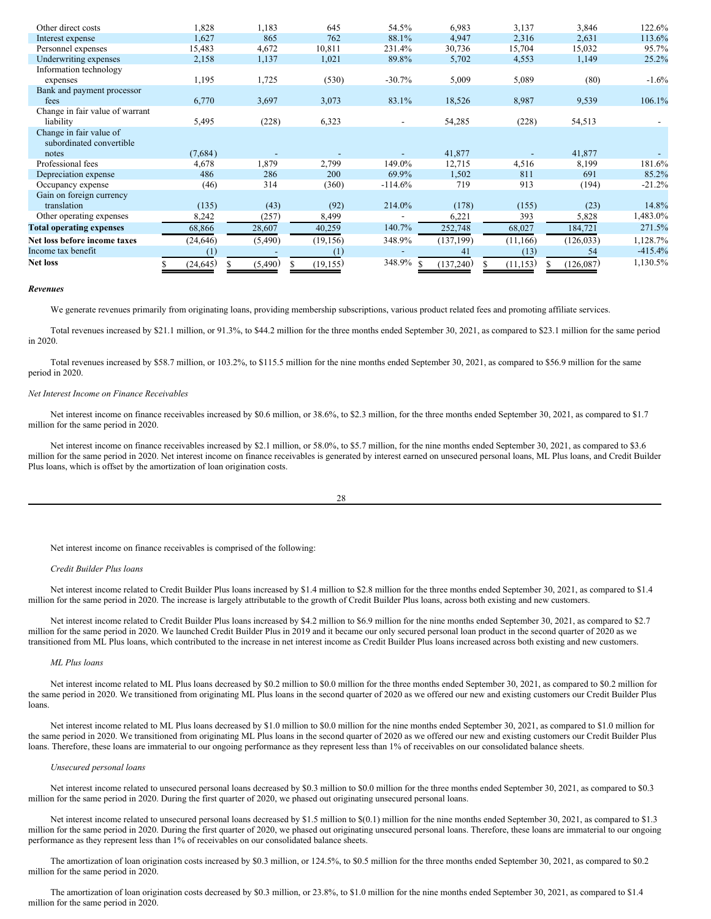| | | | | | | | | |
|---|---|---|---|---|---|---|---|---|
| Other direct costs | 1,828 | 1,183 | 645 | 54.5% | 6,983 | 3,137 | 3,846 | 122.6% |
| Interest expense | 1,627 | 865 | 762 | 88.1% | 4,947 | 2,316 | 2,631 | 113.6% |
| Personnel expenses | 15,483 | 4,672 | 10,811 | 231.4% | 30,736 | 15,704 | 15,032 | 95.7% |
| Underwriting expenses | 2,158 | 1,137 | 1,021 | 89.8% | 5,702 | 4,553 | 1,149 | 25.2% |
| Information technology expenses | 1,195 | 1,725 | (530) | -30.7% | 5,009 | 5,089 | (80) | -1.6% |
| Bank and payment processor fees | 6,770 | 3,697 | 3,073 | 83.1% | 18,526 | 8,987 | 9,539 | 106.1% |
| Change in fair value of warrant liability | 5,495 | (228) | 6,323 | - | 54,285 | (228) | 54,513 | - |
| Change in fair value of subordinated convertible notes | (7,684) | - | - | - | 41,877 | - | 41,877 | - |
| Professional fees | 4,678 | 1,879 | 2,799 | 149.0% | 12,715 | 4,516 | 8,199 | 181.6% |
| Depreciation expense | 486 | 286 | 200 | 69.9% | 1,502 | 811 | 691 | 85.2% |
| Occupancy expense | (46) | 314 | (360) | -114.6% | 719 | 913 | (194) | -21.2% |
| Gain on foreign currency translation | (135) | (43) | (92) | 214.0% | (178) | (155) | (23) | 14.8% |
| Other operating expenses | 8,242 | (257) | 8,499 | - | 6,221 | 393 | 5,828 | 1,483.0% |
| **Total operating expenses** | 68,866 | 28,607 | 40,259 | 140.7% | 252,748 | 68,027 | 184,721 | 271.5% |
| **Net loss before income taxes** | (24,646) | (5,490) | (19,156) | 348.9% | (137,199) | (11,166) | (126,033) | 1,128.7% |
| Income tax benefit | (1) | - | (1) | - | 41 | (13) | 54 | -415.4% |
| **Net loss** | $ (24,645) | $ (5,490) | $ (19,155) | 348.9% | $ (137,240) | $ (11,153) | $ (126,087) | 1,130.5% |

***Revenues***

We generate revenues primarily from originating loans, providing membership subscriptions, various product related fees and promoting affiliate services.

Total revenues increased by $21.1 million, or 91.3%, to $44.2 million for the three months ended September 30, 2021, as compared to $23.1 million for the same period in 2020.

Total revenues increased by $58.7 million, or 103.2%, to $115.5 million for the nine months ended September 30, 2021, as compared to $56.9 million for the same period in 2020.

*Net Interest Income on Finance Receivables*

Net interest income on finance receivables increased by $0.6 million, or 38.6%, to $2.3 million, for the three months ended September 30, 2021, as compared to $1.7 million for the same period in 2020.

Net interest income on finance receivables increased by $2.1 million, or 58.0%, to $5.7 million, for the nine months ended September 30, 2021, as compared to $3.6 million for the same period in 2020. Net interest income on finance receivables is generated by interest earned on unsecured personal loans, ML Plus loans, and Credit Builder Plus loans, which is offset by the amortization of loan origination costs.

Net interest income on finance receivables is comprised of the following:

*Credit Builder Plus loans*

Net interest income related to Credit Builder Plus loans increased by $1.4 million to $2.8 million for the three months ended September 30, 2021, as compared to $1.4 million for the same period in 2020. The increase is largely attributable to the growth of Credit Builder Plus loans, across both existing and new customers.

Net interest income related to Credit Builder Plus loans increased by $4.2 million to $6.9 million for the nine months ended September 30, 2021, as compared to $2.7 million for the same period in 2020. We launched Credit Builder Plus in 2019 and it became our only secured personal loan product in the second quarter of 2020 as we transitioned from ML Plus loans, which contributed to the increase in net interest income as Credit Builder Plus loans increased across both existing and new customers.

*ML Plus loans*

Net interest income related to ML Plus loans decreased by $0.2 million to $0.0 million for the three months ended September 30, 2021, as compared to $0.2 million for the same period in 2020. We transitioned from originating ML Plus loans in the second quarter of 2020 as we offered our new and existing customers our Credit Builder Plus loans.

Net interest income related to ML Plus loans decreased by $1.0 million to $0.0 million for the nine months ended September 30, 2021, as compared to $1.0 million for the same period in 2020. We transitioned from originating ML Plus loans in the second quarter of 2020 as we offered our new and existing customers our Credit Builder Plus loans. Therefore, these loans are immaterial to our ongoing performance as they represent less than 1% of receivables on our consolidated balance sheets.

*Unsecured personal loans*

Net interest income related to unsecured personal loans decreased by $0.3 million to $0.0 million for the three months ended September 30, 2021, as compared to $0.3 million for the same period in 2020. During the first quarter of 2020, we phased out originating unsecured personal loans.

Net interest income related to unsecured personal loans decreased by $1.5 million to $(0.1) million for the nine months ended September 30, 2021, as compared to $1.3 million for the same period in 2020. During the first quarter of 2020, we phased out originating unsecured personal loans. Therefore, these loans are immaterial to our ongoing performance as they represent less than 1% of receivables on our consolidated balance sheets.

The amortization of loan origination costs increased by $0.3 million, or 124.5%, to $0.5 million for the three months ended September 30, 2021, as compared to $0.2 million for the same period in 2020.

The amortization of loan origination costs decreased by $0.3 million, or 23.8%, to $1.0 million for the nine months ended September 30, 2021, as compared to $1.4 million for the same period in 2020.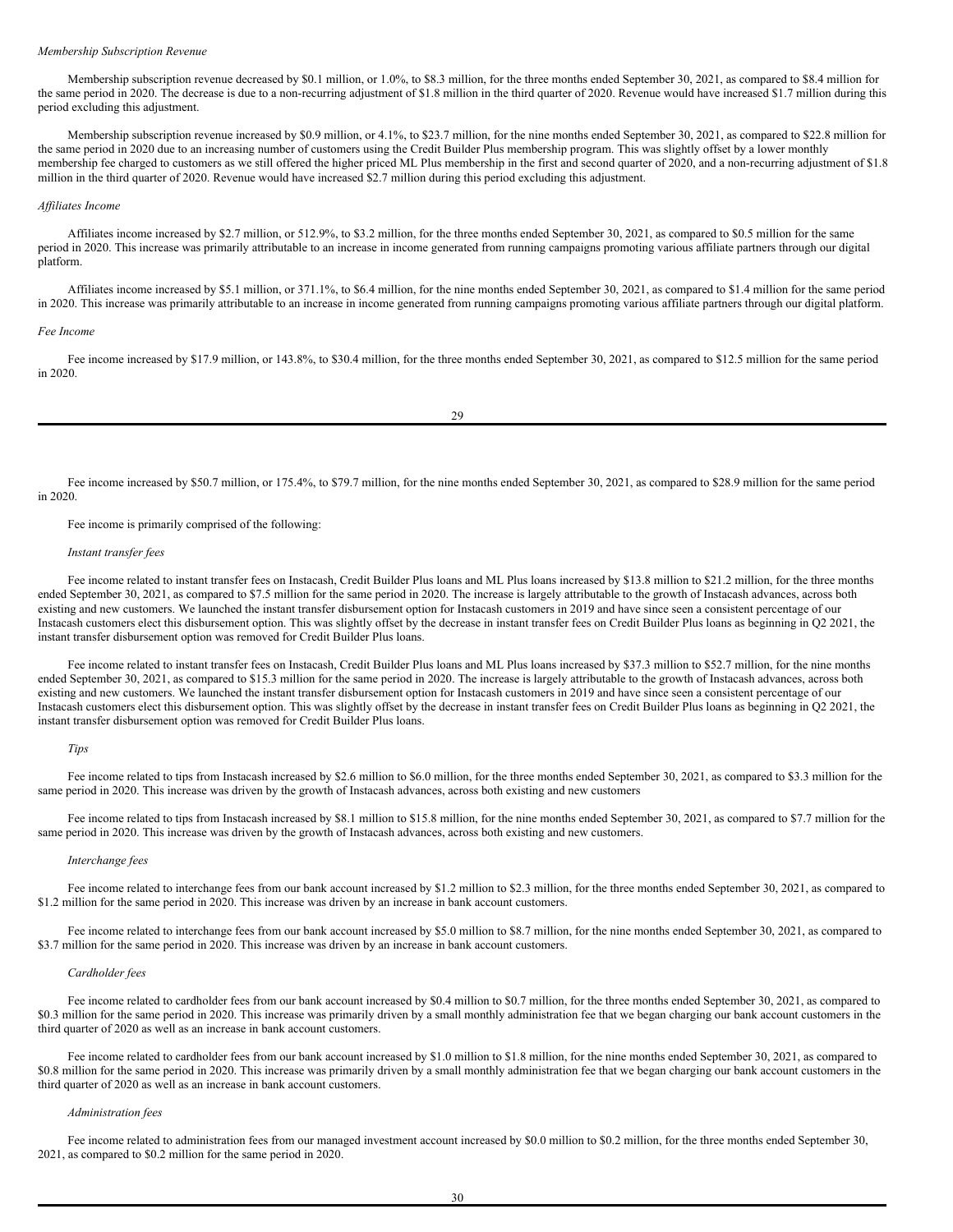*Membership Subscription Revenue*

Membership subscription revenue decreased by $0.1 million, or 1.0%, to $8.3 million, for the three months ended September 30, 2021, as compared to $8.4 million for the same period in 2020. The decrease is due to a non-recurring adjustment of $1.8 million in the third quarter of 2020. Revenue would have increased $1.7 million during this period excluding this adjustment.

Membership subscription revenue increased by $0.9 million, or 4.1%, to $23.7 million, for the nine months ended September 30, 2021, as compared to $22.8 million for the same period in 2020 due to an increasing number of customers using the Credit Builder Plus membership program. This was slightly offset by a lower monthly membership fee charged to customers as we still offered the higher priced ML Plus membership in the first and second quarter of 2020, and a non-recurring adjustment of $1.8 million in the third quarter of 2020. Revenue would have increased $2.7 million during this period excluding this adjustment.

*Affiliates Income*

Affiliates income increased by $2.7 million, or 512.9%, to $3.2 million, for the three months ended September 30, 2021, as compared to $0.5 million for the same period in 2020. This increase was primarily attributable to an increase in income generated from running campaigns promoting various affiliate partners through our digital platform.

Affiliates income increased by $5.1 million, or 371.1%, to $6.4 million, for the nine months ended September 30, 2021, as compared to $1.4 million for the same period in 2020. This increase was primarily attributable to an increase in income generated from running campaigns promoting various affiliate partners through our digital platform.

*Fee Income*

Fee income increased by $17.9 million, or 143.8%, to $30.4 million, for the three months ended September 30, 2021, as compared to $12.5 million for the same period in 2020.

Fee income increased by $50.7 million, or 175.4%, to $79.7 million, for the nine months ended September 30, 2021, as compared to $28.9 million for the same period in 2020.

Fee income is primarily comprised of the following:

*Instant transfer fees*

Fee income related to instant transfer fees on Instacash, Credit Builder Plus loans and ML Plus loans increased by $13.8 million to $21.2 million, for the three months ended September 30, 2021, as compared to $7.5 million for the same period in 2020. The increase is largely attributable to the growth of Instacash advances, across both existing and new customers. We launched the instant transfer disbursement option for Instacash customers in 2019 and have since seen a consistent percentage of our Instacash customers elect this disbursement option. This was slightly offset by the decrease in instant transfer fees on Credit Builder Plus loans as beginning in Q2 2021, the instant transfer disbursement option was removed for Credit Builder Plus loans.

Fee income related to instant transfer fees on Instacash, Credit Builder Plus loans and ML Plus loans increased by $37.3 million to $52.7 million, for the nine months ended September 30, 2021, as compared to $15.3 million for the same period in 2020. The increase is largely attributable to the growth of Instacash advances, across both existing and new customers. We launched the instant transfer disbursement option for Instacash customers in 2019 and have since seen a consistent percentage of our Instacash customers elect this disbursement option. This was slightly offset by the decrease in instant transfer fees on Credit Builder Plus loans as beginning in Q2 2021, the instant transfer disbursement option was removed for Credit Builder Plus loans.

*Tips*

Fee income related to tips from Instacash increased by $2.6 million to $6.0 million, for the three months ended September 30, 2021, as compared to $3.3 million for the same period in 2020. This increase was driven by the growth of Instacash advances, across both existing and new customers

Fee income related to tips from Instacash increased by $8.1 million to $15.8 million, for the nine months ended September 30, 2021, as compared to $7.7 million for the same period in 2020. This increase was driven by the growth of Instacash advances, across both existing and new customers.

*Interchange fees*

Fee income related to interchange fees from our bank account increased by $1.2 million to $2.3 million, for the three months ended September 30, 2021, as compared to $1.2 million for the same period in 2020. This increase was driven by an increase in bank account customers.

Fee income related to interchange fees from our bank account increased by $5.0 million to $8.7 million, for the nine months ended September 30, 2021, as compared to $3.7 million for the same period in 2020. This increase was driven by an increase in bank account customers.

*Cardholder fees*

Fee income related to cardholder fees from our bank account increased by $0.4 million to $0.7 million, for the three months ended September 30, 2021, as compared to $0.3 million for the same period in 2020. This increase was primarily driven by a small monthly administration fee that we began charging our bank account customers in the third quarter of 2020 as well as an increase in bank account customers.

Fee income related to cardholder fees from our bank account increased by $1.0 million to $1.8 million, for the nine months ended September 30, 2021, as compared to $0.8 million for the same period in 2020. This increase was primarily driven by a small monthly administration fee that we began charging our bank account customers in the third quarter of 2020 as well as an increase in bank account customers.

*Administration fees*

Fee income related to administration fees from our managed investment account increased by $0.0 million to $0.2 million, for the three months ended September 30, 2021, as compared to $0.2 million for the same period in 2020.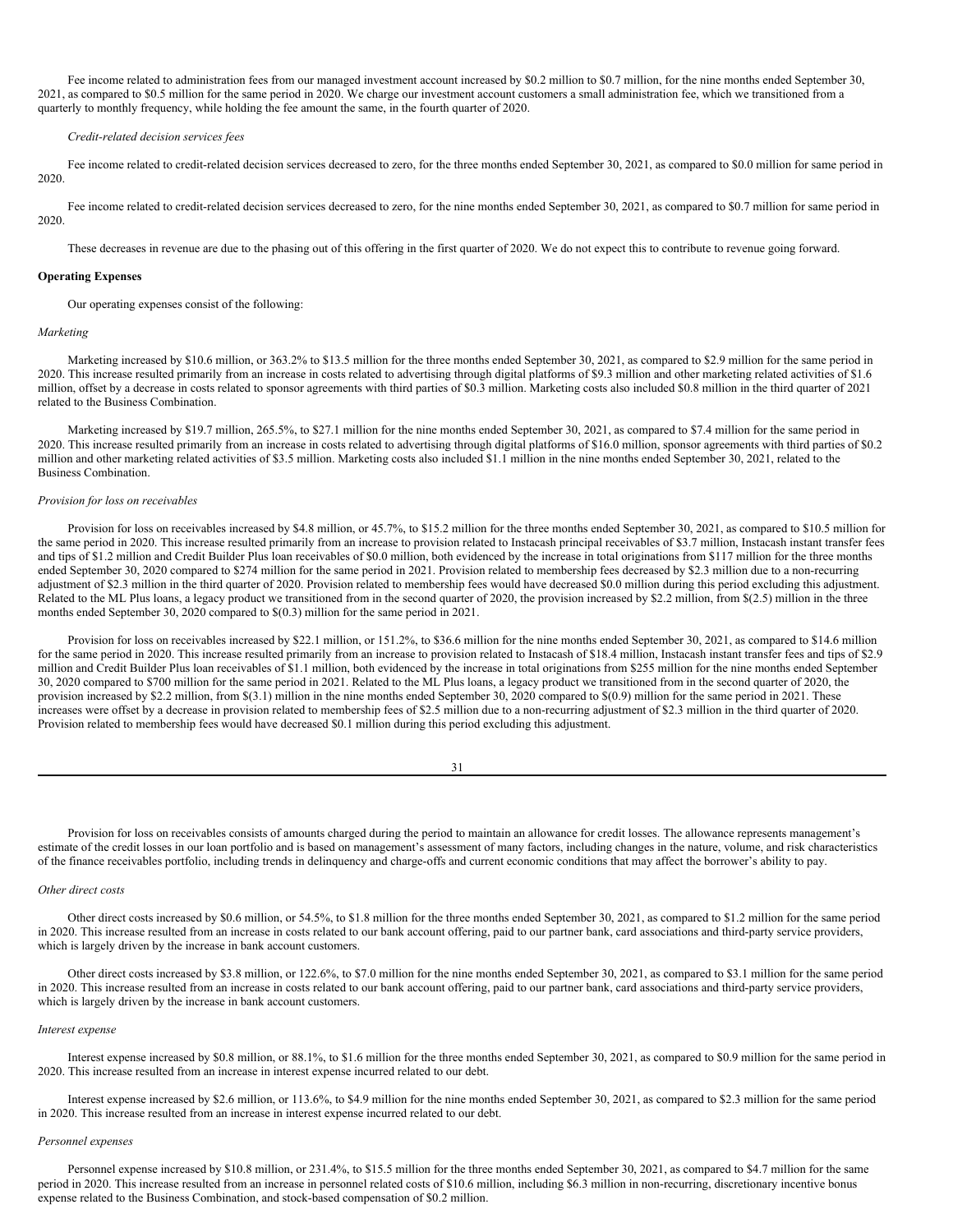Fee income related to administration fees from our managed investment account increased by $0.2 million to $0.7 million, for the nine months ended September 30, 2021, as compared to $0.5 million for the same period in 2020. We charge our investment account customers a small administration fee, which we transitioned from a quarterly to monthly frequency, while holding the fee amount the same, in the fourth quarter of 2020.

*Credit-related decision services fees*

Fee income related to credit-related decision services decreased to zero, for the three months ended September 30, 2021, as compared to $0.0 million for same period in 2020.

Fee income related to credit-related decision services decreased to zero, for the nine months ended September 30, 2021, as compared to $0.7 million for same period in 2020.

These decreases in revenue are due to the phasing out of this offering in the first quarter of 2020. We do not expect this to contribute to revenue going forward.

**Operating Expenses**

Our operating expenses consist of the following:

*Marketing*

Marketing increased by $10.6 million, or 363.2% to $13.5 million for the three months ended September 30, 2021, as compared to $2.9 million for the same period in 2020. This increase resulted primarily from an increase in costs related to advertising through digital platforms of $9.3 million and other marketing related activities of $1.6 million, offset by a decrease in costs related to sponsor agreements with third parties of $0.3 million. Marketing costs also included $0.8 million in the third quarter of 2021 related to the Business Combination.

Marketing increased by $19.7 million, 265.5%, to $27.1 million for the nine months ended September 30, 2021, as compared to $7.4 million for the same period in 2020. This increase resulted primarily from an increase in costs related to advertising through digital platforms of $16.0 million, sponsor agreements with third parties of $0.2 million and other marketing related activities of $3.5 million. Marketing costs also included $1.1 million in the nine months ended September 30, 2021, related to the Business Combination.

*Provision for loss on receivables*

Provision for loss on receivables increased by $4.8 million, or 45.7%, to $15.2 million for the three months ended September 30, 2021, as compared to $10.5 million for the same period in 2020. This increase resulted primarily from an increase to provision related to Instacash principal receivables of $3.7 million, Instacash instant transfer fees and tips of $1.2 million and Credit Builder Plus loan receivables of $0.0 million, both evidenced by the increase in total originations from $117 million for the three months ended September 30, 2020 compared to $274 million for the same period in 2021. Provision related to membership fees decreased by $2.3 million due to a non-recurring adjustment of $2.3 million in the third quarter of 2020. Provision related to membership fees would have decreased $0.0 million during this period excluding this adjustment. Related to the ML Plus loans, a legacy product we transitioned from in the second quarter of 2020, the provision increased by $2.2 million, from $(2.5) million in the three months ended September 30, 2020 compared to $(0.3) million for the same period in 2021.

Provision for loss on receivables increased by $22.1 million, or 151.2%, to $36.6 million for the nine months ended September 30, 2021, as compared to $14.6 million for the same period in 2020. This increase resulted primarily from an increase to provision related to Instacash of $18.4 million, Instacash instant transfer fees and tips of $2.9 million and Credit Builder Plus loan receivables of $1.1 million, both evidenced by the increase in total originations from $255 million for the nine months ended September 30, 2020 compared to $700 million for the same period in 2021. Related to the ML Plus loans, a legacy product we transitioned from in the second quarter of 2020, the provision increased by $2.2 million, from $(3.1) million in the nine months ended September 30, 2020 compared to $(0.9) million for the same period in 2021. These increases were offset by a decrease in provision related to membership fees of $2.5 million due to a non-recurring adjustment of $2.3 million in the third quarter of 2020. Provision related to membership fees would have decreased $0.1 million during this period excluding this adjustment.

Provision for loss on receivables consists of amounts charged during the period to maintain an allowance for credit losses. The allowance represents management's estimate of the credit losses in our loan portfolio and is based on management's assessment of many factors, including changes in the nature, volume, and risk characteristics of the finance receivables portfolio, including trends in delinquency and charge-offs and current economic conditions that may affect the borrower's ability to pay.

*Other direct costs*

Other direct costs increased by $0.6 million, or 54.5%, to $1.8 million for the three months ended September 30, 2021, as compared to $1.2 million for the same period in 2020. This increase resulted from an increase in costs related to our bank account offering, paid to our partner bank, card associations and third-party service providers, which is largely driven by the increase in bank account customers.

Other direct costs increased by $3.8 million, or 122.6%, to $7.0 million for the nine months ended September 30, 2021, as compared to $3.1 million for the same period in 2020. This increase resulted from an increase in costs related to our bank account offering, paid to our partner bank, card associations and third-party service providers, which is largely driven by the increase in bank account customers.

*Interest expense*

Interest expense increased by $0.8 million, or 88.1%, to $1.6 million for the three months ended September 30, 2021, as compared to $0.9 million for the same period in 2020. This increase resulted from an increase in interest expense incurred related to our debt.

Interest expense increased by $2.6 million, or 113.6%, to $4.9 million for the nine months ended September 30, 2021, as compared to $2.3 million for the same period in 2020. This increase resulted from an increase in interest expense incurred related to our debt.

*Personnel expenses*

Personnel expense increased by $10.8 million, or 231.4%, to $15.5 million for the three months ended September 30, 2021, as compared to $4.7 million for the same period in 2020. This increase resulted from an increase in personnel related costs of $10.6 million, including $6.3 million in non-recurring, discretionary incentive bonus expense related to the Business Combination, and stock-based compensation of $0.2 million.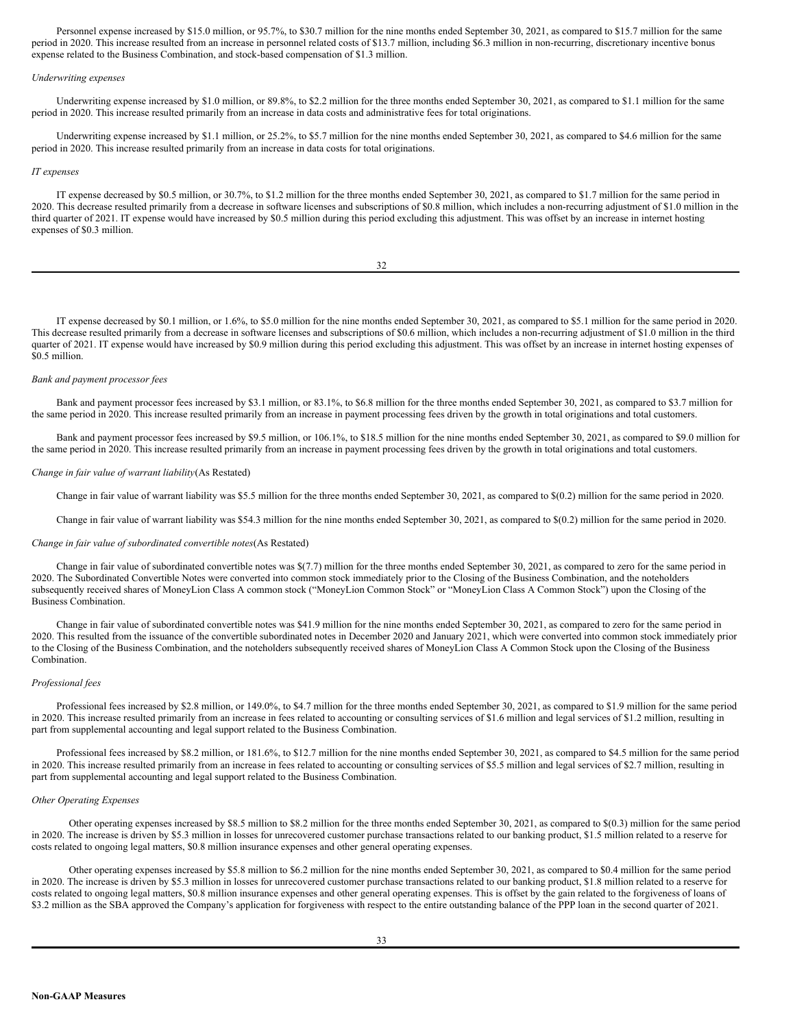Personnel expense increased by $15.0 million, or 95.7%, to $30.7 million for the nine months ended September 30, 2021, as compared to $15.7 million for the same period in 2020. This increase resulted from an increase in personnel related costs of $13.7 million, including $6.3 million in non-recurring, discretionary incentive bonus expense related to the Business Combination, and stock-based compensation of $1.3 million.

*Underwriting expenses*

Underwriting expense increased by $1.0 million, or 89.8%, to $2.2 million for the three months ended September 30, 2021, as compared to $1.1 million for the same period in 2020. This increase resulted primarily from an increase in data costs and administrative fees for total originations.

Underwriting expense increased by $1.1 million, or 25.2%, to $5.7 million for the nine months ended September 30, 2021, as compared to $4.6 million for the same period in 2020. This increase resulted primarily from an increase in data costs for total originations.

*IT expenses*

IT expense decreased by $0.5 million, or 30.7%, to $1.2 million for the three months ended September 30, 2021, as compared to $1.7 million for the same period in 2020. This decrease resulted primarily from a decrease in software licenses and subscriptions of $0.8 million, which includes a non-recurring adjustment of $1.0 million in the third quarter of 2021. IT expense would have increased by $0.5 million during this period excluding this adjustment. This was offset by an increase in internet hosting expenses of $0.3 million.

IT expense decreased by $0.1 million, or 1.6%, to $5.0 million for the nine months ended September 30, 2021, as compared to $5.1 million for the same period in 2020. This decrease resulted primarily from a decrease in software licenses and subscriptions of $0.6 million, which includes a non-recurring adjustment of $1.0 million in the third quarter of 2021. IT expense would have increased by $0.9 million during this period excluding this adjustment. This was offset by an increase in internet hosting expenses of $0.5 million.

*Bank and payment processor fees*

Bank and payment processor fees increased by $3.1 million, or 83.1%, to $6.8 million for the three months ended September 30, 2021, as compared to $3.7 million for the same period in 2020. This increase resulted primarily from an increase in payment processing fees driven by the growth in total originations and total customers.

Bank and payment processor fees increased by $9.5 million, or 106.1%, to $18.5 million for the nine months ended September 30, 2021, as compared to $9.0 million for the same period in 2020. This increase resulted primarily from an increase in payment processing fees driven by the growth in total originations and total customers.

*Change in fair value of warrant liability*(As Restated)

Change in fair value of warrant liability was $5.5 million for the three months ended September 30, 2021, as compared to $(0.2) million for the same period in 2020.

Change in fair value of warrant liability was $54.3 million for the nine months ended September 30, 2021, as compared to $(0.2) million for the same period in 2020.

*Change in fair value of subordinated convertible notes*(As Restated)

Change in fair value of subordinated convertible notes was $(7.7) million for the three months ended September 30, 2021, as compared to zero for the same period in 2020. The Subordinated Convertible Notes were converted into common stock immediately prior to the Closing of the Business Combination, and the noteholders subsequently received shares of MoneyLion Class A common stock ("MoneyLion Common Stock" or "MoneyLion Class A Common Stock") upon the Closing of the Business Combination.

Change in fair value of subordinated convertible notes was $41.9 million for the nine months ended September 30, 2021, as compared to zero for the same period in 2020. This resulted from the issuance of the convertible subordinated notes in December 2020 and January 2021, which were converted into common stock immediately prior to the Closing of the Business Combination, and the noteholders subsequently received shares of MoneyLion Class A Common Stock upon the Closing of the Business Combination.

*Professional fees*

Professional fees increased by $2.8 million, or 149.0%, to $4.7 million for the three months ended September 30, 2021, as compared to $1.9 million for the same period in 2020. This increase resulted primarily from an increase in fees related to accounting or consulting services of $1.6 million and legal services of $1.2 million, resulting in part from supplemental accounting and legal support related to the Business Combination.

Professional fees increased by $8.2 million, or 181.6%, to $12.7 million for the nine months ended September 30, 2021, as compared to $4.5 million for the same period in 2020. This increase resulted primarily from an increase in fees related to accounting or consulting services of $5.5 million and legal services of $2.7 million, resulting in part from supplemental accounting and legal support related to the Business Combination.

*Other Operating Expenses*

Other operating expenses increased by $8.5 million to $8.2 million for the three months ended September 30, 2021, as compared to $(0.3) million for the same period in 2020. The increase is driven by $5.3 million in losses for unrecovered customer purchase transactions related to our banking product, $1.5 million related to a reserve for costs related to ongoing legal matters, $0.8 million insurance expenses and other general operating expenses.

Other operating expenses increased by $5.8 million to $6.2 million for the nine months ended September 30, 2021, as compared to $0.4 million for the same period in 2020. The increase is driven by $5.3 million in losses for unrecovered customer purchase transactions related to our banking product, $1.8 million related to a reserve for costs related to ongoing legal matters, $0.8 million insurance expenses and other general operating expenses. This is offset by the gain related to the forgiveness of loans of $3.2 million as the SBA approved the Company's application for forgiveness with respect to the entire outstanding balance of the PPP loan in the second quarter of 2021.

**Non-GAAP Measures**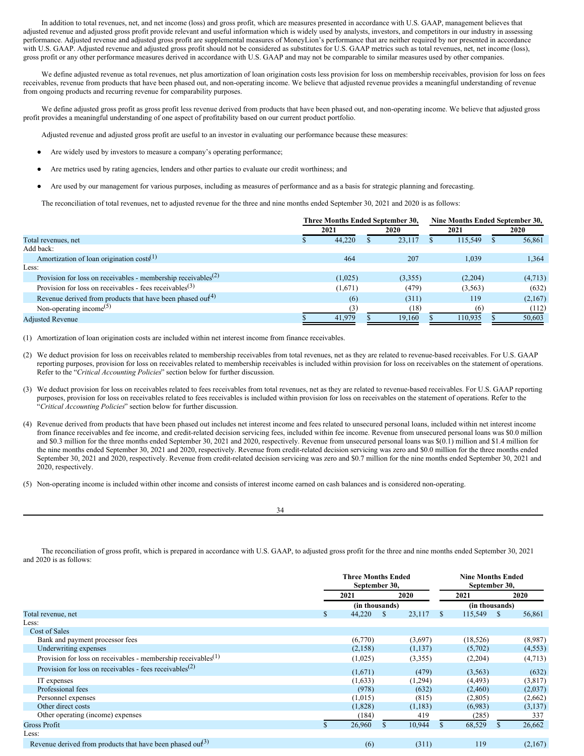In addition to total revenues, net, and net income (loss) and gross profit, which are measures presented in accordance with U.S. GAAP, management believes that adjusted revenue and adjusted gross profit provide relevant and useful information which is widely used by analysts, investors, and competitors in our industry in assessing performance. Adjusted revenue and adjusted gross profit are supplemental measures of MoneyLion's performance that are neither required by nor presented in accordance with U.S. GAAP. Adjusted revenue and adjusted gross profit should not be considered as substitutes for U.S. GAAP metrics such as total revenues, net, net income (loss), gross profit or any other performance measures derived in accordance with U.S. GAAP and may not be comparable to similar measures used by other companies.

We define adjusted revenue as total revenues, net plus amortization of loan origination costs less provision for loss on membership receivables, provision for loss on fees receivables, revenue from products that have been phased out, and non-operating income. We believe that adjusted revenue provides a meaningful understanding of revenue from ongoing products and recurring revenue for comparability purposes.

We define adjusted gross profit as gross profit less revenue derived from products that have been phased out, and non-operating income. We believe that adjusted gross profit provides a meaningful understanding of one aspect of profitability based on our current product portfolio.

Adjusted revenue and adjusted gross profit are useful to an investor in evaluating our performance because these measures:

- Are widely used by investors to measure a company's operating performance;
- Are metrics used by rating agencies, lenders and other parties to evaluate our credit worthiness; and
- Are used by our management for various purposes, including as measures of performance and as a basis for strategic planning and forecasting.

The reconciliation of total revenues, net to adjusted revenue for the three and nine months ended September 30, 2021 and 2020 is as follows:

| | Three Months Ended September 30, | | Nine Months Ended September 30, | |
|---|---|---|---|---|
| | 2021 | 2020 | 2021 | 2020 |
| Total revenues, net | $ 44,220 | $ 23,117 | $ 115,549 | $ 56,861 |
| Add back: | | | | |
| Amortization of loan origination costs(1) | 464 | 207 | 1,039 | 1,364 |
| Less: | | | | |
| Provision for loss on receivables - membership receivables(2) | (1,025) | (3,355) | (2,204) | (4,713) |
| Provision for loss on receivables - fees receivables(3) | (1,671) | (479) | (3,563) | (632) |
| Revenue derived from products that have been phased out(4) | (6) | (311) | 119 | (2,167) |
| Non-operating income(5) | (3) | (18) | (6) | (112) |
| Adjusted Revenue | $ 41,979 | $ 19,160 | $ 110,935 | $ 50,603 |

(1) Amortization of loan origination costs are included within net interest income from finance receivables.

(2) We deduct provision for loss on receivables related to membership receivables from total revenues, net as they are related to revenue-based receivables. For U.S. GAAP reporting purposes, provision for loss on receivables related to membership receivables is included within provision for loss on receivables on the statement of operations. Refer to the "*Critical Accounting Policies*" section below for further discussion.

(3) We deduct provision for loss on receivables related to fees receivables from total revenues, net as they are related to revenue-based receivables. For U.S. GAAP reporting purposes, provision for loss on receivables related to fees receivables is included within provision for loss on receivables on the statement of operations. Refer to the "*Critical Accounting Policies*" section below for further discussion.

(4) Revenue derived from products that have been phased out includes net interest income and fees related to unsecured personal loans, included within net interest income from finance receivables and fee income, and credit-related decision servicing fees, included within fee income. Revenue from unsecured personal loans was $0.0 million and $0.3 million for the three months ended September 30, 2021 and 2020, respectively. Revenue from unsecured personal loans was $(0.1) million and $1.4 million for the nine months ended September 30, 2021 and 2020, respectively. Revenue from credit-related decision servicing was zero and $0.0 million for the three months ended September 30, 2021 and 2020, respectively. Revenue from credit-related decision servicing was zero and $0.7 million for the nine months ended September 30, 2021 and 2020, respectively.

(5) Non-operating income is included within other income and consists of interest income earned on cash balances and is considered non-operating.

The reconciliation of gross profit, which is prepared in accordance with U.S. GAAP, to adjusted gross profit for the three and nine months ended September 30, 2021 and 2020 is as follows:

| | Three Months Ended September 30, | | Nine Months Ended September 30, | |
|---|---|---|---|---|
| | 2021 | 2020 | 2021 | 2020 |
| | (in thousands) | | (in thousands) | |
| Total revenue, net | $ 44,220 | $ 23,117 | $ 115,549 | $ 56,861 |
| Less: | | | | |
| Cost of Sales | | | | |
| Bank and payment processor fees | (6,770) | (3,697) | (18,526) | (8,987) |
| Underwriting expenses | (2,158) | (1,137) | (5,702) | (4,553) |
| Provision for loss on receivables - membership receivables(1) | (1,025) | (3,355) | (2,204) | (4,713) |
| Provision for loss on receivables - fees receivables(2) | (1,671) | (479) | (3,563) | (632) |
| IT expenses | (1,633) | (1,294) | (4,493) | (3,817) |
| Professional fees | (978) | (632) | (2,460) | (2,037) |
| Personnel expenses | (1,015) | (815) | (2,805) | (2,662) |
| Other direct costs | (1,828) | (1,183) | (6,983) | (3,137) |
| Other operating (income) expenses | (184) | 419 | (285) | 337 |
| Gross Profit | $ 26,960 | $ 10,944 | $ 68,529 | $ 26,662 |
| Less: | | | | |
| Revenue derived from products that have been phased out(3) | (6) | (311) | 119 | (2,167) |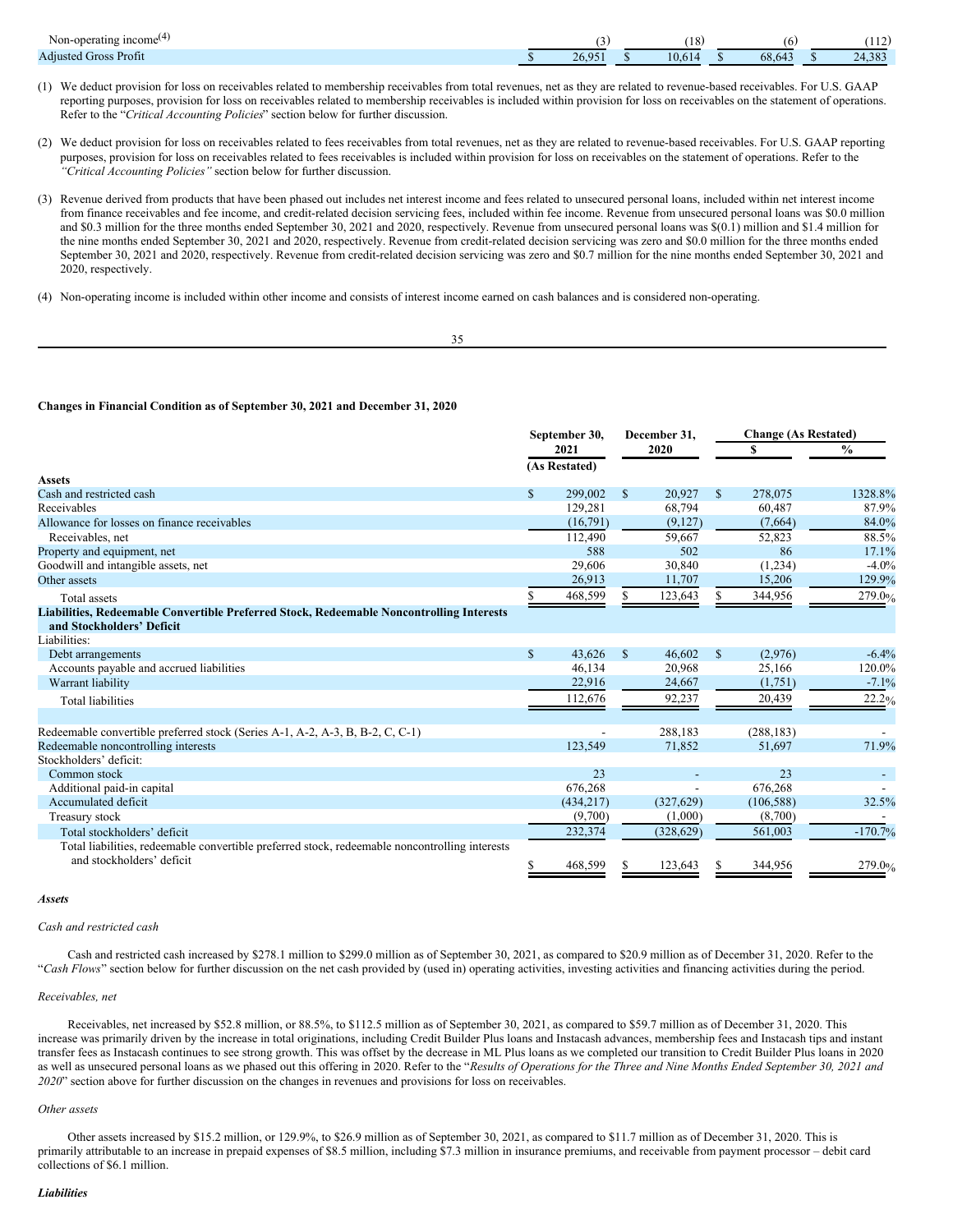| | | | | |
|---|---|---|---|---|
| Non-operating income[4] | (3) | (18) | (6) | (112) |
| Adjusted Gross Profit | $ 26,951 | $ 10,614 | $ 68,643 | $ 24,383 |

(1) We deduct provision for loss on receivables related to membership receivables from total revenues, net as they are related to revenue-based receivables. For U.S. GAAP reporting purposes, provision for loss on receivables related to membership receivables is included within provision for loss on receivables on the statement of operations. Refer to the "*Critical Accounting Policies*" section below for further discussion.

(2) We deduct provision for loss on receivables related to fees receivables from total revenues, net as they are related to revenue-based receivables. For U.S. GAAP reporting purposes, provision for loss on receivables related to fees receivables is included within provision for loss on receivables on the statement of operations. Refer to the *"Critical Accounting Policies"* section below for further discussion.

(3) Revenue derived from products that have been phased out includes net interest income and fees related to unsecured personal loans, included within net interest income from finance receivables and fee income, and credit-related decision servicing fees, included within fee income. Revenue from unsecured personal loans was $0.0 million and $0.3 million for the three months ended September 30, 2021 and 2020, respectively. Revenue from unsecured personal loans was $(0.1) million and $1.4 million for the nine months ended September 30, 2021 and 2020, respectively. Revenue from credit-related decision servicing was zero and $0.0 million for the three months ended September 30, 2021 and 2020, respectively. Revenue from credit-related decision servicing was zero and $0.7 million for the nine months ended September 30, 2021 and 2020, respectively.

(4) Non-operating income is included within other income and consists of interest income earned on cash balances and is considered non-operating.

**Changes in Financial Condition as of September 30, 2021 and December 31, 2020**

| | September 30, 2021 (As Restated) | December 31, 2020 | Change (As Restated) | |
|---|---|---|---|---|
| | | | $ | % |
| **Assets** | | | | |
| Cash and restricted cash | $ 299,002 | $ 20,927 | $ 278,075 | 1328.8% |
| Receivables | 129,281 | 68,794 | 60,487 | 87.9% |
| Allowance for losses on finance receivables | (16,791) | (9,127) | (7,664) | 84.0% |
| Receivables, net | 112,490 | 59,667 | 52,823 | 88.5% |
| Property and equipment, net | 588 | 502 | 86 | 17.1% |
| Goodwill and intangible assets, net | 29,606 | 30,840 | (1,234) | -4.0% |
| Other assets | 26,913 | 11,707 | 15,206 | 129.9% |
| Total assets | $ 468,599 | $ 123,643 | $ 344,956 | 279.0% |
| **Liabilities, Redeemable Convertible Preferred Stock, Redeemable Noncontrolling Interests and Stockholders' Deficit** | | | | |
| Liabilities: | | | | |
| Debt arrangements | $ 43,626 | $ 46,602 | $ (2,976) | -6.4% |
| Accounts payable and accrued liabilities | 46,134 | 20,968 | 25,166 | 120.0% |
| Warrant liability | 22,916 | 24,667 | (1,751) | -7.1% |
| Total liabilities | 112,676 | 92,237 | 20,439 | 22.2% |
| | | | | |
| Redeemable convertible preferred stock (Series A-1, A-2, A-3, B, B-2, C, C-1) | - | 288,183 | (288,183) | - |
| Redeemable noncontrolling interests | 123,549 | 71,852 | 51,697 | 71.9% |
| Stockholders' deficit: | | | | |
| Common stock | 23 | - | 23 | - |
| Additional paid-in capital | 676,268 | - | 676,268 | - |
| Accumulated deficit | (434,217) | (327,629) | (106,588) | 32.5% |
| Treasury stock | (9,700) | (1,000) | (8,700) | - |
| Total stockholders' deficit | 232,374 | (328,629) | 561,003 | -170.7% |
| Total liabilities, redeemable convertible preferred stock, redeemable noncontrolling interests and stockholders' deficit | $ 468,599 | $ 123,643 | $ 344,956 | 279.0% |

***Assets***

*Cash and restricted cash*

Cash and restricted cash increased by $278.1 million to $299.0 million as of September 30, 2021, as compared to $20.9 million as of December 31, 2020. Refer to the "*Cash Flows*" section below for further discussion on the net cash provided by (used in) operating activities, investing activities and financing activities during the period.

*Receivables, net*

Receivables, net increased by $52.8 million, or 88.5%, to $112.5 million as of September 30, 2021, as compared to $59.7 million as of December 31, 2020. This increase was primarily driven by the increase in total originations, including Credit Builder Plus loans and Instacash advances, membership fees and Instacash tips and instant transfer fees as Instacash continues to see strong growth. This was offset by the decrease in ML Plus loans as we completed our transition to Credit Builder Plus loans in 2020 as well as unsecured personal loans as we phased out this offering in 2020. Refer to the "*Results of Operations for the Three and Nine Months Ended September 30, 2021 and 2020*" section above for further discussion on the changes in revenues and provisions for loss on receivables.

*Other assets*

Other assets increased by $15.2 million, or 129.9%, to $26.9 million as of September 30, 2021, as compared to $11.7 million as of December 31, 2020. This is primarily attributable to an increase in prepaid expenses of $8.5 million, including $7.3 million in insurance premiums, and receivable from payment processor – debit card collections of $6.1 million.

***Liabilities***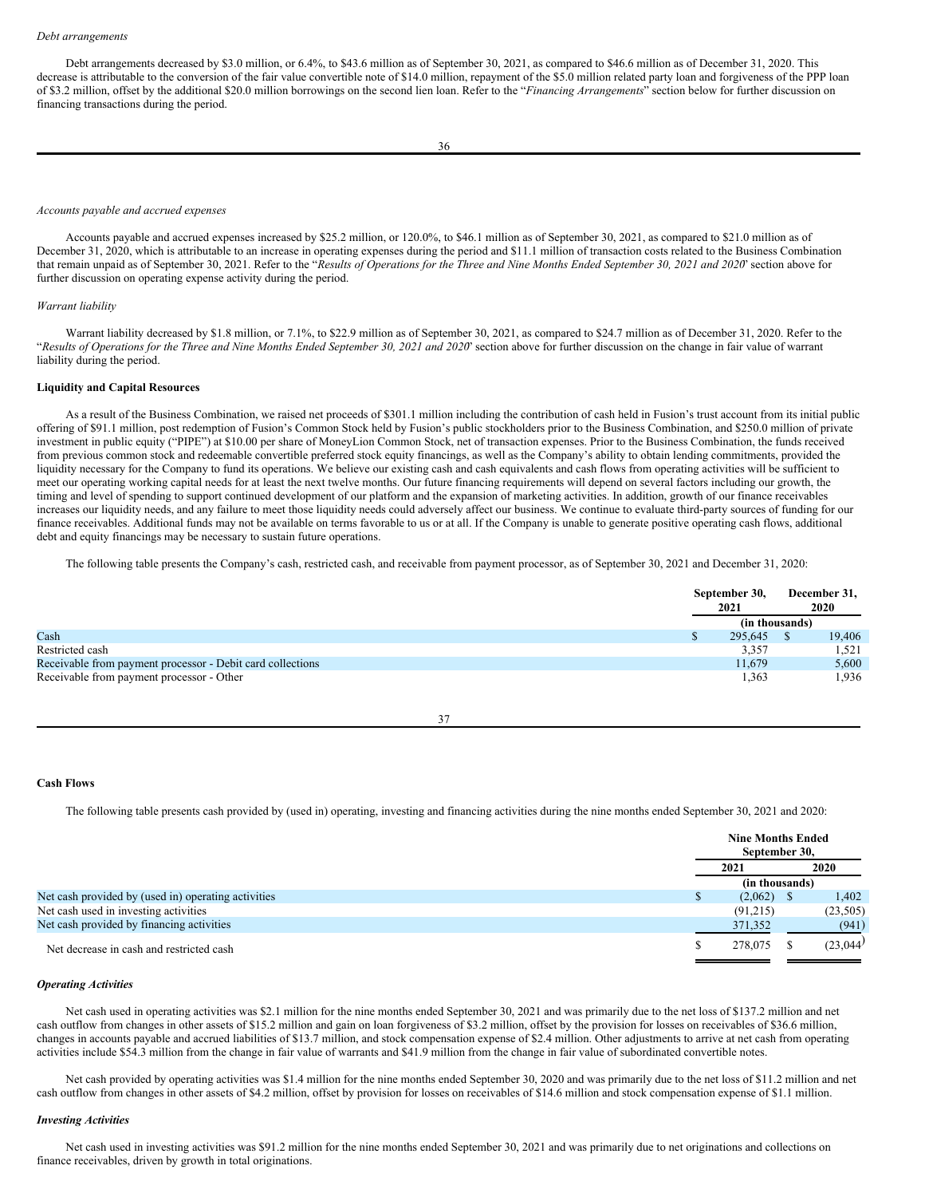*Debt arrangements*

Debt arrangements decreased by $3.0 million, or 6.4%, to $43.6 million as of September 30, 2021, as compared to $46.6 million as of December 31, 2020. This decrease is attributable to the conversion of the fair value convertible note of $14.0 million, repayment of the $5.0 million related party loan and forgiveness of the PPP loan of $3.2 million, offset by the additional $20.0 million borrowings on the second lien loan. Refer to the "*Financing Arrangements*" section below for further discussion on financing transactions during the period.

*Accounts payable and accrued expenses*

Accounts payable and accrued expenses increased by $25.2 million, or 120.0%, to $46.1 million as of September 30, 2021, as compared to $21.0 million as of December 31, 2020, which is attributable to an increase in operating expenses during the period and $11.1 million of transaction costs related to the Business Combination that remain unpaid as of September 30, 2021. Refer to the "*Results of Operations for the Three and Nine Months Ended September 30, 2021 and 2020*" section above for further discussion on operating expense activity during the period.

*Warrant liability*

Warrant liability decreased by $1.8 million, or 7.1%, to $22.9 million as of September 30, 2021, as compared to $24.7 million as of December 31, 2020. Refer to the "*Results of Operations for the Three and Nine Months Ended September 30, 2021 and 2020*" section above for further discussion on the change in fair value of warrant liability during the period.

**Liquidity and Capital Resources**

As a result of the Business Combination, we raised net proceeds of $301.1 million including the contribution of cash held in Fusion's trust account from its initial public offering of $91.1 million, post redemption of Fusion's Common Stock held by Fusion's public stockholders prior to the Business Combination, and $250.0 million of private investment in public equity ("PIPE") at $10.00 per share of MoneyLion Common Stock, net of transaction expenses. Prior to the Business Combination, the funds received from previous common stock and redeemable convertible preferred stock equity financings, as well as the Company's ability to obtain lending commitments, provided the liquidity necessary for the Company to fund its operations. We believe our existing cash and cash equivalents and cash flows from operating activities will be sufficient to meet our operating working capital needs for at least the next twelve months. Our future financing requirements will depend on several factors including our growth, the timing and level of spending to support continued development of our platform and the expansion of marketing activities. In addition, growth of our finance receivables increases our liquidity needs, and any failure to meet those liquidity needs could adversely affect our business. We continue to evaluate third-party sources of funding for our finance receivables. Additional funds may not be available on terms favorable to us or at all. If the Company is unable to generate positive operating cash flows, additional debt and equity financings may be necessary to sustain future operations.

The following table presents the Company's cash, restricted cash, and receivable from payment processor, as of September 30, 2021 and December 31, 2020:

| | September 30, 2021 | December 31, 2020 |
|---|---|---|
| | (in thousands) | |
| Cash | $ 295,645 | $ 19,406 |
| Restricted cash | 3,357 | 1,521 |
| Receivable from payment processor - Debit card collections | 11,679 | 5,600 |
| Receivable from payment processor - Other | 1,363 | 1,936 |

**Cash Flows**

The following table presents cash provided by (used in) operating, investing and financing activities during the nine months ended September 30, 2021 and 2020:

| | Nine Months Ended September 30, | |
|---|---|---|
| | 2021 | 2020 |
| | (in thousands) | |
| Net cash provided by (used in) operating activities | $ (2,062) | $ 1,402 |
| Net cash used in investing activities | (91,215) | (23,505) |
| Net cash provided by financing activities | 371,352 | (941) |
| Net decrease in cash and restricted cash | $ 278,075 | $ (23,044) |

***Operating Activities***

Net cash used in operating activities was $2.1 million for the nine months ended September 30, 2021 and was primarily due to the net loss of $137.2 million and net cash outflow from changes in other assets of $15.2 million and gain on loan forgiveness of $3.2 million, offset by the provision for losses on receivables of $36.6 million, changes in accounts payable and accrued liabilities of $13.7 million, and stock compensation expense of $2.4 million. Other adjustments to arrive at net cash from operating activities include $54.3 million from the change in fair value of warrants and $41.9 million from the change in fair value of subordinated convertible notes.

Net cash provided by operating activities was $1.4 million for the nine months ended September 30, 2020 and was primarily due to the net loss of $11.2 million and net cash outflow from changes in other assets of $4.2 million, offset by provision for losses on receivables of $14.6 million and stock compensation expense of $1.1 million.

***Investing Activities***

Net cash used in investing activities was $91.2 million for the nine months ended September 30, 2021 and was primarily due to net originations and collections on finance receivables, driven by growth in total originations.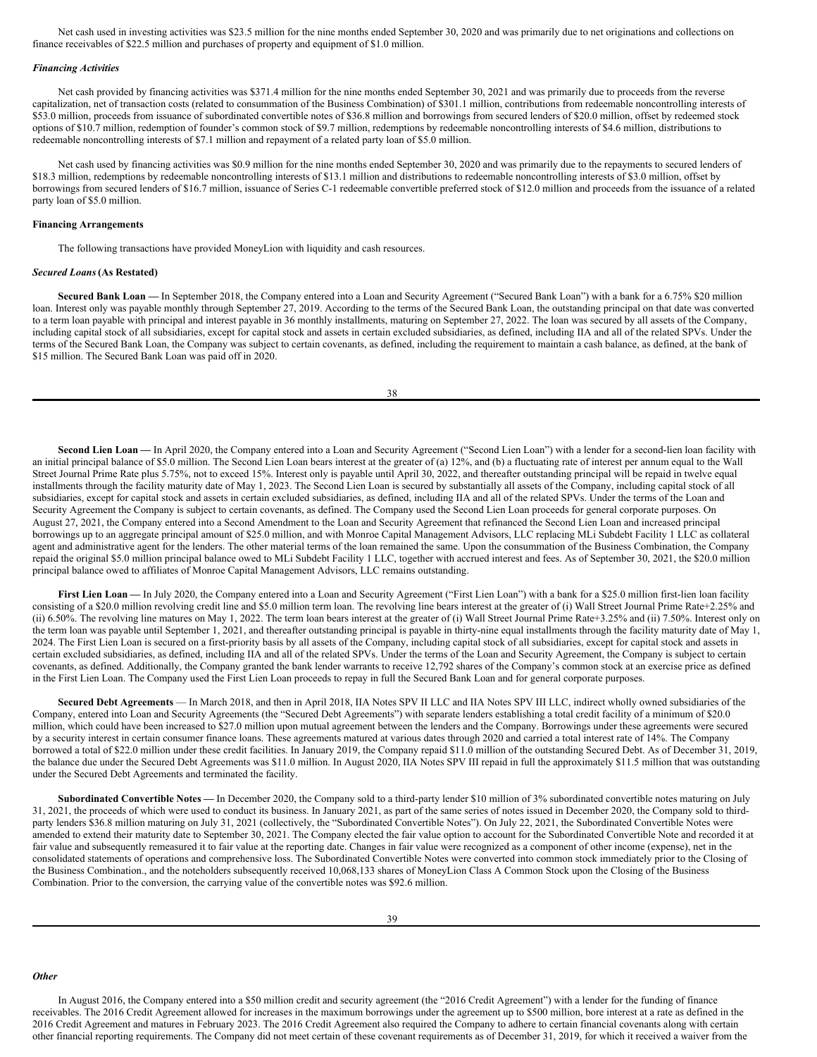Net cash used in investing activities was $23.5 million for the nine months ended September 30, 2020 and was primarily due to net originations and collections on finance receivables of $22.5 million and purchases of property and equipment of $1.0 million.

### *Financing Activities*

Net cash provided by financing activities was $371.4 million for the nine months ended September 30, 2021 and was primarily due to proceeds from the reverse capitalization, net of transaction costs (related to consummation of the Business Combination) of $301.1 million, contributions from redeemable noncontrolling interests of $53.0 million, proceeds from issuance of subordinated convertible notes of $36.8 million and borrowings from secured lenders of $20.0 million, offset by redeemed stock options of $10.7 million, redemption of founder's common stock of $9.7 million, redemptions by redeemable noncontrolling interests of $4.6 million, distributions to redeemable noncontrolling interests of $7.1 million and repayment of a related party loan of $5.0 million.

Net cash used by financing activities was $0.9 million for the nine months ended September 30, 2020 and was primarily due to the repayments to secured lenders of $18.3 million, redemptions by redeemable noncontrolling interests of $13.1 million and distributions to redeemable noncontrolling interests of $3.0 million, offset by borrowings from secured lenders of $16.7 million, issuance of Series C-1 redeemable convertible preferred stock of $12.0 million and proceeds from the issuance of a related party loan of $5.0 million.

### Financing Arrangements

The following transactions have provided MoneyLion with liquidity and cash resources.

### *Secured Loans* (As Restated)

**Secured Bank Loan —** In September 2018, the Company entered into a Loan and Security Agreement ("Secured Bank Loan") with a bank for a 6.75% $20 million loan. Interest only was payable monthly through September 27, 2019. According to the terms of the Secured Bank Loan, the outstanding principal on that date was converted to a term loan payable with principal and interest payable in 36 monthly installments, maturing on September 27, 2022. The loan was secured by all assets of the Company, including capital stock of all subsidiaries, except for capital stock and assets in certain excluded subsidiaries, as defined, including IIA and all of the related SPVs. Under the terms of the Secured Bank Loan, the Company was subject to certain covenants, as defined, including the requirement to maintain a cash balance, as defined, at the bank of $15 million. The Secured Bank Loan was paid off in 2020.

**Second Lien Loan —** In April 2020, the Company entered into a Loan and Security Agreement ("Second Lien Loan") with a lender for a second-lien loan facility with an initial principal balance of $5.0 million. The Second Lien Loan bears interest at the greater of (a) 12%, and (b) a fluctuating rate of interest per annum equal to the Wall Street Journal Prime Rate plus 5.75%, not to exceed 15%. Interest only is payable until April 30, 2022, and thereafter outstanding principal will be repaid in twelve equal installments through the facility maturity date of May 1, 2023. The Second Lien Loan is secured by substantially all assets of the Company, including capital stock of all subsidiaries, except for capital stock and assets in certain excluded subsidiaries, as defined, including IIA and all of the related SPVs. Under the terms of the Loan and Security Agreement the Company is subject to certain covenants, as defined. The Company used the Second Lien Loan proceeds for general corporate purposes. On August 27, 2021, the Company entered into a Second Amendment to the Loan and Security Agreement that refinanced the Second Lien Loan and increased principal borrowings up to an aggregate principal amount of $25.0 million, and with Monroe Capital Management Advisors, LLC replacing MLi Subdebt Facility 1 LLC as collateral agent and administrative agent for the lenders. The other material terms of the loan remained the same. Upon the consummation of the Business Combination, the Company repaid the original $5.0 million principal balance owed to MLi Subdebt Facility 1 LLC, together with accrued interest and fees. As of September 30, 2021, the $20.0 million principal balance owed to affiliates of Monroe Capital Management Advisors, LLC remains outstanding.

**First Lien Loan —** In July 2020, the Company entered into a Loan and Security Agreement ("First Lien Loan") with a bank for a $25.0 million first-lien loan facility consisting of a $20.0 million revolving credit line and $5.0 million term loan. The revolving line bears interest at the greater of (i) Wall Street Journal Prime Rate+2.25% and (ii) 6.50%. The revolving line matures on May 1, 2022. The term loan bears interest at the greater of (i) Wall Street Journal Prime Rate+3.25% and (ii) 7.50%. Interest only on the term loan was payable until September 1, 2021, and thereafter outstanding principal is payable in thirty-nine equal installments through the facility maturity date of May 1, 2024. The First Lien Loan is secured on a first-priority basis by all assets of the Company, including capital stock of all subsidiaries, except for capital stock and assets in certain excluded subsidiaries, as defined, including IIA and all of the related SPVs. Under the terms of the Loan and Security Agreement, the Company is subject to certain covenants, as defined. Additionally, the Company granted the bank lender warrants to receive 12,792 shares of the Company's common stock at an exercise price as defined in the First Lien Loan. The Company used the First Lien Loan proceeds to repay in full the Secured Bank Loan and for general corporate purposes.

**Secured Debt Agreements** — In March 2018, and then in April 2018, IIA Notes SPV II LLC and IIA Notes SPV III LLC, indirect wholly owned subsidiaries of the Company, entered into Loan and Security Agreements (the "Secured Debt Agreements") with separate lenders establishing a total credit facility of a minimum of $20.0 million, which could have been increased to $27.0 million upon mutual agreement between the lenders and the Company. Borrowings under these agreements were secured by a security interest in certain consumer finance loans. These agreements matured at various dates through 2020 and carried a total interest rate of 14%. The Company borrowed a total of $22.0 million under these credit facilities. In January 2019, the Company repaid $11.0 million of the outstanding Secured Debt. As of December 31, 2019, the balance due under the Secured Debt Agreements was $11.0 million. In August 2020, IIA Notes SPV III repaid in full the approximately $11.5 million that was outstanding under the Secured Debt Agreements and terminated the facility.

**Subordinated Convertible Notes —** In December 2020, the Company sold to a third-party lender $10 million of 3% subordinated convertible notes maturing on July 31, 2021, the proceeds of which were used to conduct its business. In January 2021, as part of the same series of notes issued in December 2020, the Company sold to third-party lenders $36.8 million maturing on July 31, 2021 (collectively, the "Subordinated Convertible Notes"). On July 22, 2021, the Subordinated Convertible Notes were amended to extend their maturity date to September 30, 2021. The Company elected the fair value option to account for the Subordinated Convertible Note and recorded it at fair value and subsequently remeasured it to fair value at the reporting date. Changes in fair value were recognized as a component of other income (expense), net in the consolidated statements of operations and comprehensive loss. The Subordinated Convertible Notes were converted into common stock immediately prior to the Closing of the Business Combination., and the noteholders subsequently received 10,068,133 shares of MoneyLion Class A Common Stock upon the Closing of the Business Combination. Prior to the conversion, the carrying value of the convertible notes was $92.6 million.

### *Other*

In August 2016, the Company entered into a $50 million credit and security agreement (the "2016 Credit Agreement") with a lender for the funding of finance receivables. The 2016 Credit Agreement allowed for increases in the maximum borrowings under the agreement up to $500 million, bore interest at a rate as defined in the 2016 Credit Agreement and matures in February 2023. The 2016 Credit Agreement also required the Company to adhere to certain financial covenants along with certain other financial reporting requirements. The Company did not meet certain of these covenant requirements as of December 31, 2019, for which it received a waiver from the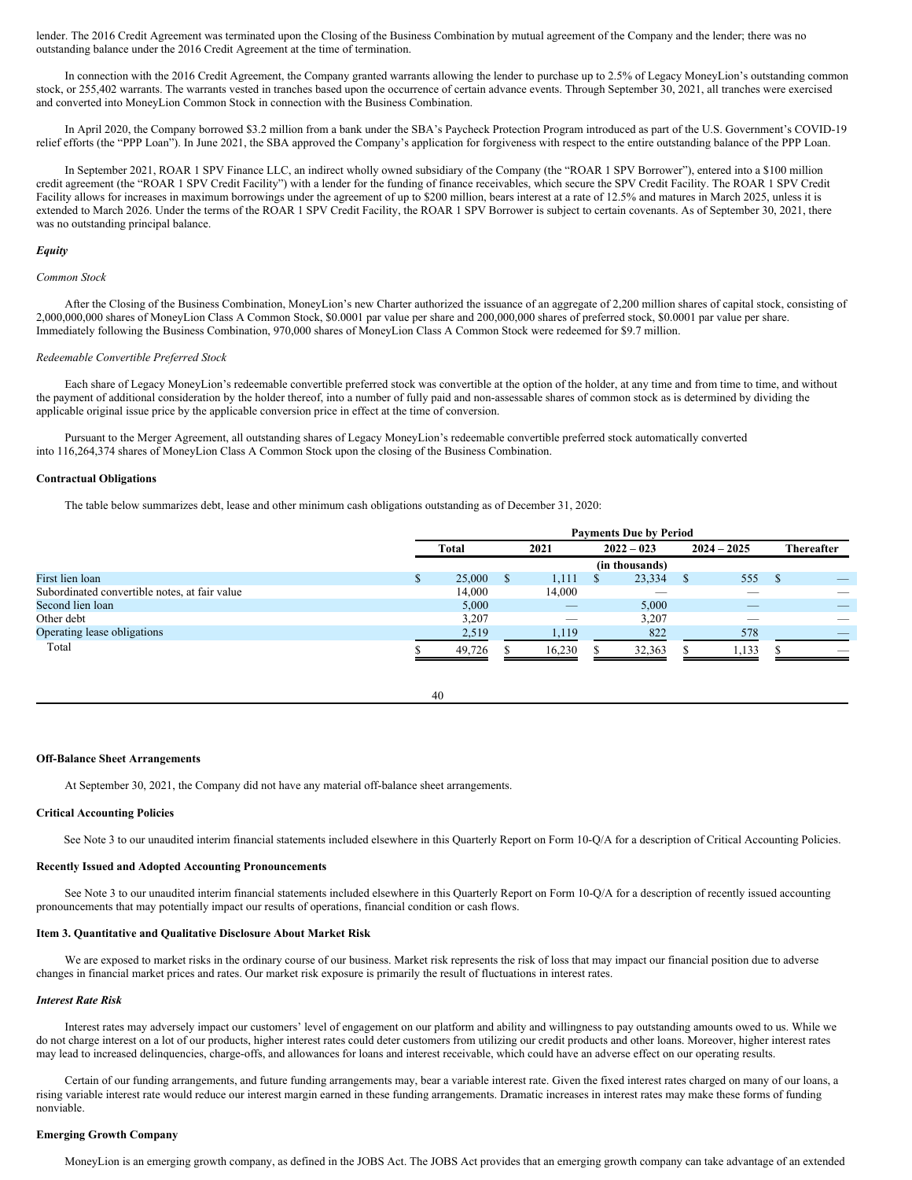lender. The 2016 Credit Agreement was terminated upon the Closing of the Business Combination by mutual agreement of the Company and the lender; there was no outstanding balance under the 2016 Credit Agreement at the time of termination.

In connection with the 2016 Credit Agreement, the Company granted warrants allowing the lender to purchase up to 2.5% of Legacy MoneyLion's outstanding common stock, or 255,402 warrants. The warrants vested in tranches based upon the occurrence of certain advance events. Through September 30, 2021, all tranches were exercised and converted into MoneyLion Common Stock in connection with the Business Combination.

In April 2020, the Company borrowed $3.2 million from a bank under the SBA's Paycheck Protection Program introduced as part of the U.S. Government's COVID-19 relief efforts (the "PPP Loan"). In June 2021, the SBA approved the Company's application for forgiveness with respect to the entire outstanding balance of the PPP Loan.

In September 2021, ROAR 1 SPV Finance LLC, an indirect wholly owned subsidiary of the Company (the "ROAR 1 SPV Borrower"), entered into a $100 million credit agreement (the "ROAR 1 SPV Credit Facility") with a lender for the funding of finance receivables, which secure the SPV Credit Facility. The ROAR 1 SPV Credit Facility allows for increases in maximum borrowings under the agreement of up to $200 million, bears interest at a rate of 12.5% and matures in March 2025, unless it is extended to March 2026. Under the terms of the ROAR 1 SPV Credit Facility, the ROAR 1 SPV Borrower is subject to certain covenants. As of September 30, 2021, there was no outstanding principal balance.

***Equity***

*Common Stock*

After the Closing of the Business Combination, MoneyLion's new Charter authorized the issuance of an aggregate of 2,200 million shares of capital stock, consisting of 2,000,000,000 shares of MoneyLion Class A Common Stock, $0.0001 par value per share and 200,000,000 shares of preferred stock, $0.0001 par value per share. Immediately following the Business Combination, 970,000 shares of MoneyLion Class A Common Stock were redeemed for $9.7 million.

*Redeemable Convertible Preferred Stock*

Each share of Legacy MoneyLion's redeemable convertible preferred stock was convertible at the option of the holder, at any time and from time to time, and without the payment of additional consideration by the holder thereof, into a number of fully paid and non-assessable shares of common stock as is determined by dividing the applicable original issue price by the applicable conversion price in effect at the time of conversion.

Pursuant to the Merger Agreement, all outstanding shares of Legacy MoneyLion's redeemable convertible preferred stock automatically converted into 116,264,374 shares of MoneyLion Class A Common Stock upon the closing of the Business Combination.

**Contractual Obligations**

The table below summarizes debt, lease and other minimum cash obligations outstanding as of December 31, 2020:

| | Payments Due by Period | | | | |
|---|---|---|---|---|---|
| | Total | 2021 | 2022 – 023 | 2024 – 2025 | Thereafter |
| | (in thousands) | | | | |
| First lien loan | $ 25,000 | $ 1,111 | $ 23,334 | $ 555 | $ — |
| Subordinated convertible notes, at fair value | 14,000 | 14,000 | — | — | — |
| Second lien loan | 5,000 | — | 5,000 | — | — |
| Other debt | 3,207 | — | 3,207 | — | — |
| Operating lease obligations | 2,519 | 1,119 | 822 | 578 | — |
| Total | $ 49,726 | $ 16,230 | $ 32,363 | $ 1,133 | $ — |

**Off-Balance Sheet Arrangements**

At September 30, 2021, the Company did not have any material off-balance sheet arrangements.

**Critical Accounting Policies**

See Note 3 to our unaudited interim financial statements included elsewhere in this Quarterly Report on Form 10-Q/A for a description of Critical Accounting Policies.

**Recently Issued and Adopted Accounting Pronouncements**

See Note 3 to our unaudited interim financial statements included elsewhere in this Quarterly Report on Form 10-Q/A for a description of recently issued accounting pronouncements that may potentially impact our results of operations, financial condition or cash flows.

**Item 3. Quantitative and Qualitative Disclosure About Market Risk**

We are exposed to market risks in the ordinary course of our business. Market risk represents the risk of loss that may impact our financial position due to adverse changes in financial market prices and rates. Our market risk exposure is primarily the result of fluctuations in interest rates.

***Interest Rate Risk***

Interest rates may adversely impact our customers' level of engagement on our platform and ability and willingness to pay outstanding amounts owed to us. While we do not charge interest on a lot of our products, higher interest rates could deter customers from utilizing our credit products and other loans. Moreover, higher interest rates may lead to increased delinquencies, charge-offs, and allowances for loans and interest receivable, which could have an adverse effect on our operating results.

Certain of our funding arrangements, and future funding arrangements may, bear a variable interest rate. Given the fixed interest rates charged on many of our loans, a rising variable interest rate would reduce our interest margin earned in these funding arrangements. Dramatic increases in interest rates may make these forms of funding nonviable.

**Emerging Growth Company**

MoneyLion is an emerging growth company, as defined in the JOBS Act. The JOBS Act provides that an emerging growth company can take advantage of an extended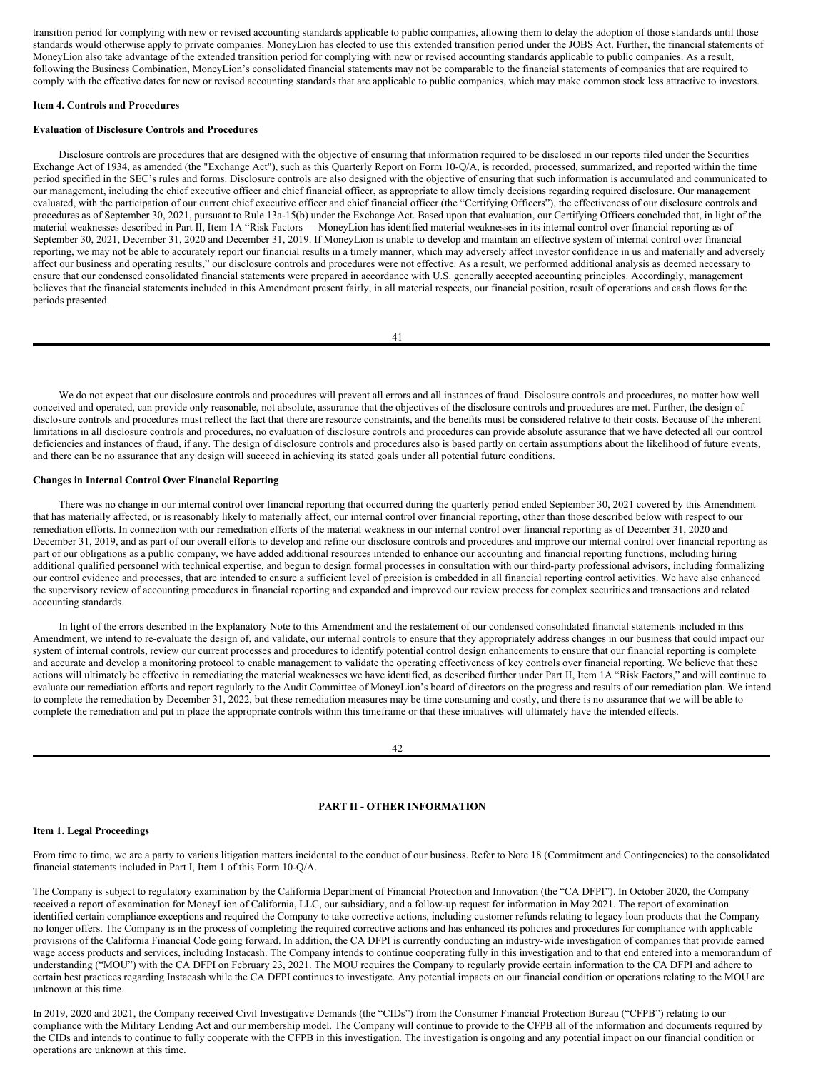transition period for complying with new or revised accounting standards applicable to public companies, allowing them to delay the adoption of those standards until those standards would otherwise apply to private companies. MoneyLion has elected to use this extended transition period under the JOBS Act. Further, the financial statements of MoneyLion also take advantage of the extended transition period for complying with new or revised accounting standards applicable to public companies. As a result, following the Business Combination, MoneyLion's consolidated financial statements may not be comparable to the financial statements of companies that are required to comply with the effective dates for new or revised accounting standards that are applicable to public companies, which may make common stock less attractive to investors.

**Item 4. Controls and Procedures**

**Evaluation of Disclosure Controls and Procedures**

Disclosure controls are procedures that are designed with the objective of ensuring that information required to be disclosed in our reports filed under the Securities Exchange Act of 1934, as amended (the "Exchange Act"), such as this Quarterly Report on Form 10-Q/A, is recorded, processed, summarized, and reported within the time period specified in the SEC's rules and forms. Disclosure controls are also designed with the objective of ensuring that such information is accumulated and communicated to our management, including the chief executive officer and chief financial officer, as appropriate to allow timely decisions regarding required disclosure. Our management evaluated, with the participation of our current chief executive officer and chief financial officer (the "Certifying Officers"), the effectiveness of our disclosure controls and procedures as of September 30, 2021, pursuant to Rule 13a-15(b) under the Exchange Act. Based upon that evaluation, our Certifying Officers concluded that, in light of the material weaknesses described in Part II, Item 1A "Risk Factors — MoneyLion has identified material weaknesses in its internal control over financial reporting as of September 30, 2021, December 31, 2020 and December 31, 2019. If MoneyLion is unable to develop and maintain an effective system of internal control over financial reporting, we may not be able to accurately report our financial results in a timely manner, which may adversely affect investor confidence in us and materially and adversely affect our business and operating results," our disclosure controls and procedures were not effective. As a result, we performed additional analysis as deemed necessary to ensure that our condensed consolidated financial statements were prepared in accordance with U.S. generally accepted accounting principles. Accordingly, management believes that the financial statements included in this Amendment present fairly, in all material respects, our financial position, result of operations and cash flows for the periods presented.

We do not expect that our disclosure controls and procedures will prevent all errors and all instances of fraud. Disclosure controls and procedures, no matter how well conceived and operated, can provide only reasonable, not absolute, assurance that the objectives of the disclosure controls and procedures are met. Further, the design of disclosure controls and procedures must reflect the fact that there are resource constraints, and the benefits must be considered relative to their costs. Because of the inherent limitations in all disclosure controls and procedures, no evaluation of disclosure controls and procedures can provide absolute assurance that we have detected all our control deficiencies and instances of fraud, if any. The design of disclosure controls and procedures also is based partly on certain assumptions about the likelihood of future events, and there can be no assurance that any design will succeed in achieving its stated goals under all potential future conditions.

**Changes in Internal Control Over Financial Reporting**

There was no change in our internal control over financial reporting that occurred during the quarterly period ended September 30, 2021 covered by this Amendment that has materially affected, or is reasonably likely to materially affect, our internal control over financial reporting, other than those described below with respect to our remediation efforts. In connection with our remediation efforts of the material weakness in our internal control over financial reporting as of December 31, 2020 and December 31, 2019, and as part of our overall efforts to develop and refine our disclosure controls and procedures and improve our internal control over financial reporting as part of our obligations as a public company, we have added additional resources intended to enhance our accounting and financial reporting functions, including hiring additional qualified personnel with technical expertise, and begun to design formal processes in consultation with our third-party professional advisors, including formalizing our control evidence and processes, that are intended to ensure a sufficient level of precision is embedded in all financial reporting control activities. We have also enhanced the supervisory review of accounting procedures in financial reporting and expanded and improved our review process for complex securities and transactions and related accounting standards.

In light of the errors described in the Explanatory Note to this Amendment and the restatement of our condensed consolidated financial statements included in this Amendment, we intend to re-evaluate the design of, and validate, our internal controls to ensure that they appropriately address changes in our business that could impact our system of internal controls, review our current processes and procedures to identify potential control design enhancements to ensure that our financial reporting is complete and accurate and develop a monitoring protocol to enable management to validate the operating effectiveness of key controls over financial reporting. We believe that these actions will ultimately be effective in remediating the material weaknesses we have identified, as described further under Part II, Item 1A "Risk Factors," and will continue to evaluate our remediation efforts and report regularly to the Audit Committee of MoneyLion's board of directors on the progress and results of our remediation plan. We intend to complete the remediation by December 31, 2022, but these remediation measures may be time consuming and costly, and there is no assurance that we will be able to complete the remediation and put in place the appropriate controls within this timeframe or that these initiatives will ultimately have the intended effects.

## PART II - OTHER INFORMATION

**Item 1. Legal Proceedings**

From time to time, we are a party to various litigation matters incidental to the conduct of our business. Refer to Note 18 (Commitment and Contingencies) to the consolidated financial statements included in Part I, Item 1 of this Form 10-Q/A.

The Company is subject to regulatory examination by the California Department of Financial Protection and Innovation (the "CA DFPI"). In October 2020, the Company received a report of examination for MoneyLion of California, LLC, our subsidiary, and a follow-up request for information in May 2021. The report of examination identified certain compliance exceptions and required the Company to take corrective actions, including customer refunds relating to legacy loan products that the Company no longer offers. The Company is in the process of completing the required corrective actions and has enhanced its policies and procedures for compliance with applicable provisions of the California Financial Code going forward. In addition, the CA DFPI is currently conducting an industry-wide investigation of companies that provide earned wage access products and services, including Instacash. The Company intends to continue cooperating fully in this investigation and to that end entered into a memorandum of understanding ("MOU") with the CA DFPI on February 23, 2021. The MOU requires the Company to regularly provide certain information to the CA DFPI and adhere to certain best practices regarding Instacash while the CA DFPI continues to investigate. Any potential impacts on our financial condition or operations relating to the MOU are unknown at this time.

In 2019, 2020 and 2021, the Company received Civil Investigative Demands (the "CIDs") from the Consumer Financial Protection Bureau ("CFPB") relating to our compliance with the Military Lending Act and our membership model. The Company will continue to provide to the CFPB all of the information and documents required by the CIDs and intends to continue to fully cooperate with the CFPB in this investigation. The investigation is ongoing and any potential impact on our financial condition or operations are unknown at this time.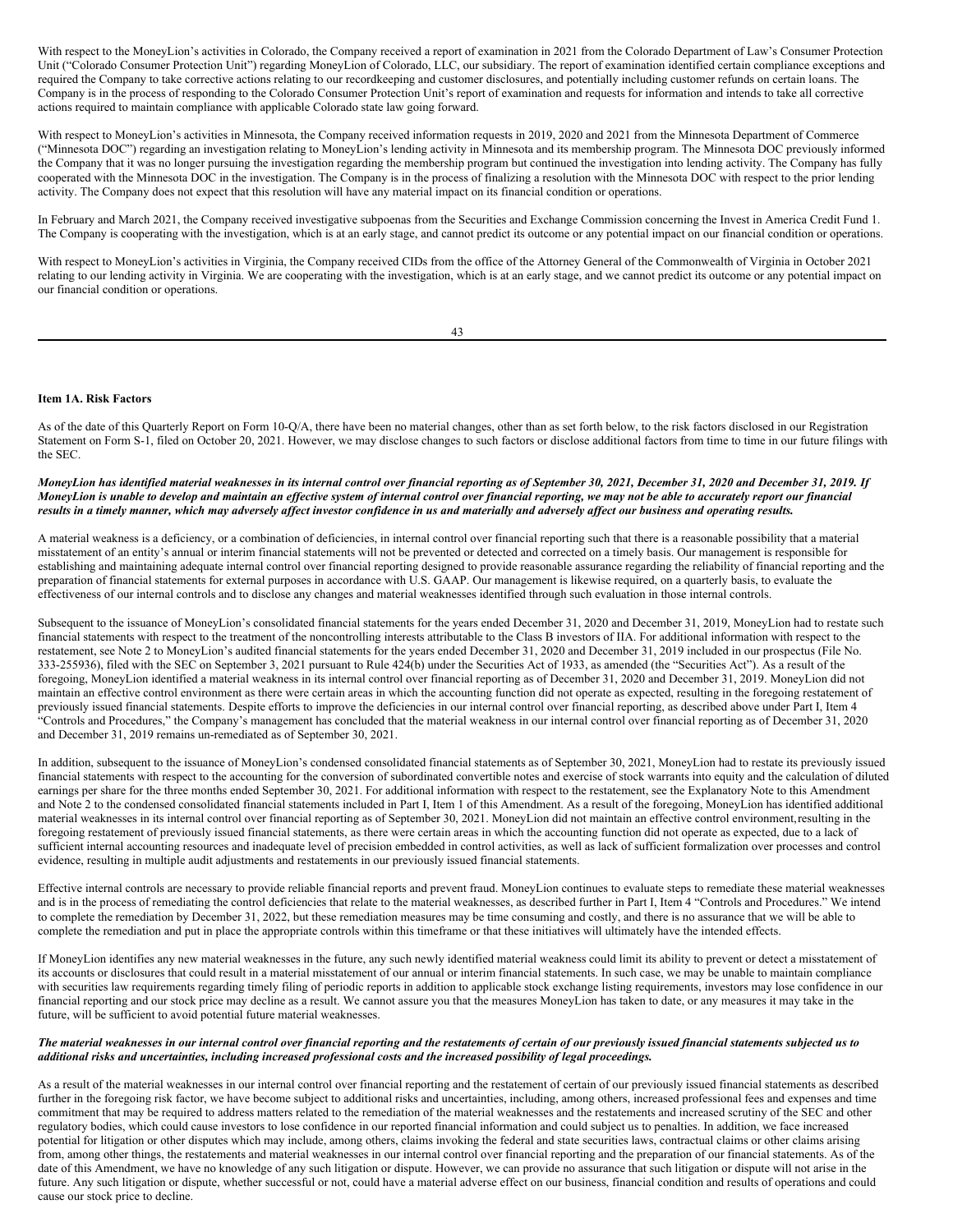With respect to the MoneyLion's activities in Colorado, the Company received a report of examination in 2021 from the Colorado Department of Law's Consumer Protection Unit ("Colorado Consumer Protection Unit") regarding MoneyLion of Colorado, LLC, our subsidiary. The report of examination identified certain compliance exceptions and required the Company to take corrective actions relating to our recordkeeping and customer disclosures, and potentially including customer refunds on certain loans. The Company is in the process of responding to the Colorado Consumer Protection Unit's report of examination and requests for information and intends to take all corrective actions required to maintain compliance with applicable Colorado state law going forward.

With respect to MoneyLion's activities in Minnesota, the Company received information requests in 2019, 2020 and 2021 from the Minnesota Department of Commerce ("Minnesota DOC") regarding an investigation relating to MoneyLion's lending activity in Minnesota and its membership program. The Minnesota DOC previously informed the Company that it was no longer pursuing the investigation regarding the membership program but continued the investigation into lending activity. The Company has fully cooperated with the Minnesota DOC in the investigation. The Company is in the process of finalizing a resolution with the Minnesota DOC with respect to the prior lending activity. The Company does not expect that this resolution will have any material impact on its financial condition or operations.

In February and March 2021, the Company received investigative subpoenas from the Securities and Exchange Commission concerning the Invest in America Credit Fund 1. The Company is cooperating with the investigation, which is at an early stage, and cannot predict its outcome or any potential impact on our financial condition or operations.

With respect to MoneyLion's activities in Virginia, the Company received CIDs from the office of the Attorney General of the Commonwealth of Virginia in October 2021 relating to our lending activity in Virginia. We are cooperating with the investigation, which is at an early stage, and we cannot predict its outcome or any potential impact on our financial condition or operations.

## Item 1A. Risk Factors

As of the date of this Quarterly Report on Form 10-Q/A, there have been no material changes, other than as set forth below, to the risk factors disclosed in our Registration Statement on Form S-1, filed on October 20, 2021. However, we may disclose changes to such factors or disclose additional factors from time to time in our future filings with the SEC.

***MoneyLion has identified material weaknesses in its internal control over financial reporting as of September 30, 2021, December 31, 2020 and December 31, 2019. If MoneyLion is unable to develop and maintain an effective system of internal control over financial reporting, we may not be able to accurately report our financial results in a timely manner, which may adversely affect investor confidence in us and materially and adversely affect our business and operating results.***

A material weakness is a deficiency, or a combination of deficiencies, in internal control over financial reporting such that there is a reasonable possibility that a material misstatement of an entity's annual or interim financial statements will not be prevented or detected and corrected on a timely basis. Our management is responsible for establishing and maintaining adequate internal control over financial reporting designed to provide reasonable assurance regarding the reliability of financial reporting and the preparation of financial statements for external purposes in accordance with U.S. GAAP. Our management is likewise required, on a quarterly basis, to evaluate the effectiveness of our internal controls and to disclose any changes and material weaknesses identified through such evaluation in those internal controls.

Subsequent to the issuance of MoneyLion's consolidated financial statements for the years ended December 31, 2020 and December 31, 2019, MoneyLion had to restate such financial statements with respect to the treatment of the noncontrolling interests attributable to the Class B investors of IIA. For additional information with respect to the restatement, see Note 2 to MoneyLion's audited financial statements for the years ended December 31, 2020 and December 31, 2019 included in our prospectus (File No. 333-255936), filed with the SEC on September 3, 2021 pursuant to Rule 424(b) under the Securities Act of 1933, as amended (the "Securities Act"). As a result of the foregoing, MoneyLion identified a material weakness in its internal control over financial reporting as of December 31, 2020 and December 31, 2019. MoneyLion did not maintain an effective control environment as there were certain areas in which the accounting function did not operate as expected, resulting in the foregoing restatement of previously issued financial statements. Despite efforts to improve the deficiencies in our internal control over financial reporting, as described above under Part I, Item 4 "Controls and Procedures," the Company's management has concluded that the material weakness in our internal control over financial reporting as of December 31, 2020 and December 31, 2019 remains un-remediated as of September 30, 2021.

In addition, subsequent to the issuance of MoneyLion's condensed consolidated financial statements as of September 30, 2021, MoneyLion had to restate its previously issued financial statements with respect to the accounting for the conversion of subordinated convertible notes and exercise of stock warrants into equity and the calculation of diluted earnings per share for the three months ended September 30, 2021. For additional information with respect to the restatement, see the Explanatory Note to this Amendment and Note 2 to the condensed consolidated financial statements included in Part I, Item 1 of this Amendment. As a result of the foregoing, MoneyLion has identified additional material weaknesses in its internal control over financial reporting as of September 30, 2021. MoneyLion did not maintain an effective control environment,resulting in the foregoing restatement of previously issued financial statements, as there were certain areas in which the accounting function did not operate as expected, due to a lack of sufficient internal accounting resources and inadequate level of precision embedded in control activities, as well as lack of sufficient formalization over processes and control evidence, resulting in multiple audit adjustments and restatements in our previously issued financial statements.

Effective internal controls are necessary to provide reliable financial reports and prevent fraud. MoneyLion continues to evaluate steps to remediate these material weaknesses and is in the process of remediating the control deficiencies that relate to the material weaknesses, as described further in Part I, Item 4 "Controls and Procedures." We intend to complete the remediation by December 31, 2022, but these remediation measures may be time consuming and costly, and there is no assurance that we will be able to complete the remediation and put in place the appropriate controls within this timeframe or that these initiatives will ultimately have the intended effects.

If MoneyLion identifies any new material weaknesses in the future, any such newly identified material weakness could limit its ability to prevent or detect a misstatement of its accounts or disclosures that could result in a material misstatement of our annual or interim financial statements. In such case, we may be unable to maintain compliance with securities law requirements regarding timely filing of periodic reports in addition to applicable stock exchange listing requirements, investors may lose confidence in our financial reporting and our stock price may decline as a result. We cannot assure you that the measures MoneyLion has taken to date, or any measures it may take in the future, will be sufficient to avoid potential future material weaknesses.

***The material weaknesses in our internal control over financial reporting and the restatements of certain of our previously issued financial statements subjected us to additional risks and uncertainties, including increased professional costs and the increased possibility of legal proceedings.***

As a result of the material weaknesses in our internal control over financial reporting and the restatement of certain of our previously issued financial statements as described further in the foregoing risk factor, we have become subject to additional risks and uncertainties, including, among others, increased professional fees and expenses and time commitment that may be required to address matters related to the remediation of the material weaknesses and the restatements and increased scrutiny of the SEC and other regulatory bodies, which could cause investors to lose confidence in our reported financial information and could subject us to penalties. In addition, we face increased potential for litigation or other disputes which may include, among others, claims invoking the federal and state securities laws, contractual claims or other claims arising from, among other things, the restatements and material weaknesses in our internal control over financial reporting and the preparation of our financial statements. As of the date of this Amendment, we have no knowledge of any such litigation or dispute. However, we can provide no assurance that such litigation or dispute will not arise in the future. Any such litigation or dispute, whether successful or not, could have a material adverse effect on our business, financial condition and results of operations and could cause our stock price to decline.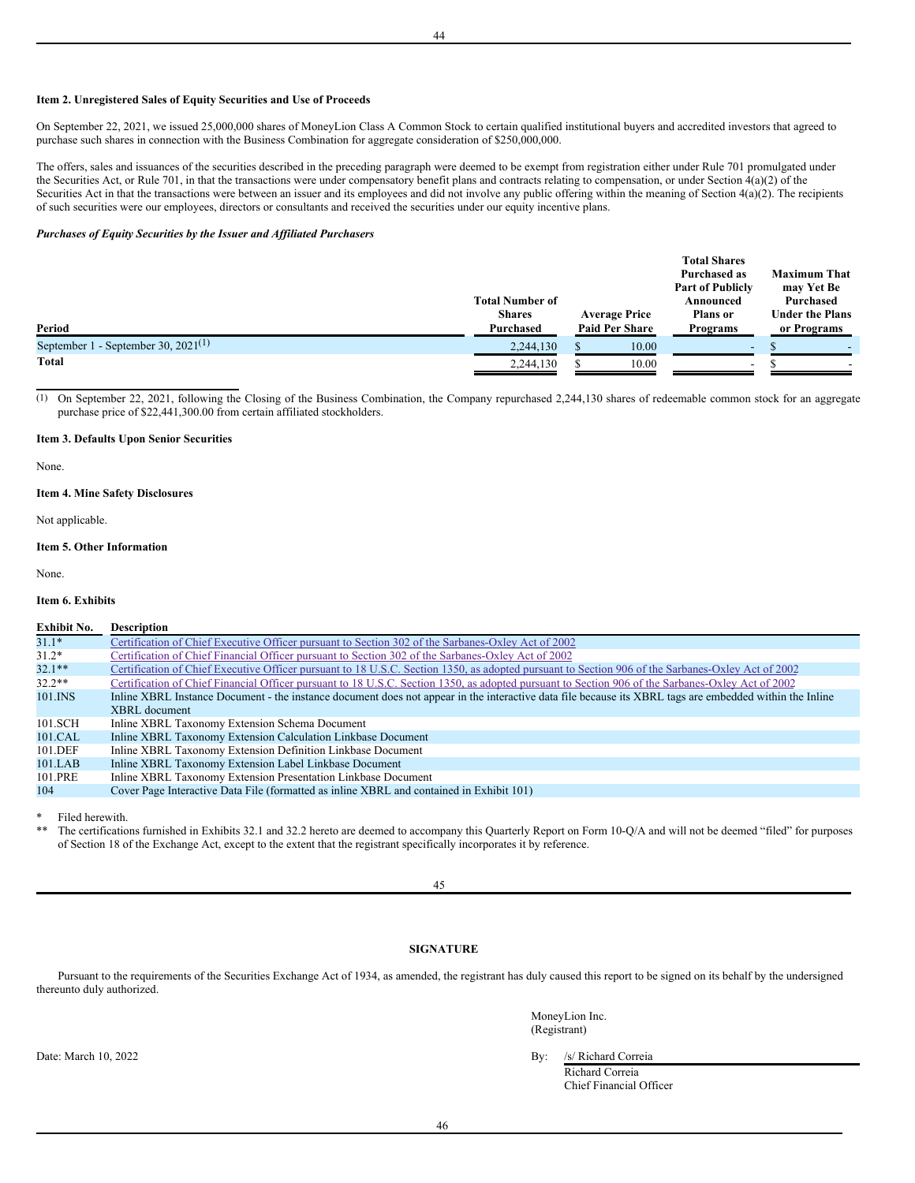### Item 2. Unregistered Sales of Equity Securities and Use of Proceeds

On September 22, 2021, we issued 25,000,000 shares of MoneyLion Class A Common Stock to certain qualified institutional buyers and accredited investors that agreed to purchase such shares in connection with the Business Combination for aggregate consideration of $250,000,000.

The offers, sales and issuances of the securities described in the preceding paragraph were deemed to be exempt from registration either under Rule 701 promulgated under the Securities Act, or Rule 701, in that the transactions were under compensatory benefit plans and contracts relating to compensation, or under Section 4(a)(2) of the Securities Act in that the transactions were between an issuer and its employees and did not involve any public offering within the meaning of Section 4(a)(2). The recipients of such securities were our employees, directors or consultants and received the securities under our equity incentive plans.

***Purchases of Equity Securities by the Issuer and Affiliated Purchasers***

| Period | Total Number of Shares Purchased | Average Price Paid Per Share | Total Shares Purchased as Part of Publicly Announced Plans or Programs | Maximum That may Yet Be Purchased Under the Plans or Programs |
|---|---|---|---|---|
| September 1 - September 30, 2021[(1)] | 2,244,130 | $ 10.00 | - | $ - |
| **Total** | 2,244,130 | $ 10.00 | - | $ - |

(1) On September 22, 2021, following the Closing of the Business Combination, the Company repurchased 2,244,130 shares of redeemable common stock for an aggregate purchase price of $22,441,300.00 from certain affiliated stockholders.

### Item 3. Defaults Upon Senior Securities

None.

### Item 4. Mine Safety Disclosures

Not applicable.

### Item 5. Other Information

None.

### Item 6. Exhibits

| Exhibit No. | Description |
|---|---|
| 31.1* | Certification of Chief Executive Officer pursuant to Section 302 of the Sarbanes-Oxley Act of 2002 |
| 31.2* | Certification of Chief Financial Officer pursuant to Section 302 of the Sarbanes-Oxley Act of 2002 |
| 32.1** | Certification of Chief Executive Officer pursuant to 18 U.S.C. Section 1350, as adopted pursuant to Section 906 of the Sarbanes-Oxley Act of 2002 |
| 32.2** | Certification of Chief Financial Officer pursuant to 18 U.S.C. Section 1350, as adopted pursuant to Section 906 of the Sarbanes-Oxley Act of 2002 |
| 101.INS | Inline XBRL Instance Document - the instance document does not appear in the interactive data file because its XBRL tags are embedded within the Inline XBRL document |
| 101.SCH | Inline XBRL Taxonomy Extension Schema Document |
| 101.CAL | Inline XBRL Taxonomy Extension Calculation Linkbase Document |
| 101.DEF | Inline XBRL Taxonomy Extension Definition Linkbase Document |
| 101.LAB | Inline XBRL Taxonomy Extension Label Linkbase Document |
| 101.PRE | Inline XBRL Taxonomy Extension Presentation Linkbase Document |
| 104 | Cover Page Interactive Data File (formatted as inline XBRL and contained in Exhibit 101) |

\* Filed herewith.

\** The certifications furnished in Exhibits 32.1 and 32.2 hereto are deemed to accompany this Quarterly Report on Form 10-Q/A and will not be deemed "filed" for purposes of Section 18 of the Exchange Act, except to the extent that the registrant specifically incorporates it by reference.

## SIGNATURE

Pursuant to the requirements of the Securities Exchange Act of 1934, as amended, the registrant has duly caused this report to be signed on its behalf by the undersigned thereunto duly authorized.

MoneyLion Inc.
(Registrant)

Date: March 10, 2022

By: /s/ Richard Correia
Richard Correia
Chief Financial Officer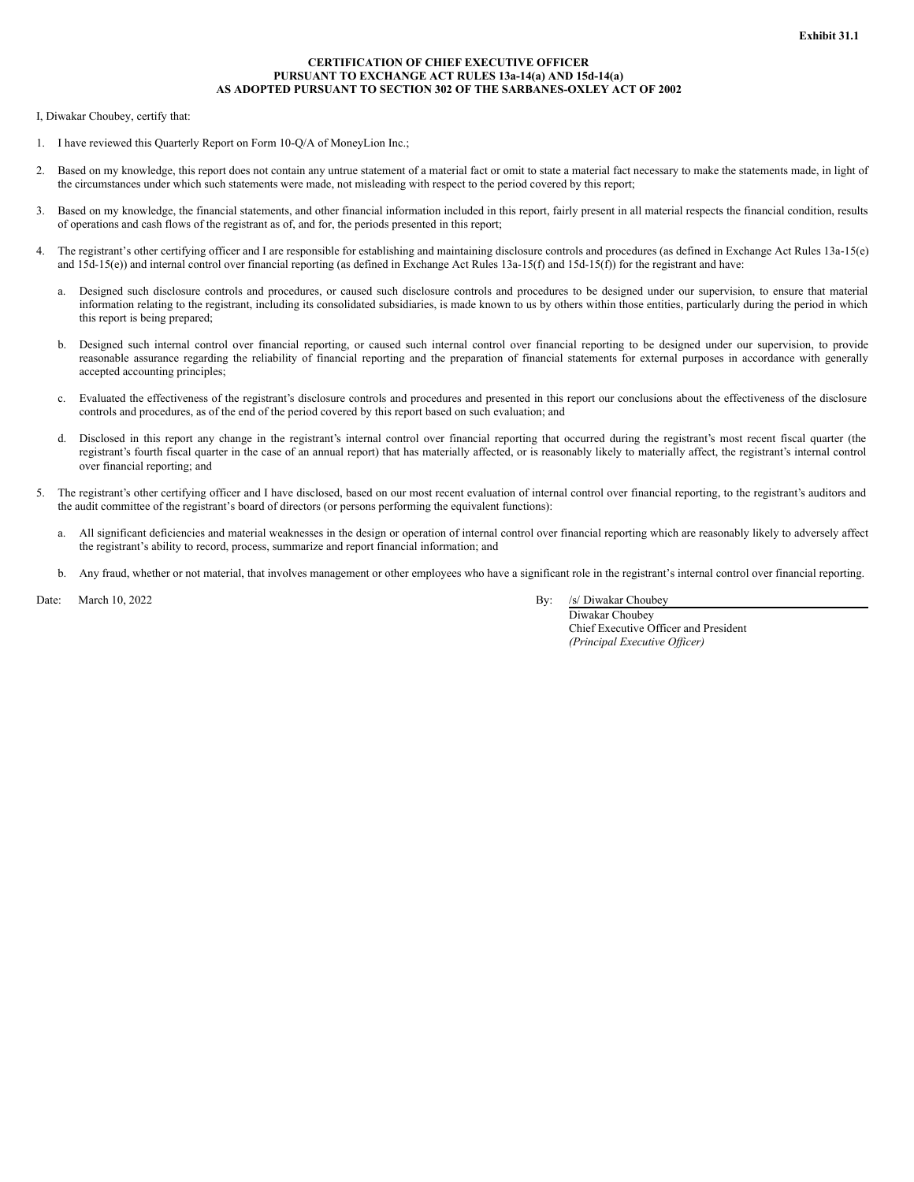**Exhibit 31.1**

**CERTIFICATION OF CHIEF EXECUTIVE OFFICER**
**PURSUANT TO EXCHANGE ACT RULES 13a-14(a) AND 15d-14(a)**
**AS ADOPTED PURSUANT TO SECTION 302 OF THE SARBANES-OXLEY ACT OF 2002**

I, Diwakar Choubey, certify that:

1. I have reviewed this Quarterly Report on Form 10-Q/A of MoneyLion Inc.;

2. Based on my knowledge, this report does not contain any untrue statement of a material fact or omit to state a material fact necessary to make the statements made, in light of the circumstances under which such statements were made, not misleading with respect to the period covered by this report;

3. Based on my knowledge, the financial statements, and other financial information included in this report, fairly present in all material respects the financial condition, results of operations and cash flows of the registrant as of, and for, the periods presented in this report;

4. The registrant's other certifying officer and I are responsible for establishing and maintaining disclosure controls and procedures (as defined in Exchange Act Rules 13a-15(e) and 15d-15(e)) and internal control over financial reporting (as defined in Exchange Act Rules 13a-15(f) and 15d-15(f)) for the registrant and have:

   a. Designed such disclosure controls and procedures, or caused such disclosure controls and procedures to be designed under our supervision, to ensure that material information relating to the registrant, including its consolidated subsidiaries, is made known to us by others within those entities, particularly during the period in which this report is being prepared;

   b. Designed such internal control over financial reporting, or caused such internal control over financial reporting to be designed under our supervision, to provide reasonable assurance regarding the reliability of financial reporting and the preparation of financial statements for external purposes in accordance with generally accepted accounting principles;

   c. Evaluated the effectiveness of the registrant's disclosure controls and procedures and presented in this report our conclusions about the effectiveness of the disclosure controls and procedures, as of the end of the period covered by this report based on such evaluation; and

   d. Disclosed in this report any change in the registrant's internal control over financial reporting that occurred during the registrant's most recent fiscal quarter (the registrant's fourth fiscal quarter in the case of an annual report) that has materially affected, or is reasonably likely to materially affect, the registrant's internal control over financial reporting; and

5. The registrant's other certifying officer and I have disclosed, based on our most recent evaluation of internal control over financial reporting, to the registrant's auditors and the audit committee of the registrant's board of directors (or persons performing the equivalent functions):

   a. All significant deficiencies and material weaknesses in the design or operation of internal control over financial reporting which are reasonably likely to adversely affect the registrant's ability to record, process, summarize and report financial information; and

   b. Any fraud, whether or not material, that involves management or other employees who have a significant role in the registrant's internal control over financial reporting.

Date: March 10, 2022

By: /s/ Diwakar Choubey
Diwakar Choubey
Chief Executive Officer and President
*(Principal Executive Officer)*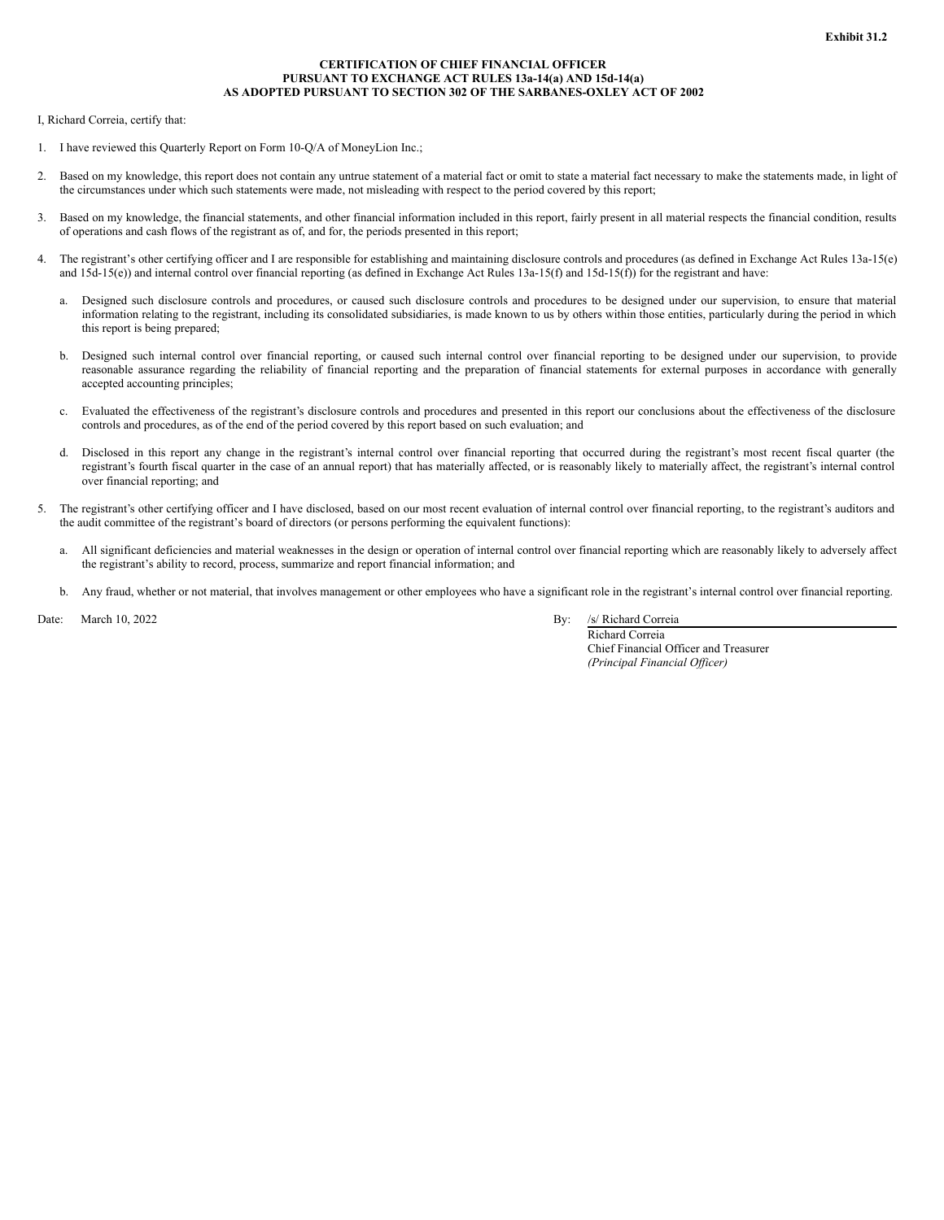**Exhibit 31.2**

**CERTIFICATION OF CHIEF FINANCIAL OFFICER**
**PURSUANT TO EXCHANGE ACT RULES 13a-14(a) AND 15d-14(a)**
**AS ADOPTED PURSUANT TO SECTION 302 OF THE SARBANES-OXLEY ACT OF 2002**

I, Richard Correia, certify that:

1. I have reviewed this Quarterly Report on Form 10-Q/A of MoneyLion Inc.;

2. Based on my knowledge, this report does not contain any untrue statement of a material fact or omit to state a material fact necessary to make the statements made, in light of the circumstances under which such statements were made, not misleading with respect to the period covered by this report;

3. Based on my knowledge, the financial statements, and other financial information included in this report, fairly present in all material respects the financial condition, results of operations and cash flows of the registrant as of, and for, the periods presented in this report;

4. The registrant's other certifying officer and I are responsible for establishing and maintaining disclosure controls and procedures (as defined in Exchange Act Rules 13a-15(e) and 15d-15(e)) and internal control over financial reporting (as defined in Exchange Act Rules 13a-15(f) and 15d-15(f)) for the registrant and have:

   a. Designed such disclosure controls and procedures, or caused such disclosure controls and procedures to be designed under our supervision, to ensure that material information relating to the registrant, including its consolidated subsidiaries, is made known to us by others within those entities, particularly during the period in which this report is being prepared;

   b. Designed such internal control over financial reporting, or caused such internal control over financial reporting to be designed under our supervision, to provide reasonable assurance regarding the reliability of financial reporting and the preparation of financial statements for external purposes in accordance with generally accepted accounting principles;

   c. Evaluated the effectiveness of the registrant's disclosure controls and procedures and presented in this report our conclusions about the effectiveness of the disclosure controls and procedures, as of the end of the period covered by this report based on such evaluation; and

   d. Disclosed in this report any change in the registrant's internal control over financial reporting that occurred during the registrant's most recent fiscal quarter (the registrant's fourth fiscal quarter in the case of an annual report) that has materially affected, or is reasonably likely to materially affect, the registrant's internal control over financial reporting; and

5. The registrant's other certifying officer and I have disclosed, based on our most recent evaluation of internal control over financial reporting, to the registrant's auditors and the audit committee of the registrant's board of directors (or persons performing the equivalent functions):

   a. All significant deficiencies and material weaknesses in the design or operation of internal control over financial reporting which are reasonably likely to adversely affect the registrant's ability to record, process, summarize and report financial information; and

   b. Any fraud, whether or not material, that involves management or other employees who have a significant role in the registrant's internal control over financial reporting.

Date: March 10, 2022

By: /s/ Richard Correia
Richard Correia
Chief Financial Officer and Treasurer
*(Principal Financial Officer)*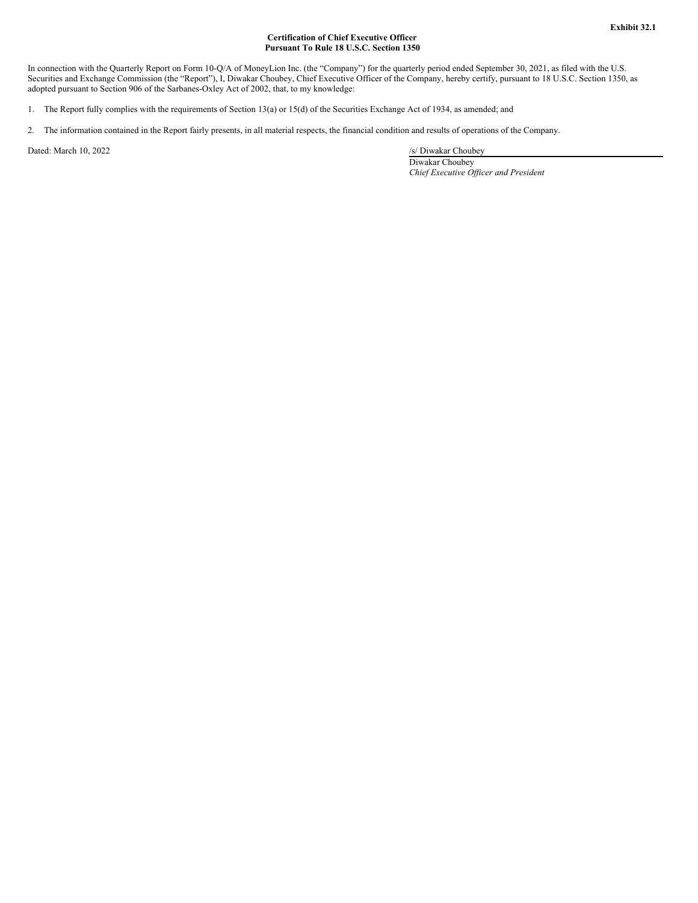**Exhibit 32.1**

**Certification of Chief Executive Officer**
**Pursuant To Rule 18 U.S.C. Section 1350**

In connection with the Quarterly Report on Form 10-Q/A of MoneyLion Inc. (the "Company") for the quarterly period ended September 30, 2021, as filed with the U.S. Securities and Exchange Commission (the "Report"), I, Diwakar Choubey, Chief Executive Officer of the Company, hereby certify, pursuant to 18 U.S.C. Section 1350, as adopted pursuant to Section 906 of the Sarbanes-Oxley Act of 2002, that, to my knowledge:

1. The Report fully complies with the requirements of Section 13(a) or 15(d) of the Securities Exchange Act of 1934, as amended; and

2. The information contained in the Report fairly presents, in all material respects, the financial condition and results of operations of the Company.

Dated: March 10, 2022

/s/ Diwakar Choubey
Diwakar Choubey
*Chief Executive Officer and President*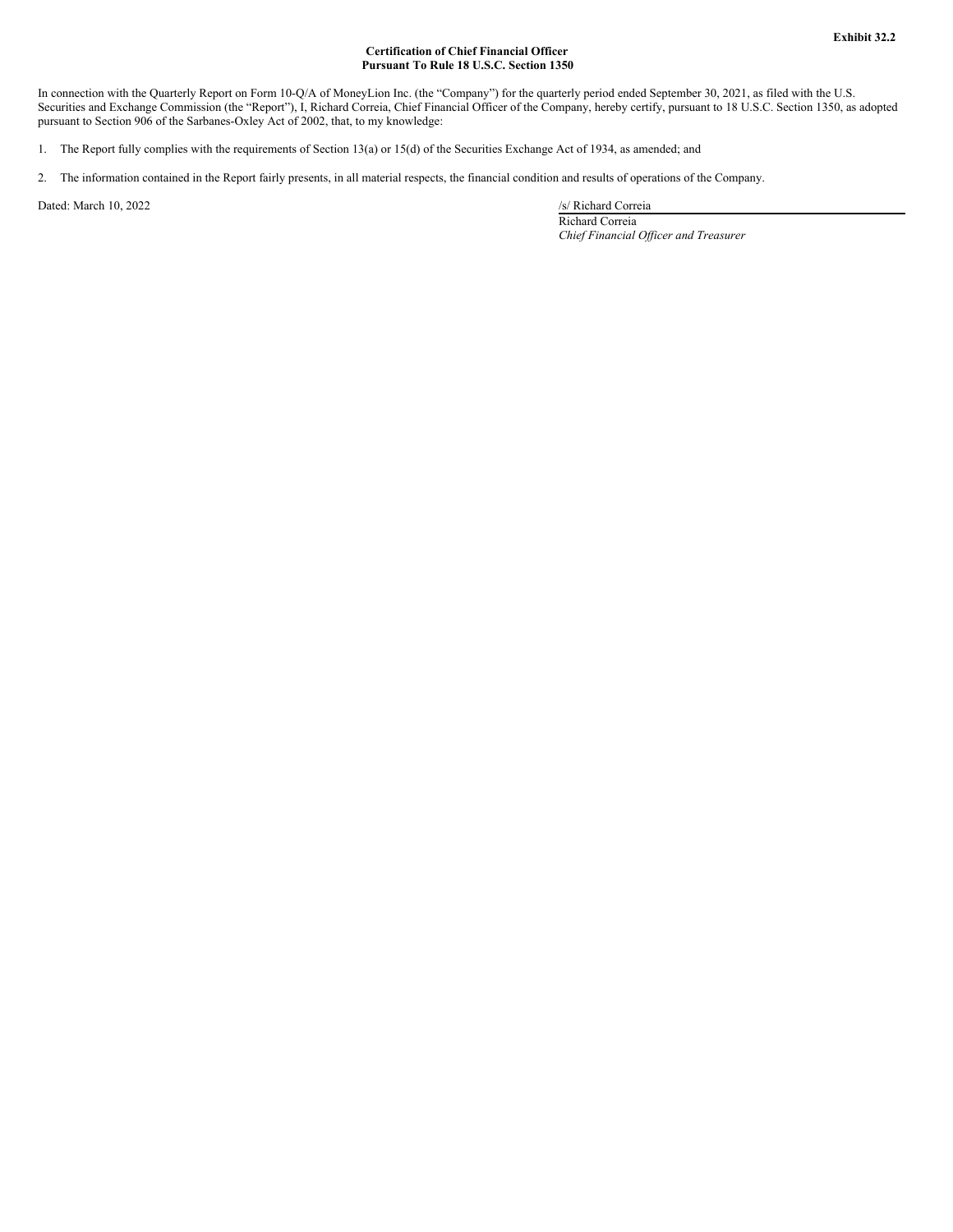**Exhibit 32.2**

**Certification of Chief Financial Officer**
**Pursuant To Rule 18 U.S.C. Section 1350**

In connection with the Quarterly Report on Form 10-Q/A of MoneyLion Inc. (the "Company") for the quarterly period ended September 30, 2021, as filed with the U.S. Securities and Exchange Commission (the "Report"), I, Richard Correia, Chief Financial Officer of the Company, hereby certify, pursuant to 18 U.S.C. Section 1350, as adopted pursuant to Section 906 of the Sarbanes-Oxley Act of 2002, that, to my knowledge:

1. The Report fully complies with the requirements of Section 13(a) or 15(d) of the Securities Exchange Act of 1934, as amended; and

2. The information contained in the Report fairly presents, in all material respects, the financial condition and results of operations of the Company.

Dated: March 10, 2022

/s/ Richard Correia
Richard Correia
*Chief Financial Officer and Treasurer*